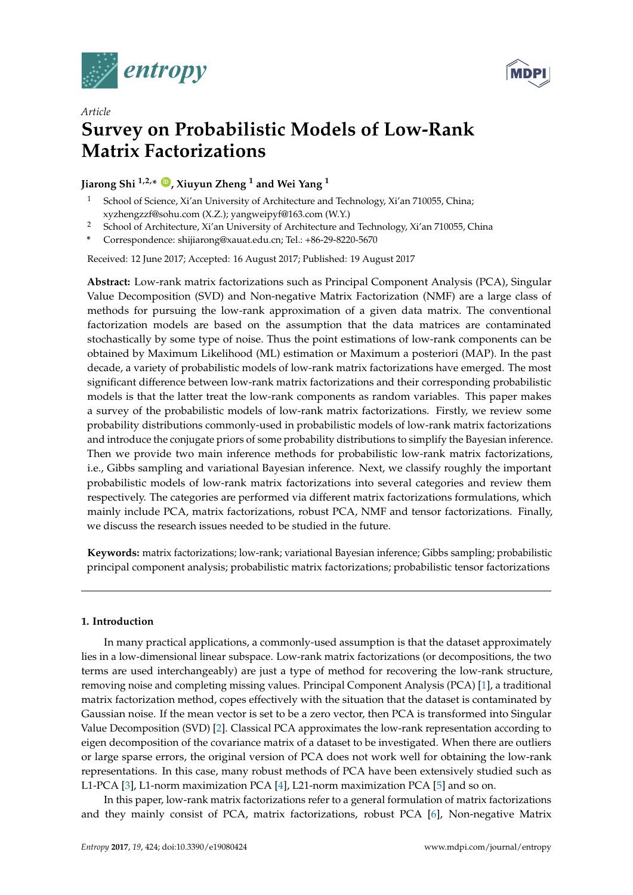*entropy*

Article

# Survey on Probabilistic Models of Low-Rank Matrix Factorizations

**Jiarong Shi [1,2,*], Xiuyun Zheng [1] and Wei Yang [1]**

1. School of Science, Xi'an University of Architecture and Technology, Xi'an 710055, China; xyzhengzzf@sohu.com (X.Z.); yangweipyf@163.com (W.Y.)
2. School of Architecture, Xi'an University of Architecture and Technology, Xi'an 710055, China

\* Correspondence: shijiarong@xauat.edu.cn; Tel.: +86-29-8220-5670

Received: 12 June 2017; Accepted: 16 August 2017; Published: 19 August 2017

**Abstract:** Low-rank matrix factorizations such as Principal Component Analysis (PCA), Singular Value Decomposition (SVD) and Non-negative Matrix Factorization (NMF) are a large class of methods for pursuing the low-rank approximation of a given data matrix. The conventional factorization models are based on the assumption that the data matrices are contaminated stochastically by some type of noise. Thus the point estimations of low-rank components can be obtained by Maximum Likelihood (ML) estimation or Maximum a posteriori (MAP). In the past decade, a variety of probabilistic models of low-rank matrix factorizations have emerged. The most significant difference between low-rank matrix factorizations and their corresponding probabilistic models is that the latter treat the low-rank components as random variables. This paper makes a survey of the probabilistic models of low-rank matrix factorizations. Firstly, we review some probability distributions commonly-used in probabilistic models of low-rank matrix factorizations and introduce the conjugate priors of some probability distributions to simplify the Bayesian inference. Then we provide two main inference methods for probabilistic low-rank matrix factorizations, i.e., Gibbs sampling and variational Bayesian inference. Next, we classify roughly the important probabilistic models of low-rank matrix factorizations into several categories and review them respectively. The categories are performed via different matrix factorizations formulations, which mainly include PCA, matrix factorizations, robust PCA, NMF and tensor factorizations. Finally, we discuss the research issues needed to be studied in the future.

**Keywords:** matrix factorizations; low-rank; variational Bayesian inference; Gibbs sampling; probabilistic principal component analysis; probabilistic matrix factorizations; probabilistic tensor factorizations

## 1. Introduction

In many practical applications, a commonly-used assumption is that the dataset approximately lies in a low-dimensional linear subspace. Low-rank matrix factorizations (or decompositions, the two terms are used interchangeably) are just a type of method for recovering the low-rank structure, removing noise and completing missing values. Principal Component Analysis (PCA) [1], a traditional matrix factorization method, copes effectively with the situation that the dataset is contaminated by Gaussian noise. If the mean vector is set to be a zero vector, then PCA is transformed into Singular Value Decomposition (SVD) [2]. Classical PCA approximates the low-rank representation according to eigen decomposition of the covariance matrix of a dataset to be investigated. When there are outliers or large sparse errors, the original version of PCA does not work well for obtaining the low-rank representations. In this case, many robust methods of PCA have been extensively studied such as L1-PCA [3], L1-norm maximization PCA [4], L21-norm maximization PCA [5] and so on.

In this paper, low-rank matrix factorizations refer to a general formulation of matrix factorizations and they mainly consist of PCA, matrix factorizations, robust PCA [6], Non-negative Matrix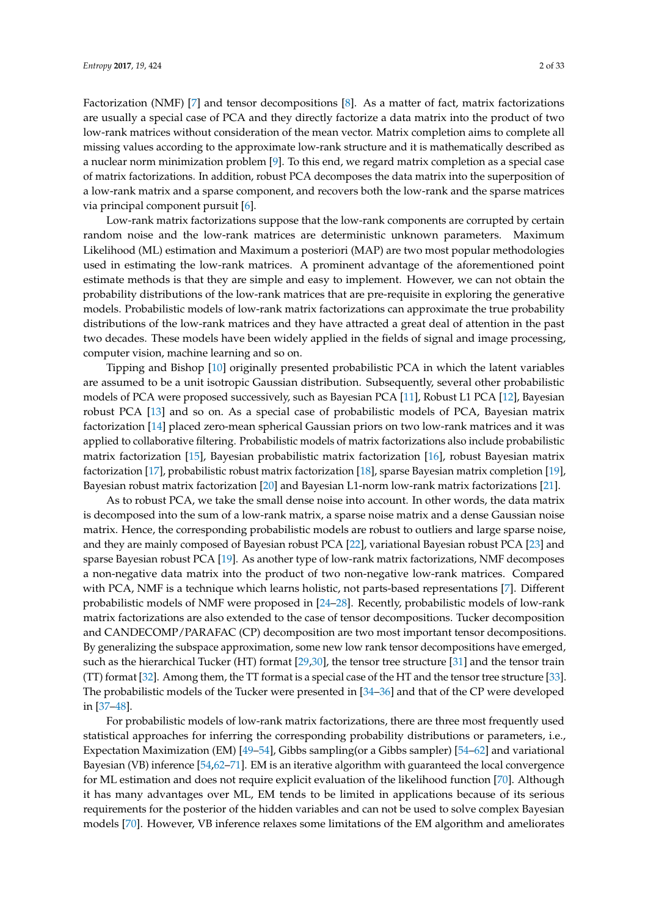Factorization (NMF) [7] and tensor decompositions [8]. As a matter of fact, matrix factorizations are usually a special case of PCA and they directly factorize a data matrix into the product of two low-rank matrices without consideration of the mean vector. Matrix completion aims to complete all missing values according to the approximate low-rank structure and it is mathematically described as a nuclear norm minimization problem [9]. To this end, we regard matrix completion as a special case of matrix factorizations. In addition, robust PCA decomposes the data matrix into the superposition of a low-rank matrix and a sparse component, and recovers both the low-rank and the sparse matrices via principal component pursuit [6].

Low-rank matrix factorizations suppose that the low-rank components are corrupted by certain random noise and the low-rank matrices are deterministic unknown parameters. Maximum Likelihood (ML) estimation and Maximum a posteriori (MAP) are two most popular methodologies used in estimating the low-rank matrices. A prominent advantage of the aforementioned point estimate methods is that they are simple and easy to implement. However, we can not obtain the probability distributions of the low-rank matrices that are pre-requisite in exploring the generative models. Probabilistic models of low-rank matrix factorizations can approximate the true probability distributions of the low-rank matrices and they have attracted a great deal of attention in the past two decades. These models have been widely applied in the fields of signal and image processing, computer vision, machine learning and so on.

Tipping and Bishop [10] originally presented probabilistic PCA in which the latent variables are assumed to be a unit isotropic Gaussian distribution. Subsequently, several other probabilistic models of PCA were proposed successively, such as Bayesian PCA [11], Robust L1 PCA [12], Bayesian robust PCA [13] and so on. As a special case of probabilistic models of PCA, Bayesian matrix factorization [14] placed zero-mean spherical Gaussian priors on two low-rank matrices and it was applied to collaborative filtering. Probabilistic models of matrix factorizations also include probabilistic matrix factorization [15], Bayesian probabilistic matrix factorization [16], robust Bayesian matrix factorization [17], probabilistic robust matrix factorization [18], sparse Bayesian matrix completion [19], Bayesian robust matrix factorization [20] and Bayesian L1-norm low-rank matrix factorizations [21].

As to robust PCA, we take the small dense noise into account. In other words, the data matrix is decomposed into the sum of a low-rank matrix, a sparse noise matrix and a dense Gaussian noise matrix. Hence, the corresponding probabilistic models are robust to outliers and large sparse noise, and they are mainly composed of Bayesian robust PCA [22], variational Bayesian robust PCA [23] and sparse Bayesian robust PCA [19]. As another type of low-rank matrix factorizations, NMF decomposes a non-negative data matrix into the product of two non-negative low-rank matrices. Compared with PCA, NMF is a technique which learns holistic, not parts-based representations [7]. Different probabilistic models of NMF were proposed in [24–28]. Recently, probabilistic models of low-rank matrix factorizations are also extended to the case of tensor decompositions. Tucker decomposition and CANDECOMP/PARAFAC (CP) decomposition are two most important tensor decompositions. By generalizing the subspace approximation, some new low rank tensor decompositions have emerged, such as the hierarchical Tucker (HT) format [29,30], the tensor tree structure [31] and the tensor train (TT) format [32]. Among them, the TT format is a special case of the HT and the tensor tree structure [33]. The probabilistic models of the Tucker were presented in [34–36] and that of the CP were developed in [37–48].

For probabilistic models of low-rank matrix factorizations, there are three most frequently used statistical approaches for inferring the corresponding probability distributions or parameters, i.e., Expectation Maximization (EM) [49–54], Gibbs sampling(or a Gibbs sampler) [54–62] and variational Bayesian (VB) inference [54,62–71]. EM is an iterative algorithm with guaranteed the local convergence for ML estimation and does not require explicit evaluation of the likelihood function [70]. Although it has many advantages over ML, EM tends to be limited in applications because of its serious requirements for the posterior of the hidden variables and can not be used to solve complex Bayesian models [70]. However, VB inference relaxes some limitations of the EM algorithm and ameliorates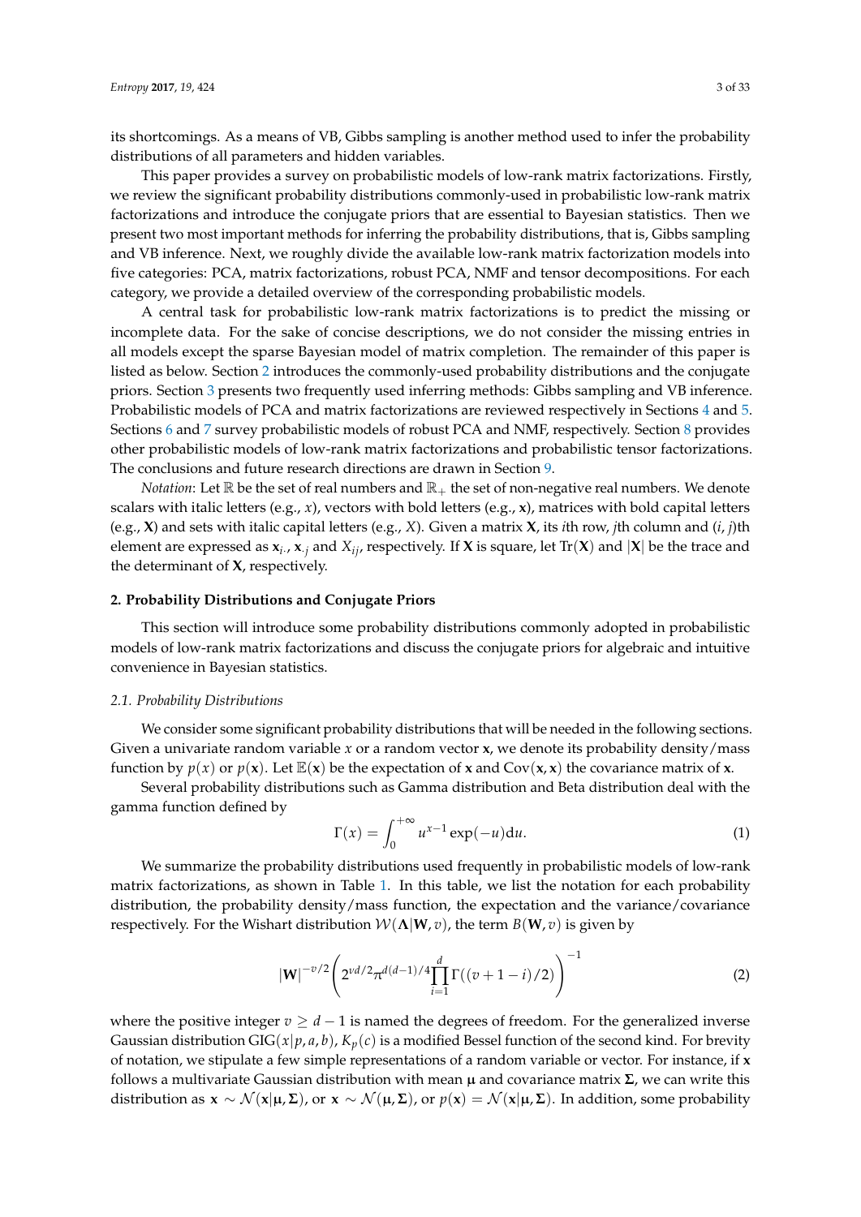its shortcomings. As a means of VB, Gibbs sampling is another method used to infer the probability distributions of all parameters and hidden variables.

This paper provides a survey on probabilistic models of low-rank matrix factorizations. Firstly, we review the significant probability distributions commonly-used in probabilistic low-rank matrix factorizations and introduce the conjugate priors that are essential to Bayesian statistics. Then we present two most important methods for inferring the probability distributions, that is, Gibbs sampling and VB inference. Next, we roughly divide the available low-rank matrix factorization models into five categories: PCA, matrix factorizations, robust PCA, NMF and tensor decompositions. For each category, we provide a detailed overview of the corresponding probabilistic models.

A central task for probabilistic low-rank matrix factorizations is to predict the missing or incomplete data. For the sake of concise descriptions, we do not consider the missing entries in all models except the sparse Bayesian model of matrix completion. The remainder of this paper is listed as below. Section 2 introduces the commonly-used probability distributions and the conjugate priors. Section 3 presents two frequently used inferring methods: Gibbs sampling and VB inference. Probabilistic models of PCA and matrix factorizations are reviewed respectively in Sections 4 and 5. Sections 6 and 7 survey probabilistic models of robust PCA and NMF, respectively. Section 8 provides other probabilistic models of low-rank matrix factorizations and probabilistic tensor factorizations. The conclusions and future research directions are drawn in Section 9.

*Notation*: Let $\mathbb{R}$ be the set of real numbers and $\mathbb{R}_+$ the set of non-negative real numbers. We denote scalars with italic letters (e.g., $x$), vectors with bold letters (e.g., $\mathbf{x}$), matrices with bold capital letters (e.g., $\mathbf{X}$) and sets with italic capital letters (e.g., $X$). Given a matrix $\mathbf{X}$, its $i$th row, $j$th column and $(i, j)$th element are expressed as $\mathbf{x}_{i\cdot}$, $\mathbf{x}_{\cdot j}$ and $X_{ij}$, respectively. If $\mathbf{X}$ is square, let $\mathrm{Tr}(\mathbf{X})$ and $|\mathbf{X}|$ be the trace and the determinant of $\mathbf{X}$, respectively.

## 2. Probability Distributions and Conjugate Priors

This section will introduce some probability distributions commonly adopted in probabilistic models of low-rank matrix factorizations and discuss the conjugate priors for algebraic and intuitive convenience in Bayesian statistics.

### *2.1. Probability Distributions*

We consider some significant probability distributions that will be needed in the following sections. Given a univariate random variable $x$ or a random vector $\mathbf{x}$, we denote its probability density/mass function by $p(x)$ or $p(\mathbf{x})$. Let $\mathbb{E}(\mathbf{x})$ be the expectation of $\mathbf{x}$ and $\mathrm{Cov}(\mathbf{x}, \mathbf{x})$ the covariance matrix of $\mathbf{x}$.

Several probability distributions such as Gamma distribution and Beta distribution deal with the gamma function defined by

$$\Gamma(x) = \int_0^{+\infty} u^{x-1} \exp(-u) \mathrm{d}u. \tag{1}$$

We summarize the probability distributions used frequently in probabilistic models of low-rank matrix factorizations, as shown in Table 1. In this table, we list the notation for each probability distribution, the probability density/mass function, the expectation and the variance/covariance respectively. For the Wishart distribution $\mathcal{W}(\mathbf{\Lambda}|\mathbf{W}, v)$, the term $B(\mathbf{W}, v)$ is given by

$$|\mathbf{W}|^{-v/2} \left( 2^{vd/2} \pi^{d(d-1)/4} \prod_{i=1}^{d} \Gamma((v+1-i)/2) \right)^{-1} \tag{2}$$

where the positive integer $v \geq d-1$ is named the degrees of freedom. For the generalized inverse Gaussian distribution $\mathrm{GIG}(x|p, a, b)$, $K_p(c)$ is a modified Bessel function of the second kind. For brevity of notation, we stipulate a few simple representations of a random variable or vector. For instance, if $\mathbf{x}$ follows a multivariate Gaussian distribution with mean $\boldsymbol{\mu}$ and covariance matrix $\boldsymbol{\Sigma}$, we can write this distribution as $\mathbf{x} \sim \mathcal{N}(\mathbf{x}|\boldsymbol{\mu}, \boldsymbol{\Sigma})$, or $\mathbf{x} \sim \mathcal{N}(\boldsymbol{\mu}, \boldsymbol{\Sigma})$, or $p(\mathbf{x}) = \mathcal{N}(\mathbf{x}|\boldsymbol{\mu}, \boldsymbol{\Sigma})$. In addition, some probability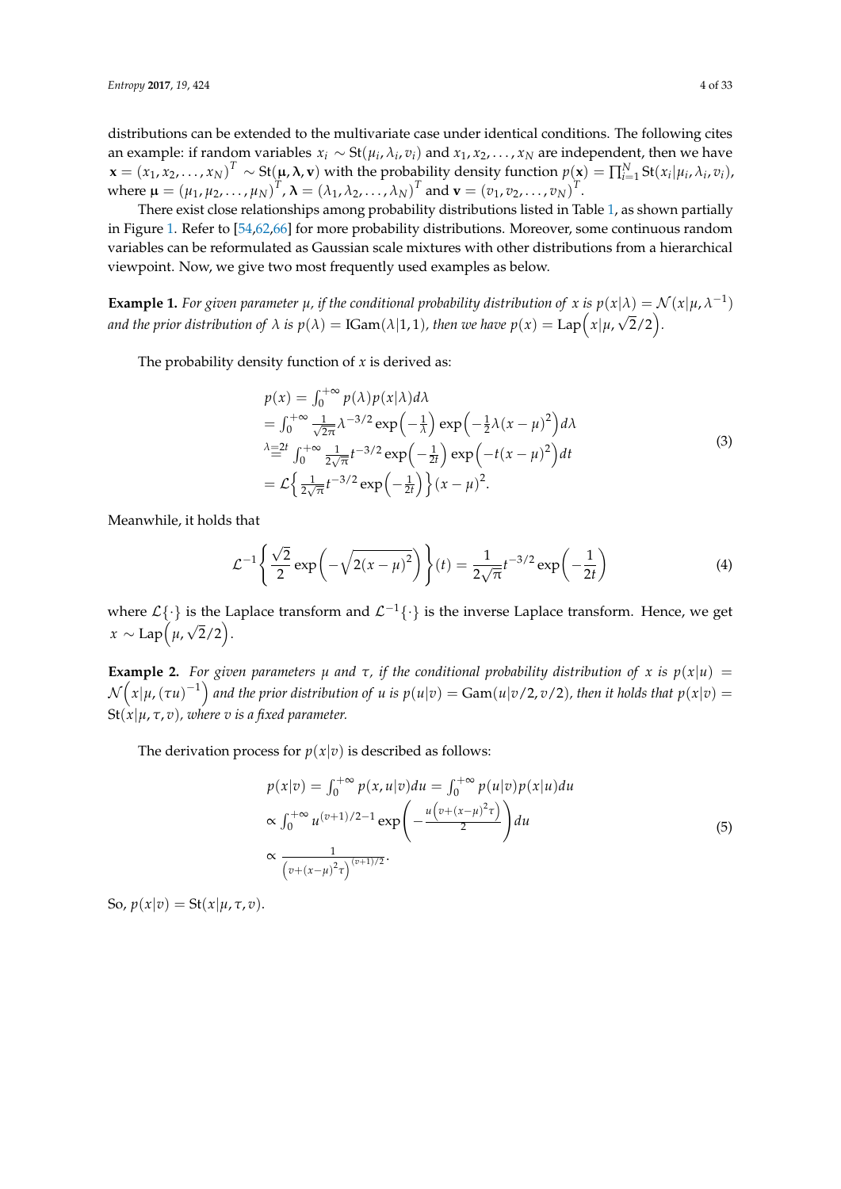distributions can be extended to the multivariate case under identical conditions. The following cites an example: if random variables $x_i \sim \mathrm{St}(\mu_i, \lambda_i, v_i)$ and $x_1, x_2, \ldots, x_N$ are independent, then we have $\mathbf{x} = (x_1, x_2, \ldots, x_N)^T \sim \mathrm{St}(\boldsymbol{\mu}, \boldsymbol{\lambda}, \mathbf{v})$ with the probability density function $p(\mathbf{x}) = \prod_{i=1}^{N} \mathrm{St}(x_i|\mu_i, \lambda_i, v_i)$, where $\boldsymbol{\mu} = (\mu_1, \mu_2, \ldots, \mu_N)^T$, $\boldsymbol{\lambda} = (\lambda_1, \lambda_2, \ldots, \lambda_N)^T$ and $\mathbf{v} = (v_1, v_2, \ldots, v_N)^T$.

There exist close relationships among probability distributions listed in Table 1, as shown partially in Figure 1. Refer to [54,62,66] for more probability distributions. Moreover, some continuous random variables can be reformulated as Gaussian scale mixtures with other distributions from a hierarchical viewpoint. Now, we give two most frequently used examples as below.

**Example 1.** *For given parameter $\mu$, if the conditional probability distribution of $x$ is $p(x|\lambda) = \mathcal{N}(x|\mu, \lambda^{-1})$ and the prior distribution of $\lambda$ is $p(\lambda) = \mathrm{IGam}(\lambda|1, 1)$, then we have $p(x) = \mathrm{Lap}\left(x|\mu, \sqrt{2}/2\right)$.*

The probability density function of $x$ is derived as:

$$
\begin{aligned}
p(x) &= \int_0^{+\infty} p(\lambda) p(x|\lambda) d\lambda \\
&= \int_0^{+\infty} \frac{1}{\sqrt{2\pi}} \lambda^{-3/2} \exp\left(-\frac{1}{\lambda}\right) \exp\left(-\frac{1}{2}\lambda(x-\mu)^2\right) d\lambda \\
&\overset{\lambda=2t}{=} \int_0^{+\infty} \frac{1}{2\sqrt{\pi}} t^{-3/2} \exp\left(-\frac{1}{2t}\right) \exp\left(-t(x-\mu)^2\right) dt \\
&= \mathcal{L}\left\{\frac{1}{2\sqrt{\pi}} t^{-3/2} \exp\left(-\frac{1}{2t}\right)\right\} (x-\mu)^2.
\end{aligned}
\tag{3}
$$

Meanwhile, it holds that

$$
\mathcal{L}^{-1}\left\{\frac{\sqrt{2}}{2} \exp\left(-\sqrt{2(x-\mu)^2}\right)\right\}(t) = \frac{1}{2\sqrt{\pi}} t^{-3/2} \exp\left(-\frac{1}{2t}\right)
\tag{4}
$$

where $\mathcal{L}\{\cdot\}$ is the Laplace transform and $\mathcal{L}^{-1}\{\cdot\}$ is the inverse Laplace transform. Hence, we get $x \sim \mathrm{Lap}\left(\mu, \sqrt{2}/2\right)$.

**Example 2.** *For given parameters $\mu$ and $\tau$, if the conditional probability distribution of $x$ is $p(x|u) = \mathcal{N}\left(x|\mu, (\tau u)^{-1}\right)$ and the prior distribution of $u$ is $p(u|v) = \mathrm{Gam}(u|v/2, v/2)$, then it holds that $p(x|v) = \mathrm{St}(x|\mu, \tau, v)$, where $v$ is a fixed parameter.*

The derivation process for $p(x|v)$ is described as follows:

$$
\begin{aligned}
p(x|v) &= \int_0^{+\infty} p(x, u|v) du = \int_0^{+\infty} p(u|v) p(x|u) du \\
&\propto \int_0^{+\infty} u^{(v+1)/2-1} \exp\left(-\frac{u\left(v + (x-\mu)^2 \tau\right)}{2}\right) du \\
&\propto \frac{1}{\left(v + (x-\mu)^2 \tau\right)^{(v+1)/2}}.
\end{aligned}
\tag{5}
$$

So, $p(x|v) = \mathrm{St}(x|\mu, \tau, v)$.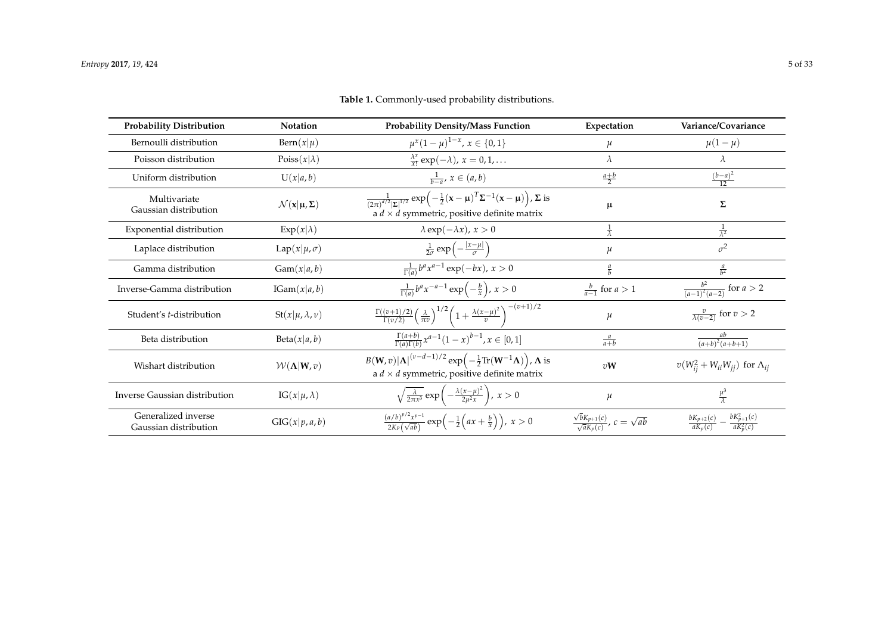**Table 1.** Commonly-used probability distributions.

| Probability Distribution | Notation | Probability Density/Mass Function | Expectation | Variance/Covariance |
|---|---|---|---|---|
| Bernoulli distribution | $\text{Bern}(x\|\mu)$ | $\mu^x(1-\mu)^{1-x}$, $x \in \{0,1\}$ | $\mu$ | $\mu(1-\mu)$ |
| Poisson distribution | $\text{Poiss}(x\|\lambda)$ | $\frac{\lambda^x}{x!}\exp(-\lambda)$, $x = 0,1,\ldots$ | $\lambda$ | $\lambda$ |
| Uniform distribution | $\text{U}(x\|a,b)$ | $\frac{1}{b-a}$, $x \in (a,b)$ | $\frac{a+b}{2}$ | $\frac{(b-a)^2}{12}$ |
| Multivariate Gaussian distribution | $\mathcal{N}(\mathbf{x}\|\boldsymbol{\mu},\boldsymbol{\Sigma})$ | $\frac{1}{(2\pi)^{d/2}\|\boldsymbol{\Sigma}\|^{1/2}}\exp\left(-\frac{1}{2}(\mathbf{x}-\boldsymbol{\mu})^T\boldsymbol{\Sigma}^{-1}(\mathbf{x}-\boldsymbol{\mu})\right)$, $\boldsymbol{\Sigma}$ is a $d \times d$ symmetric, positive definite matrix | $\boldsymbol{\mu}$ | $\boldsymbol{\Sigma}$ |
| Exponential distribution | $\text{Exp}(x\|\lambda)$ | $\lambda\exp(-\lambda x)$, $x > 0$ | $\frac{1}{\lambda}$ | $\frac{1}{\lambda^2}$ |
| Laplace distribution | $\text{Lap}(x\|\mu,\sigma)$ | $\frac{1}{2\sigma}\exp\left(-\frac{\|x-\mu\|}{\sigma}\right)$ | $\mu$ | $\sigma^2$ |
| Gamma distribution | $\text{Gam}(x\|a,b)$ | $\frac{1}{\Gamma(a)}b^a x^{a-1}\exp(-bx)$, $x > 0$ | $\frac{a}{b}$ | $\frac{a}{b^2}$ |
| Inverse-Gamma distribution | $\text{IGam}(x\|a,b)$ | $\frac{1}{\Gamma(a)}b^a x^{-a-1}\exp\left(-\frac{b}{x}\right)$, $x > 0$ | $\frac{b}{a-1}$ for $a > 1$ | $\frac{b^2}{(a-1)^2(a-2)}$ for $a > 2$ |
| Student's *t*-distribution | $\text{St}(x\|\mu,\lambda,\nu)$ | $\frac{\Gamma((v+1)/2)}{\Gamma(v/2)}\left(\frac{\lambda}{\pi v}\right)^{1/2}\left(1+\frac{\lambda(x-\mu)^2}{v}\right)^{-(v+1)/2}$ | $\mu$ | $\frac{v}{\lambda(v-2)}$ for $v > 2$ |
| Beta distribution | $\text{Beta}(x\|a,b)$ | $\frac{\Gamma(a+b)}{\Gamma(a)\Gamma(b)}x^{a-1}(1-x)^{b-1}, x \in [0,1]$ | $\frac{a}{a+b}$ | $\frac{ab}{(a+b)^2(a+b+1)}$ |
| Wishart distribution | $\mathcal{W}(\boldsymbol{\Lambda}\|\mathbf{W},v)$ | $B(\mathbf{W},v)\|\boldsymbol{\Lambda}\|^{(v-d-1)/2}\exp\left(-\frac{1}{2}\text{Tr}(\mathbf{W}^{-1}\boldsymbol{\Lambda})\right)$, $\boldsymbol{\Lambda}$ is a $d \times d$ symmetric, positive definite matrix | $v\mathbf{W}$ | $v(W_{ij}^2 + W_{ii}W_{jj})$ for $\Lambda_{ij}$ |
| Inverse Gaussian distribution | $\text{IG}(x\|\mu,\lambda)$ | $\sqrt{\frac{\lambda}{2\pi x^3}}\exp\left(-\frac{\lambda(x-\mu)^2}{2\mu^2 x}\right)$, $x > 0$ | $\mu$ | $\frac{\mu^3}{\lambda}$ |
| Generalized inverse Gaussian distribution | $\text{GIG}(x\|p,a,b)$ | $\frac{(a/b)^{p/2}x^{p-1}}{2K_p(\sqrt{ab})}\exp\left(-\frac{1}{2}\left(ax+\frac{b}{x}\right)\right)$, $x > 0$ | $\frac{\sqrt{b}K_{p+1}(c)}{\sqrt{a}K_p(c)}$, $c = \sqrt{ab}$ | $\frac{bK_{p+2}(c)}{aK_p(c)} - \frac{bK_{p+1}^2(c)}{aK_p^2(c)}$ |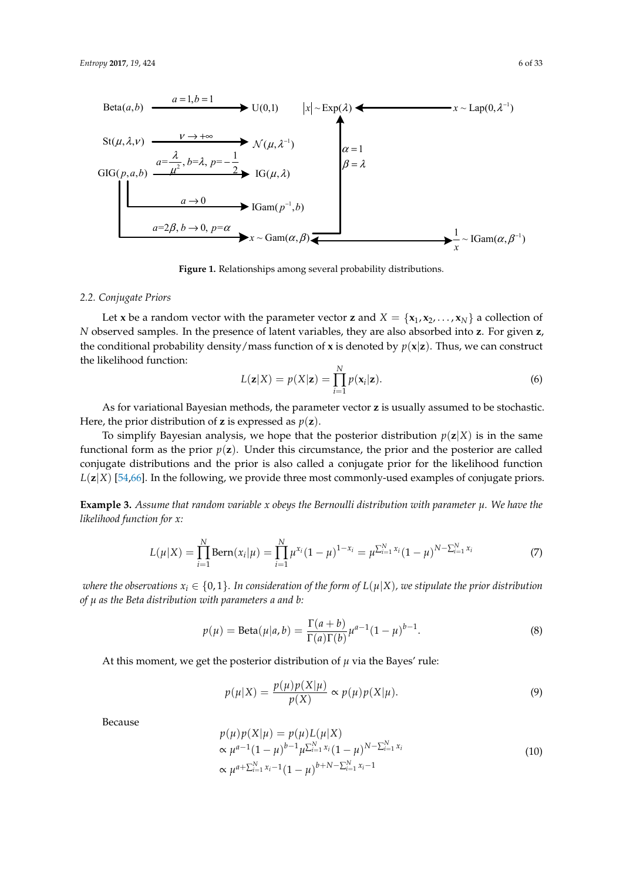**Figure 1.** Relationships among several probability distributions.

### 2.2. Conjugate Priors

Let $\mathbf{x}$ be a random vector with the parameter vector $\mathbf{z}$ and $X = \{\mathbf{x}_1, \mathbf{x}_2, \ldots, \mathbf{x}_N\}$ a collection of $N$ observed samples. In the presence of latent variables, they are also absorbed into $\mathbf{z}$. For given $\mathbf{z}$, the conditional probability density/mass function of $\mathbf{x}$ is denoted by $p(\mathbf{x}|\mathbf{z})$. Thus, we can construct the likelihood function:

$$L(\mathbf{z}|X) = p(X|\mathbf{z}) = \prod_{i=1}^{N} p(\mathbf{x}_i|\mathbf{z}). \tag{6}$$

As for variational Bayesian methods, the parameter vector $\mathbf{z}$ is usually assumed to be stochastic. Here, the prior distribution of $\mathbf{z}$ is expressed as $p(\mathbf{z})$.

To simplify Bayesian analysis, we hope that the posterior distribution $p(\mathbf{z}|X)$ is in the same functional form as the prior $p(\mathbf{z})$. Under this circumstance, the prior and the posterior are called conjugate distributions and the prior is also called a conjugate prior for the likelihood function $L(\mathbf{z}|X)$ [54,66]. In the following, we provide three most commonly-used examples of conjugate priors.

**Example 3.** *Assume that random variable $x$ obeys the Bernoulli distribution with parameter $\mu$. We have the likelihood function for $x$:*

$$L(\mu|X) = \prod_{i=1}^{N} \mathrm{Bern}(x_i|\mu) = \prod_{i=1}^{N} \mu^{x_i}(1-\mu)^{1-x_i} = \mu^{\sum_{i=1}^{N} x_i}(1-\mu)^{N-\sum_{i=1}^{N} x_i} \tag{7}$$

*where the observations $x_i \in \{0,1\}$. In consideration of the form of $L(\mu|X)$, we stipulate the prior distribution of $\mu$ as the Beta distribution with parameters $a$ and $b$:*

$$p(\mu) = \mathrm{Beta}(\mu|a,b) = \frac{\Gamma(a+b)}{\Gamma(a)\Gamma(b)}\mu^{a-1}(1-\mu)^{b-1}. \tag{8}$$

At this moment, we get the posterior distribution of $\mu$ via the Bayes' rule:

$$p(\mu|X) = \frac{p(\mu)p(X|\mu)}{p(X)} \propto p(\mu)p(X|\mu). \tag{9}$$

Because

$$\begin{aligned}
p(\mu)p(X|\mu) &= p(\mu)L(\mu|X) \\
&\propto \mu^{a-1}(1-\mu)^{b-1}\mu^{\sum_{i=1}^{N} x_i}(1-\mu)^{N-\sum_{i=1}^{N} x_i} \\
&\propto \mu^{a+\sum_{i=1}^{N} x_i - 1}(1-\mu)^{b+N-\sum_{i=1}^{N} x_i - 1}
\end{aligned} \tag{10}$$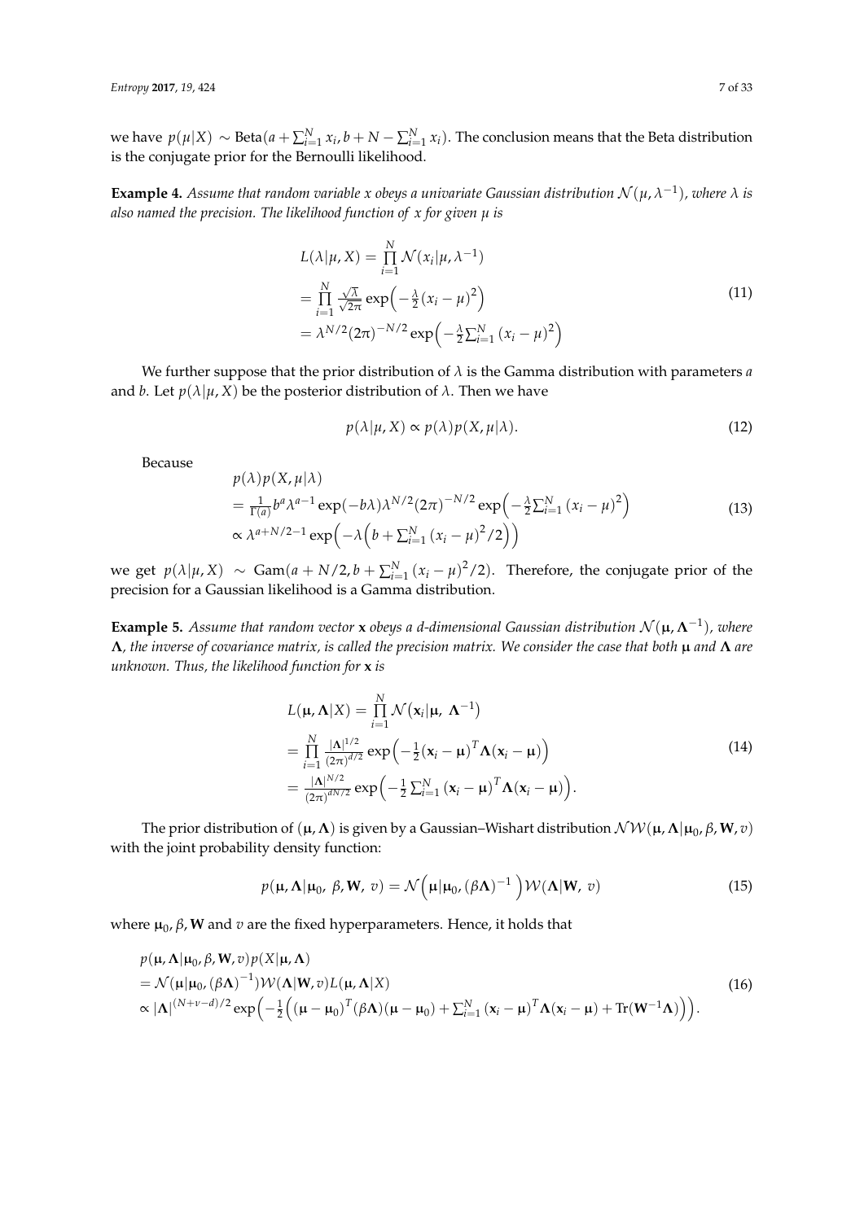we have $p(\mu|X) \sim \text{Beta}(a + \sum_{i=1}^{N} x_i, b + N - \sum_{i=1}^{N} x_i)$. The conclusion means that the Beta distribution is the conjugate prior for the Bernoulli likelihood.

**Example 4.** *Assume that random variable $x$ obeys a univariate Gaussian distribution $\mathcal{N}(\mu, \lambda^{-1})$, where $\lambda$ is also named the precision. The likelihood function of $x$ for given $\mu$ is*

$$
\begin{aligned}
L(\lambda|\mu, X) &= \prod_{i=1}^{N} \mathcal{N}(x_i|\mu, \lambda^{-1}) \\
&= \prod_{i=1}^{N} \frac{\sqrt{\lambda}}{\sqrt{2\pi}} \exp\left(-\frac{\lambda}{2}(x_i - \mu)^2\right) \\
&= \lambda^{N/2}(2\pi)^{-N/2} \exp\left(-\frac{\lambda}{2}\sum_{i=1}^{N}(x_i - \mu)^2\right)
\end{aligned}
\tag{11}
$$

We further suppose that the prior distribution of $\lambda$ is the Gamma distribution with parameters $a$ and $b$. Let $p(\lambda|\mu, X)$ be the posterior distribution of $\lambda$. Then we have

$$
p(\lambda|\mu, X) \propto p(\lambda)p(X, \mu|\lambda). \tag{12}
$$

Because

$$
\begin{aligned}
& p(\lambda)p(X, \mu|\lambda) \\
&= \frac{1}{\Gamma(a)} b^a \lambda^{a-1} \exp(-b\lambda) \lambda^{N/2}(2\pi)^{-N/2} \exp\left(-\frac{\lambda}{2}\sum_{i=1}^{N}(x_i - \mu)^2\right) \\
&\propto \lambda^{a+N/2-1} \exp\left(-\lambda\left(b + \sum_{i=1}^{N}(x_i - \mu)^2/2\right)\right)
\end{aligned}
\tag{13}
$$

we get $p(\lambda|\mu, X) \sim \text{Gam}(a + N/2, b + \sum_{i=1}^{N}(x_i - \mu)^2/2)$. Therefore, the conjugate prior of the precision for a Gaussian likelihood is a Gamma distribution.

**Example 5.** *Assume that random vector $\mathbf{x}$ obeys a $d$-dimensional Gaussian distribution $\mathcal{N}(\boldsymbol{\mu}, \boldsymbol{\Lambda}^{-1})$, where $\boldsymbol{\Lambda}$, the inverse of covariance matrix, is called the precision matrix. We consider the case that both $\boldsymbol{\mu}$ and $\boldsymbol{\Lambda}$ are unknown. Thus, the likelihood function for $\mathbf{x}$ is*

$$
\begin{aligned}
L(\boldsymbol{\mu}, \boldsymbol{\Lambda}|X) &= \prod_{i=1}^{N} \mathcal{N}(\mathbf{x}_i|\boldsymbol{\mu},\ \boldsymbol{\Lambda}^{-1}) \\
&= \prod_{i=1}^{N} \frac{|\boldsymbol{\Lambda}|^{1/2}}{(2\pi)^{d/2}} \exp\left(-\frac{1}{2}(\mathbf{x}_i - \boldsymbol{\mu})^T \boldsymbol{\Lambda}(\mathbf{x}_i - \boldsymbol{\mu})\right) \\
&= \frac{|\boldsymbol{\Lambda}|^{N/2}}{(2\pi)^{dN/2}} \exp\left(-\frac{1}{2}\sum_{i=1}^{N}(\mathbf{x}_i - \boldsymbol{\mu})^T \boldsymbol{\Lambda}(\mathbf{x}_i - \boldsymbol{\mu})\right).
\end{aligned}
\tag{14}
$$

The prior distribution of $(\boldsymbol{\mu}, \boldsymbol{\Lambda})$ is given by a Gaussian–Wishart distribution $\mathcal{NW}(\boldsymbol{\mu}, \boldsymbol{\Lambda}|\boldsymbol{\mu}_0, \beta, \mathbf{W}, v)$ with the joint probability density function:

$$
p(\boldsymbol{\mu}, \boldsymbol{\Lambda}|\boldsymbol{\mu}_0,\ \beta, \mathbf{W},\ v) = \mathcal{N}\left(\boldsymbol{\mu}|\boldsymbol{\mu}_0, (\beta\boldsymbol{\Lambda})^{-1}\right)\mathcal{W}(\boldsymbol{\Lambda}|\mathbf{W},\ v) \tag{15}
$$

where $\boldsymbol{\mu}_0, \beta, \mathbf{W}$ and $v$ are the fixed hyperparameters. Hence, it holds that

$$
\begin{aligned}
& p(\boldsymbol{\mu}, \boldsymbol{\Lambda}|\boldsymbol{\mu}_0, \beta, \mathbf{W}, v)p(X|\boldsymbol{\mu}, \boldsymbol{\Lambda}) \\
&= \mathcal{N}(\boldsymbol{\mu}|\boldsymbol{\mu}_0, (\beta\boldsymbol{\Lambda})^{-1})\mathcal{W}(\boldsymbol{\Lambda}|\mathbf{W}, v)L(\boldsymbol{\mu}, \boldsymbol{\Lambda}|X) \\
&\propto |\boldsymbol{\Lambda}|^{(N+\nu-d)/2} \exp\left(-\frac{1}{2}\left((\boldsymbol{\mu} - \boldsymbol{\mu}_0)^T(\beta\boldsymbol{\Lambda})(\boldsymbol{\mu} - \boldsymbol{\mu}_0) + \sum_{i=1}^{N}(\mathbf{x}_i - \boldsymbol{\mu})^T \boldsymbol{\Lambda}(\mathbf{x}_i - \boldsymbol{\mu}) + \text{Tr}(\mathbf{W}^{-1}\boldsymbol{\Lambda})\right)\right).
\end{aligned}
\tag{16}
$$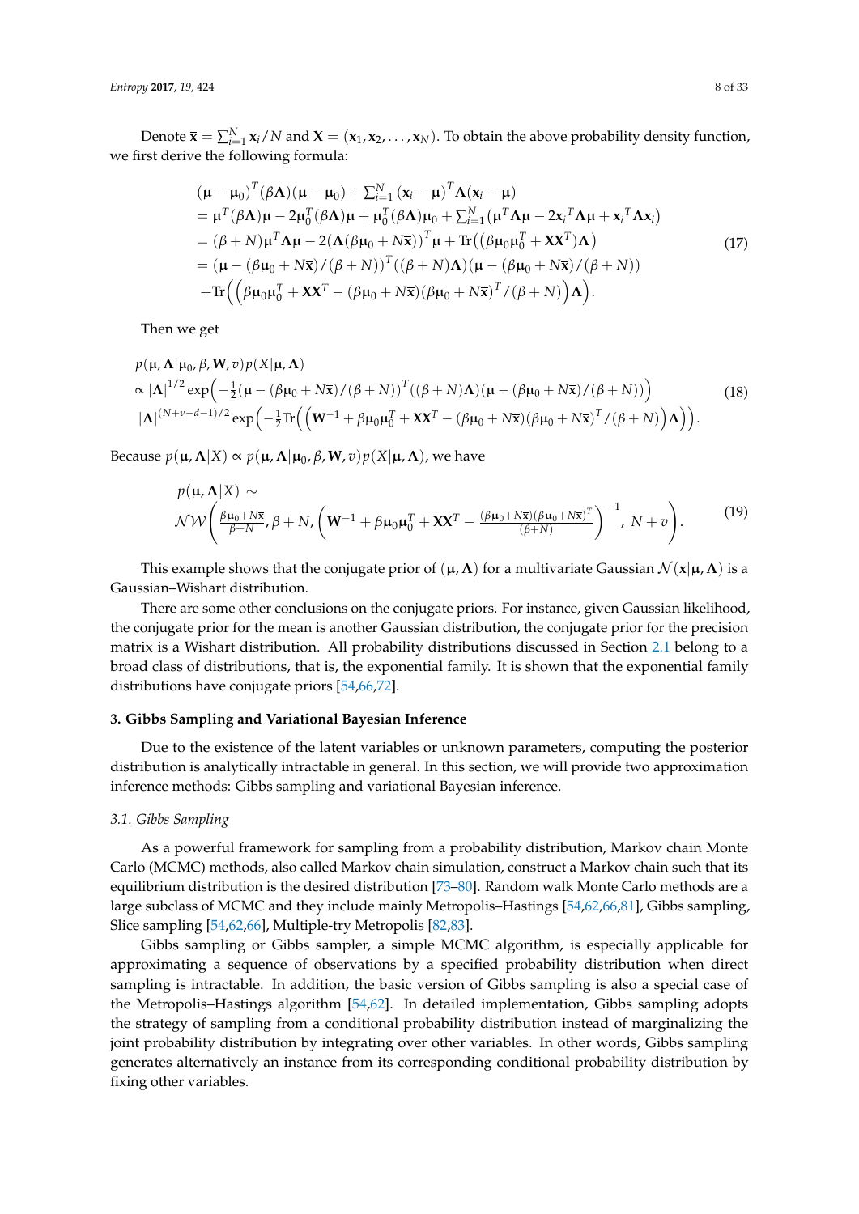Denote $\bar{\mathbf{x}} = \sum_{i=1}^{N} \mathbf{x}_i / N$ and $\mathbf{X} = (\mathbf{x}_1, \mathbf{x}_2, \ldots, \mathbf{x}_N)$. To obtain the above probability density function, we first derive the following formula:

$$
\begin{aligned}
&(\boldsymbol{\mu} - \boldsymbol{\mu}_0)^T (\beta \boldsymbol{\Lambda})(\boldsymbol{\mu} - \boldsymbol{\mu}_0) + \textstyle\sum_{i=1}^{N} (\mathbf{x}_i - \boldsymbol{\mu})^T \boldsymbol{\Lambda} (\mathbf{x}_i - \boldsymbol{\mu}) \\
&= \boldsymbol{\mu}^T (\beta \boldsymbol{\Lambda}) \boldsymbol{\mu} - 2\boldsymbol{\mu}_0^T (\beta \boldsymbol{\Lambda}) \boldsymbol{\mu} + \boldsymbol{\mu}_0^T (\beta \boldsymbol{\Lambda}) \boldsymbol{\mu}_0 + \textstyle\sum_{i=1}^{N} \left( \boldsymbol{\mu}^T \boldsymbol{\Lambda} \boldsymbol{\mu} - 2\mathbf{x}_i{}^T \boldsymbol{\Lambda} \boldsymbol{\mu} + \mathbf{x}_i{}^T \boldsymbol{\Lambda} \mathbf{x}_i \right) \\
&= (\beta + N) \boldsymbol{\mu}^T \boldsymbol{\Lambda} \boldsymbol{\mu} - 2(\boldsymbol{\Lambda}(\beta \boldsymbol{\mu}_0 + N\bar{\mathbf{x}}))^T \boldsymbol{\mu} + \mathrm{Tr}\left( (\beta \boldsymbol{\mu}_0 \boldsymbol{\mu}_0^T + \mathbf{X}\mathbf{X}^T) \boldsymbol{\Lambda} \right) \\
&= (\boldsymbol{\mu} - (\beta \boldsymbol{\mu}_0 + N\bar{\mathbf{x}})/(\beta + N))^T ((\beta + N)\boldsymbol{\Lambda})(\boldsymbol{\mu} - (\beta \boldsymbol{\mu}_0 + N\bar{\mathbf{x}})/(\beta + N)) \\
&\quad + \mathrm{Tr}\Big( \Big( \beta \boldsymbol{\mu}_0 \boldsymbol{\mu}_0^T + \mathbf{X}\mathbf{X}^T - (\beta \boldsymbol{\mu}_0 + N\bar{\mathbf{x}})(\beta \boldsymbol{\mu}_0 + N\bar{\mathbf{x}})^T / (\beta + N) \Big) \boldsymbol{\Lambda} \Big).
\end{aligned}
\tag{17}
$$

Then we get

$$
\begin{aligned}
&p(\boldsymbol{\mu}, \boldsymbol{\Lambda} | \boldsymbol{\mu}_0, \beta, \mathbf{W}, v) p(X | \boldsymbol{\mu}, \boldsymbol{\Lambda}) \\
&\propto |\boldsymbol{\Lambda}|^{1/2} \exp\Big( -\tfrac{1}{2} (\boldsymbol{\mu} - (\beta \boldsymbol{\mu}_0 + N\bar{\mathbf{x}})/(\beta + N))^T ((\beta + N)\boldsymbol{\Lambda})(\boldsymbol{\mu} - (\beta \boldsymbol{\mu}_0 + N\bar{\mathbf{x}})/(\beta + N)) \Big) \\
&\quad |\boldsymbol{\Lambda}|^{(N + v - d - 1)/2} \exp\Big( -\tfrac{1}{2} \mathrm{Tr}\Big( \Big( \mathbf{W}^{-1} + \beta \boldsymbol{\mu}_0 \boldsymbol{\mu}_0^T + \mathbf{X}\mathbf{X}^T - (\beta \boldsymbol{\mu}_0 + N\bar{\mathbf{x}})(\beta \boldsymbol{\mu}_0 + N\bar{\mathbf{x}})^T / (\beta + N) \Big) \boldsymbol{\Lambda} \Big) \Big).
\end{aligned}
\tag{18}
$$

Because $p(\boldsymbol{\mu}, \boldsymbol{\Lambda} | X) \propto p(\boldsymbol{\mu}, \boldsymbol{\Lambda} | \boldsymbol{\mu}_0, \beta, \mathbf{W}, v) p(X | \boldsymbol{\mu}, \boldsymbol{\Lambda})$, we have

$$
\begin{aligned}
&p(\boldsymbol{\mu}, \boldsymbol{\Lambda} | X) \sim \\
&\mathcal{NW}\left( \tfrac{\beta \boldsymbol{\mu}_0 + N\bar{\mathbf{x}}}{\beta + N}, \beta + N, \left( \mathbf{W}^{-1} + \beta \boldsymbol{\mu}_0 \boldsymbol{\mu}_0^T + \mathbf{X}\mathbf{X}^T - \tfrac{(\beta \boldsymbol{\mu}_0 + N\bar{\mathbf{x}})(\beta \boldsymbol{\mu}_0 + N\bar{\mathbf{x}})^T}{(\beta + N)} \right)^{-1}, N + v \right).
\end{aligned}
\tag{19}
$$

This example shows that the conjugate prior of $(\boldsymbol{\mu}, \boldsymbol{\Lambda})$ for a multivariate Gaussian $\mathcal{N}(\mathbf{x} | \boldsymbol{\mu}, \boldsymbol{\Lambda})$ is a Gaussian–Wishart distribution.

There are some other conclusions on the conjugate priors. For instance, given Gaussian likelihood, the conjugate prior for the mean is another Gaussian distribution, the conjugate prior for the precision matrix is a Wishart distribution. All probability distributions discussed in Section 2.1 belong to a broad class of distributions, that is, the exponential family. It is shown that the exponential family distributions have conjugate priors [54,66,72].

## 3. Gibbs Sampling and Variational Bayesian Inference

Due to the existence of the latent variables or unknown parameters, computing the posterior distribution is analytically intractable in general. In this section, we will provide two approximation inference methods: Gibbs sampling and variational Bayesian inference.

### 3.1. Gibbs Sampling

As a powerful framework for sampling from a probability distribution, Markov chain Monte Carlo (MCMC) methods, also called Markov chain simulation, construct a Markov chain such that its equilibrium distribution is the desired distribution [73–80]. Random walk Monte Carlo methods are a large subclass of MCMC and they include mainly Metropolis–Hastings [54,62,66,81], Gibbs sampling, Slice sampling [54,62,66], Multiple-try Metropolis [82,83].

Gibbs sampling or Gibbs sampler, a simple MCMC algorithm, is especially applicable for approximating a sequence of observations by a specified probability distribution when direct sampling is intractable. In addition, the basic version of Gibbs sampling is also a special case of the Metropolis–Hastings algorithm [54,62]. In detailed implementation, Gibbs sampling adopts the strategy of sampling from a conditional probability distribution instead of marginalizing the joint probability distribution by integrating over other variables. In other words, Gibbs sampling generates alternatively an instance from its corresponding conditional probability distribution by fixing other variables.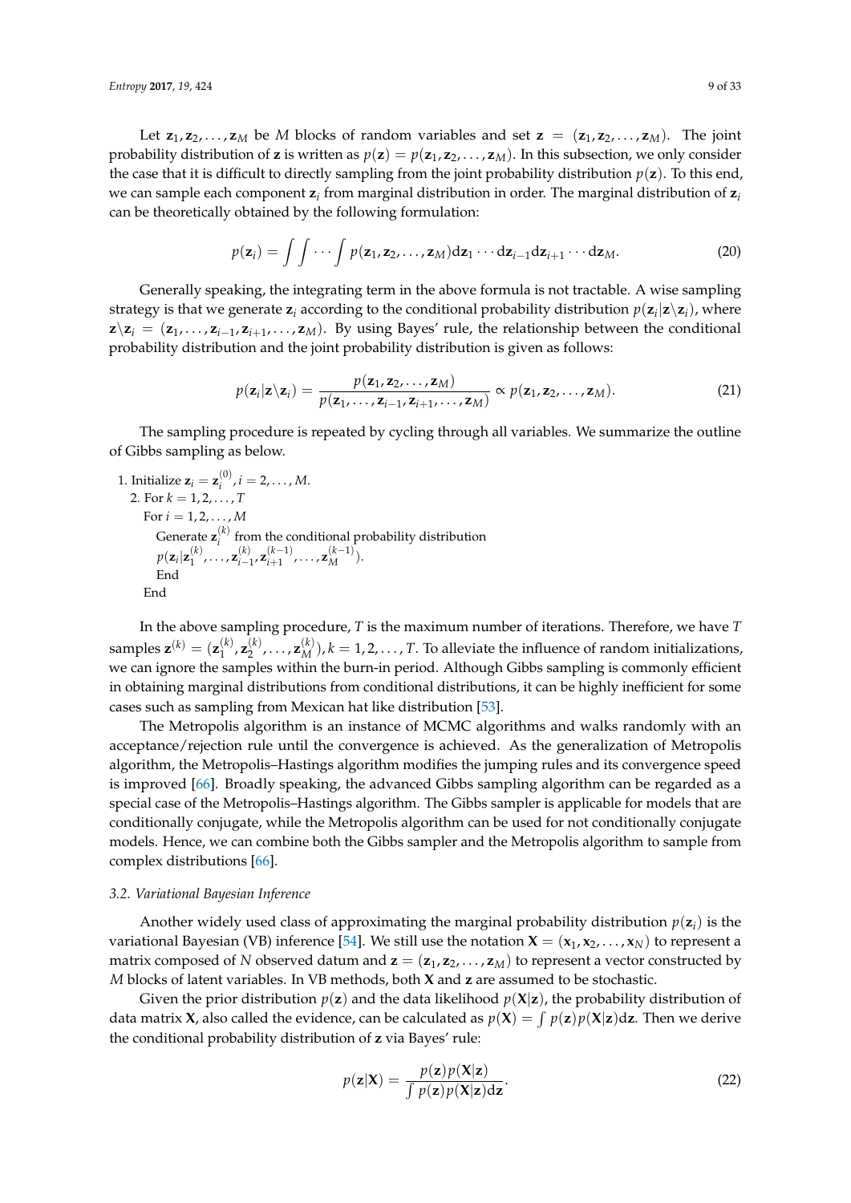Let $\mathbf{z}_1, \mathbf{z}_2, \ldots, \mathbf{z}_M$ be $M$ blocks of random variables and set $\mathbf{z} = (\mathbf{z}_1, \mathbf{z}_2, \ldots, \mathbf{z}_M)$. The joint probability distribution of $\mathbf{z}$ is written as $p(\mathbf{z}) = p(\mathbf{z}_1, \mathbf{z}_2, \ldots, \mathbf{z}_M)$. In this subsection, we only consider the case that it is difficult to directly sampling from the joint probability distribution $p(\mathbf{z})$. To this end, we can sample each component $\mathbf{z}_i$ from marginal distribution in order. The marginal distribution of $\mathbf{z}_i$ can be theoretically obtained by the following formulation:

$$p(\mathbf{z}_i) = \int \int \cdots \int p(\mathbf{z}_1, \mathbf{z}_2, \ldots, \mathbf{z}_M) \mathrm{d}\mathbf{z}_1 \cdots \mathrm{d}\mathbf{z}_{i-1} \mathrm{d}\mathbf{z}_{i+1} \cdots \mathrm{d}\mathbf{z}_M. \tag{20}$$

Generally speaking, the integrating term in the above formula is not tractable. A wise sampling strategy is that we generate $\mathbf{z}_i$ according to the conditional probability distribution $p(\mathbf{z}_i|\mathbf{z}\backslash\mathbf{z}_i)$, where $\mathbf{z}\backslash\mathbf{z}_i = (\mathbf{z}_1, \ldots, \mathbf{z}_{i-1}, \mathbf{z}_{i+1}, \ldots, \mathbf{z}_M)$. By using Bayes' rule, the relationship between the conditional probability distribution and the joint probability distribution is given as follows:

$$p(\mathbf{z}_i|\mathbf{z}\backslash\mathbf{z}_i) = \frac{p(\mathbf{z}_1, \mathbf{z}_2, \ldots, \mathbf{z}_M)}{p(\mathbf{z}_1, \ldots, \mathbf{z}_{i-1}, \mathbf{z}_{i+1}, \ldots, \mathbf{z}_M)} \propto p(\mathbf{z}_1, \mathbf{z}_2, \ldots, \mathbf{z}_M). \tag{21}$$

The sampling procedure is repeated by cycling through all variables. We summarize the outline of Gibbs sampling as below.

1. Initialize $\mathbf{z}_i = \mathbf{z}_i^{(0)}, i = 2, \ldots, M$.
2. For $k = 1, 2, \ldots, T$  
   For $i = 1, 2, \ldots, M$  
   Generate $\mathbf{z}_i^{(k)}$ from the conditional probability distribution $p(\mathbf{z}_i|\mathbf{z}_1^{(k)}, \ldots, \mathbf{z}_{i-1}^{(k)}, \mathbf{z}_{i+1}^{(k-1)}, \ldots, \mathbf{z}_M^{(k-1)})$.  
   End  
   End

In the above sampling procedure, $T$ is the maximum number of iterations. Therefore, we have $T$ samples $\mathbf{z}^{(k)} = (\mathbf{z}_1^{(k)}, \mathbf{z}_2^{(k)}, \ldots, \mathbf{z}_M^{(k)}), k = 1, 2, \ldots, T$. To alleviate the influence of random initializations, we can ignore the samples within the burn-in period. Although Gibbs sampling is commonly efficient in obtaining marginal distributions from conditional distributions, it can be highly inefficient for some cases such as sampling from Mexican hat like distribution [53].

The Metropolis algorithm is an instance of MCMC algorithms and walks randomly with an acceptance/rejection rule until the convergence is achieved. As the generalization of Metropolis algorithm, the Metropolis–Hastings algorithm modifies the jumping rules and its convergence speed is improved [66]. Broadly speaking, the advanced Gibbs sampling algorithm can be regarded as a special case of the Metropolis–Hastings algorithm. The Gibbs sampler is applicable for models that are conditionally conjugate, while the Metropolis algorithm can be used for not conditionally conjugate models. Hence, we can combine both the Gibbs sampler and the Metropolis algorithm to sample from complex distributions [66].

### 3.2. Variational Bayesian Inference

Another widely used class of approximating the marginal probability distribution $p(\mathbf{z}_i)$ is the variational Bayesian (VB) inference [54]. We still use the notation $\mathbf{X} = (\mathbf{x}_1, \mathbf{x}_2, \ldots, \mathbf{x}_N)$ to represent a matrix composed of $N$ observed datum and $\mathbf{z} = (\mathbf{z}_1, \mathbf{z}_2, \ldots, \mathbf{z}_M)$ to represent a vector constructed by $M$ blocks of latent variables. In VB methods, both $\mathbf{X}$ and $\mathbf{z}$ are assumed to be stochastic.

Given the prior distribution $p(\mathbf{z})$ and the data likelihood $p(\mathbf{X}|\mathbf{z})$, the probability distribution of data matrix $\mathbf{X}$, also called the evidence, can be calculated as $p(\mathbf{X}) = \int p(\mathbf{z})p(\mathbf{X}|\mathbf{z})\mathrm{d}\mathbf{z}$. Then we derive the conditional probability distribution of $\mathbf{z}$ via Bayes' rule:

$$p(\mathbf{z}|\mathbf{X}) = \frac{p(\mathbf{z})p(\mathbf{X}|\mathbf{z})}{\int p(\mathbf{z})p(\mathbf{X}|\mathbf{z})\mathrm{d}\mathbf{z}}. \tag{22}$$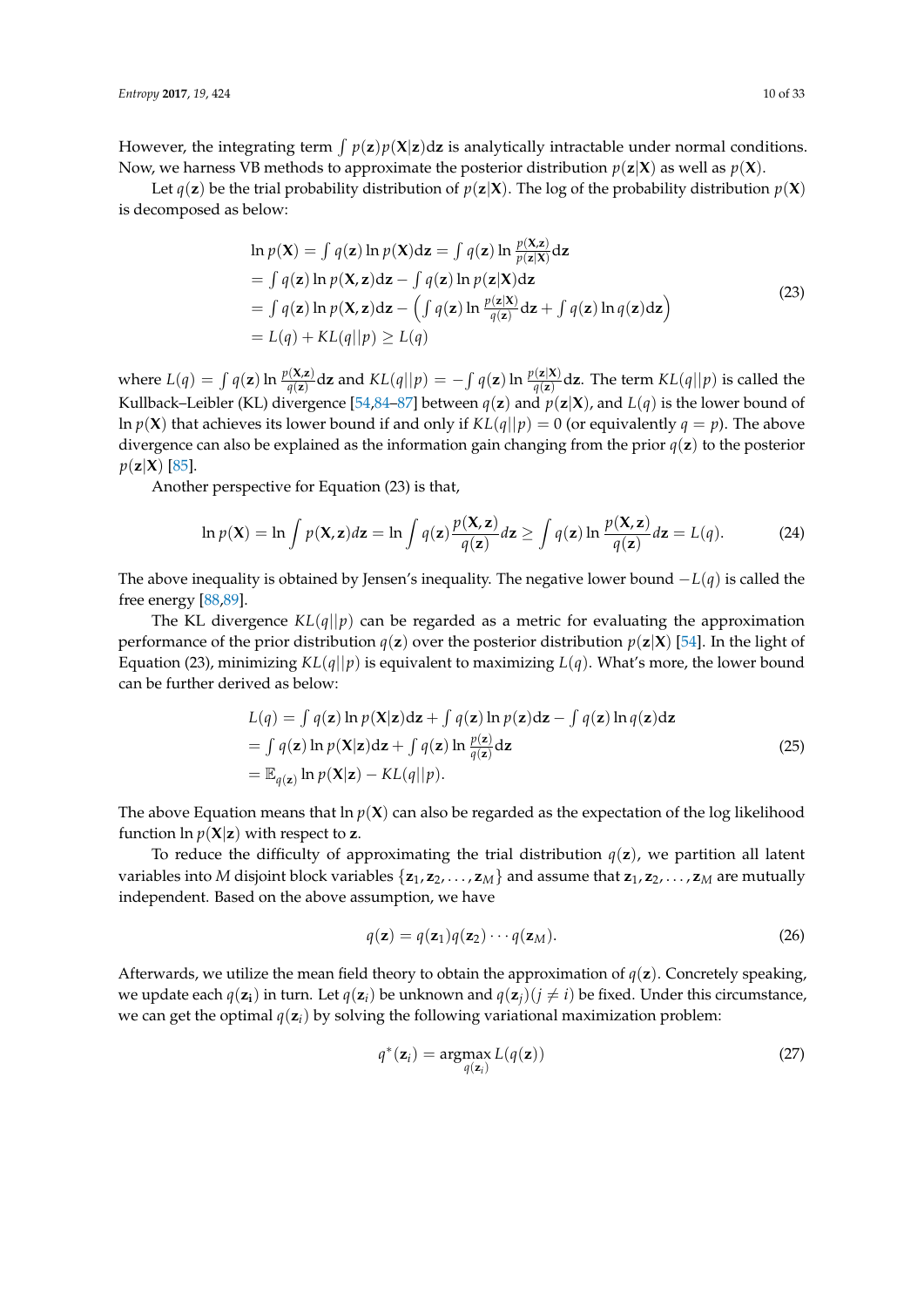However, the integrating term $\int p(\mathbf{z})p(\mathbf{X}|\mathbf{z})\mathrm{d}\mathbf{z}$ is analytically intractable under normal conditions. Now, we harness VB methods to approximate the posterior distribution $p(\mathbf{z}|\mathbf{X})$ as well as $p(\mathbf{X})$.

Let $q(\mathbf{z})$ be the trial probability distribution of $p(\mathbf{z}|\mathbf{X})$. The log of the probability distribution $p(\mathbf{X})$ is decomposed as below:

$$
\begin{aligned}
&\ln p(\mathbf{X}) = \int q(\mathbf{z}) \ln p(\mathbf{X})\mathrm{d}\mathbf{z} = \int q(\mathbf{z}) \ln \frac{p(\mathbf{X},\mathbf{z})}{p(\mathbf{z}|\mathbf{X})}\mathrm{d}\mathbf{z} \\
&= \int q(\mathbf{z}) \ln p(\mathbf{X},\mathbf{z})\mathrm{d}\mathbf{z} - \int q(\mathbf{z}) \ln p(\mathbf{z}|\mathbf{X})\mathrm{d}\mathbf{z} \\
&= \int q(\mathbf{z}) \ln p(\mathbf{X},\mathbf{z})\mathrm{d}\mathbf{z} - \left( \int q(\mathbf{z}) \ln \frac{p(\mathbf{z}|\mathbf{X})}{q(\mathbf{z})}\mathrm{d}\mathbf{z} + \int q(\mathbf{z}) \ln q(\mathbf{z})\mathrm{d}\mathbf{z} \right) \\
&= L(q) + KL(q||p) \geq L(q)
\end{aligned}
\tag{23}
$$

where $L(q) = \int q(\mathbf{z}) \ln \frac{p(\mathbf{X},\mathbf{z})}{q(\mathbf{z})}\mathrm{d}\mathbf{z}$ and $KL(q||p) = -\int q(\mathbf{z}) \ln \frac{p(\mathbf{z}|\mathbf{X})}{q(\mathbf{z})}\mathrm{d}\mathbf{z}$. The term $KL(q||p)$ is called the Kullback–Leibler (KL) divergence [54,84–87] between $q(\mathbf{z})$ and $p(\mathbf{z}|\mathbf{X})$, and $L(q)$ is the lower bound of $\ln p(\mathbf{X})$ that achieves its lower bound if and only if $KL(q||p) = 0$ (or equivalently $q = p$). The above divergence can also be explained as the information gain changing from the prior $q(\mathbf{z})$ to the posterior $p(\mathbf{z}|\mathbf{X})$ [85].

Another perspective for Equation (23) is that,

$$
\ln p(\mathbf{X}) = \ln \int p(\mathbf{X},\mathbf{z})d\mathbf{z} = \ln \int q(\mathbf{z}) \frac{p(\mathbf{X},\mathbf{z})}{q(\mathbf{z})}d\mathbf{z} \geq \int q(\mathbf{z}) \ln \frac{p(\mathbf{X},\mathbf{z})}{q(\mathbf{z})}d\mathbf{z} = L(q). \tag{24}
$$

The above inequality is obtained by Jensen's inequality. The negative lower bound $-L(q)$ is called the free energy [88,89].

The KL divergence $KL(q||p)$ can be regarded as a metric for evaluating the approximation performance of the prior distribution $q(\mathbf{z})$ over the posterior distribution $p(\mathbf{z}|\mathbf{X})$ [54]. In the light of Equation (23), minimizing $KL(q||p)$ is equivalent to maximizing $L(q)$. What's more, the lower bound can be further derived as below:

$$
\begin{aligned}
L(q) &= \int q(\mathbf{z}) \ln p(\mathbf{X}|\mathbf{z})\mathrm{d}\mathbf{z} + \int q(\mathbf{z}) \ln p(\mathbf{z})\mathrm{d}\mathbf{z} - \int q(\mathbf{z}) \ln q(\mathbf{z})\mathrm{d}\mathbf{z} \\
&= \int q(\mathbf{z}) \ln p(\mathbf{X}|\mathbf{z})\mathrm{d}\mathbf{z} + \int q(\mathbf{z}) \ln \frac{p(\mathbf{z})}{q(\mathbf{z})}\mathrm{d}\mathbf{z} \\
&= \mathbb{E}_{q(\mathbf{z})} \ln p(\mathbf{X}|\mathbf{z}) - KL(q||p).
\end{aligned}
\tag{25}
$$

The above Equation means that $\ln p(\mathbf{X})$ can also be regarded as the expectation of the log likelihood function $\ln p(\mathbf{X}|\mathbf{z})$ with respect to $\mathbf{z}$.

To reduce the difficulty of approximating the trial distribution $q(\mathbf{z})$, we partition all latent variables into $M$ disjoint block variables $\{\mathbf{z}_1, \mathbf{z}_2, \ldots, \mathbf{z}_M\}$ and assume that $\mathbf{z}_1, \mathbf{z}_2, \ldots, \mathbf{z}_M$ are mutually independent. Based on the above assumption, we have

$$
q(\mathbf{z}) = q(\mathbf{z}_1)q(\mathbf{z}_2)\cdots q(\mathbf{z}_M). \tag{26}
$$

Afterwards, we utilize the mean field theory to obtain the approximation of $q(\mathbf{z})$. Concretely speaking, we update each $q(\mathbf{z_i})$ in turn. Let $q(\mathbf{z}_i)$ be unknown and $q(\mathbf{z}_j)(j \neq i)$ be fixed. Under this circumstance, we can get the optimal $q(\mathbf{z}_i)$ by solving the following variational maximization problem:

$$
q^*(\mathbf{z}_i) = \operatorname*{argmax}_{q(\mathbf{z}_i)} L(q(\mathbf{z})) \tag{27}
$$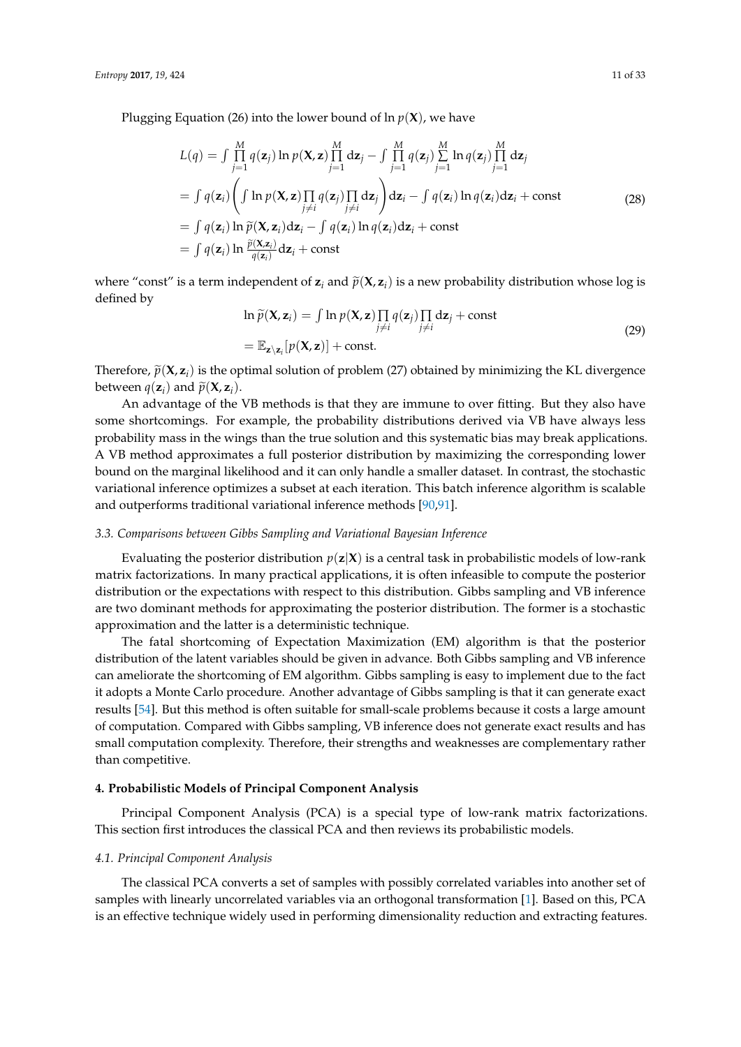Plugging Equation (26) into the lower bound of $\ln p(\mathbf{X})$, we have

$$
\begin{aligned}
L(q) &= \int \prod_{j=1}^{M} q(\mathbf{z}_j) \ln p(\mathbf{X}, \mathbf{z}) \prod_{j=1}^{M} \mathrm{d}\mathbf{z}_j - \int \prod_{j=1}^{M} q(\mathbf{z}_j) \sum_{j=1}^{M} \ln q(\mathbf{z}_j) \prod_{j=1}^{M} \mathrm{d}\mathbf{z}_j \\
&= \int q(\mathbf{z}_i) \left( \int \ln p(\mathbf{X}, \mathbf{z}) \prod_{j \neq i} q(\mathbf{z}_j) \prod_{j \neq i} \mathrm{d}\mathbf{z}_j \right) \mathrm{d}\mathbf{z}_i - \int q(\mathbf{z}_i) \ln q(\mathbf{z}_i) \mathrm{d}\mathbf{z}_i + \text{const} \\
&= \int q(\mathbf{z}_i) \ln \widetilde{p}(\mathbf{X}, \mathbf{z}_i) \mathrm{d}\mathbf{z}_i - \int q(\mathbf{z}_i) \ln q(\mathbf{z}_i) \mathrm{d}\mathbf{z}_i + \text{const} \\
&= \int q(\mathbf{z}_i) \ln \frac{\widetilde{p}(\mathbf{X}, \mathbf{z}_i)}{q(\mathbf{z}_i)} \mathrm{d}\mathbf{z}_i + \text{const}
\end{aligned}
\tag{28}
$$

where "const" is a term independent of $\mathbf{z}_i$ and $\widetilde{p}(\mathbf{X}, \mathbf{z}_i)$ is a new probability distribution whose log is defined by

$$
\begin{aligned}
\ln \widetilde{p}(\mathbf{X}, \mathbf{z}_i) &= \int \ln p(\mathbf{X}, \mathbf{z}) \prod_{j \neq i} q(\mathbf{z}_j) \prod_{j \neq i} \mathrm{d}\mathbf{z}_j + \text{const} \\
&= \mathbb{E}_{\mathbf{z} \setminus \mathbf{z}_i}[p(\mathbf{X}, \mathbf{z})] + \text{const}.
\end{aligned}
\tag{29}
$$

Therefore, $\widetilde{p}(\mathbf{X}, \mathbf{z}_i)$ is the optimal solution of problem (27) obtained by minimizing the KL divergence between $q(\mathbf{z}_i)$ and $\widetilde{p}(\mathbf{X}, \mathbf{z}_i)$.

An advantage of the VB methods is that they are immune to over fitting. But they also have some shortcomings. For example, the probability distributions derived via VB have always less probability mass in the wings than the true solution and this systematic bias may break applications. A VB method approximates a full posterior distribution by maximizing the corresponding lower bound on the marginal likelihood and it can only handle a smaller dataset. In contrast, the stochastic variational inference optimizes a subset at each iteration. This batch inference algorithm is scalable and outperforms traditional variational inference methods [90,91].

### *3.3. Comparisons between Gibbs Sampling and Variational Bayesian Inference*

Evaluating the posterior distribution $p(\mathbf{z}|\mathbf{X})$ is a central task in probabilistic models of low-rank matrix factorizations. In many practical applications, it is often infeasible to compute the posterior distribution or the expectations with respect to this distribution. Gibbs sampling and VB inference are two dominant methods for approximating the posterior distribution. The former is a stochastic approximation and the latter is a deterministic technique.

The fatal shortcoming of Expectation Maximization (EM) algorithm is that the posterior distribution of the latent variables should be given in advance. Both Gibbs sampling and VB inference can ameliorate the shortcoming of EM algorithm. Gibbs sampling is easy to implement due to the fact it adopts a Monte Carlo procedure. Another advantage of Gibbs sampling is that it can generate exact results [54]. But this method is often suitable for small-scale problems because it costs a large amount of computation. Compared with Gibbs sampling, VB inference does not generate exact results and has small computation complexity. Therefore, their strengths and weaknesses are complementary rather than competitive.

## **4. Probabilistic Models of Principal Component Analysis**

Principal Component Analysis (PCA) is a special type of low-rank matrix factorizations. This section first introduces the classical PCA and then reviews its probabilistic models.

### *4.1. Principal Component Analysis*

The classical PCA converts a set of samples with possibly correlated variables into another set of samples with linearly uncorrelated variables via an orthogonal transformation [1]. Based on this, PCA is an effective technique widely used in performing dimensionality reduction and extracting features.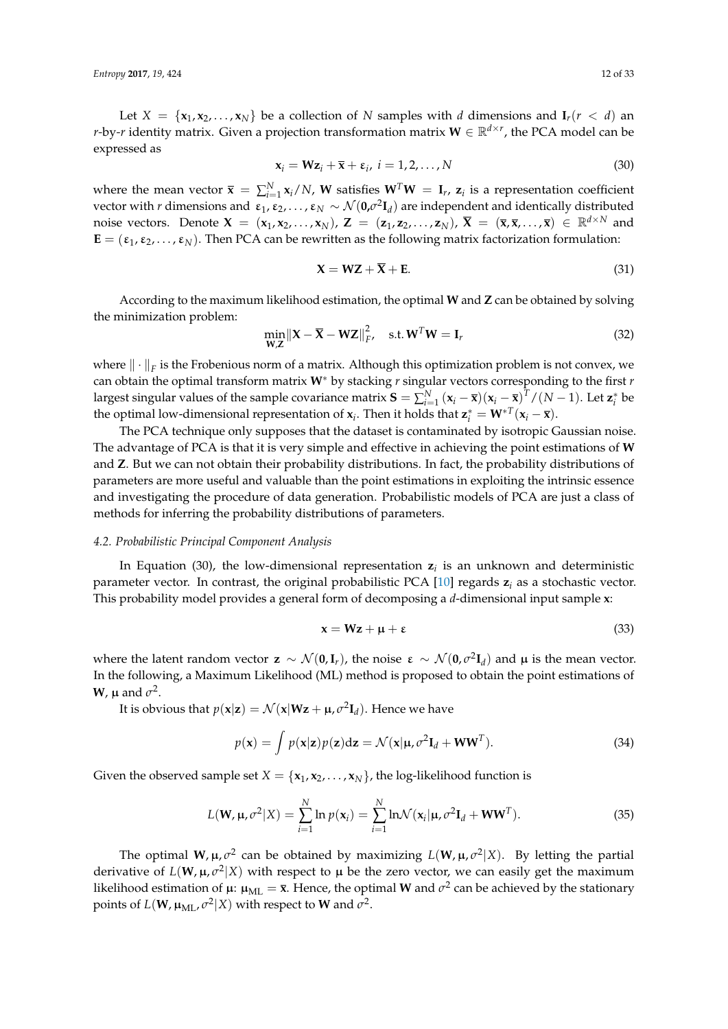Let $X = \{\mathbf{x}_1, \mathbf{x}_2, \ldots, \mathbf{x}_N\}$ be a collection of $N$ samples with $d$ dimensions and $\mathbf{I}_r (r < d)$ an $r$-by-$r$ identity matrix. Given a projection transformation matrix $\mathbf{W} \in \mathbb{R}^{d \times r}$, the PCA model can be expressed as

$$\mathbf{x}_i = \mathbf{W}\mathbf{z}_i + \bar{\mathbf{x}} + \boldsymbol{\varepsilon}_i, \; i = 1, 2, \ldots, N \tag{30}$$

where the mean vector $\bar{\mathbf{x}} = \sum_{i=1}^{N} \mathbf{x}_i / N$, $\mathbf{W}$ satisfies $\mathbf{W}^T\mathbf{W} = \mathbf{I}_r$, $\mathbf{z}_i$ is a representation coefficient vector with $r$ dimensions and $\boldsymbol{\varepsilon}_1, \boldsymbol{\varepsilon}_2, \ldots, \boldsymbol{\varepsilon}_N \sim \mathcal{N}(\mathbf{0}, \sigma^2\mathbf{I}_d)$ are independent and identically distributed noise vectors. Denote $\mathbf{X} = (\mathbf{x}_1, \mathbf{x}_2, \ldots, \mathbf{x}_N)$, $\mathbf{Z} = (\mathbf{z}_1, \mathbf{z}_2, \ldots, \mathbf{z}_N)$, $\overline{\mathbf{X}} = (\bar{\mathbf{x}}, \bar{\mathbf{x}}, \ldots, \bar{\mathbf{x}}) \in \mathbb{R}^{d \times N}$ and $\mathbf{E} = (\boldsymbol{\varepsilon}_1, \boldsymbol{\varepsilon}_2, \ldots, \boldsymbol{\varepsilon}_N)$. Then PCA can be rewritten as the following matrix factorization formulation:

$$\mathbf{X} = \mathbf{W}\mathbf{Z} + \overline{\mathbf{X}} + \mathbf{E}. \tag{31}$$

According to the maximum likelihood estimation, the optimal $\mathbf{W}$ and $\mathbf{Z}$ can be obtained by solving the minimization problem:

$$\min_{\mathbf{W},\mathbf{Z}} \|\mathbf{X} - \overline{\mathbf{X}} - \mathbf{W}\mathbf{Z}\|_F^2, \quad \text{s.t.}\, \mathbf{W}^T\mathbf{W} = \mathbf{I}_r \tag{32}$$

where $\|\cdot\|_F$ is the Frobenious norm of a matrix. Although this optimization problem is not convex, we can obtain the optimal transform matrix $\mathbf{W}^*$ by stacking $r$ singular vectors corresponding to the first $r$ largest singular values of the sample covariance matrix $\mathbf{S} = \sum_{i=1}^{N} (\mathbf{x}_i - \bar{\mathbf{x}})(\mathbf{x}_i - \bar{\mathbf{x}})^T / (N-1)$. Let $\mathbf{z}_i^*$ be the optimal low-dimensional representation of $\mathbf{x}_i$. Then it holds that $\mathbf{z}_i^* = \mathbf{W}^{*T}(\mathbf{x}_i - \bar{\mathbf{x}})$.

The PCA technique only supposes that the dataset is contaminated by isotropic Gaussian noise. The advantage of PCA is that it is very simple and effective in achieving the point estimations of $\mathbf{W}$ and $\mathbf{Z}$. But we can not obtain their probability distributions. In fact, the probability distributions of parameters are more useful and valuable than the point estimations in exploiting the intrinsic essence and investigating the procedure of data generation. Probabilistic models of PCA are just a class of methods for inferring the probability distributions of parameters.

### *4.2. Probabilistic Principal Component Analysis*

In Equation (30), the low-dimensional representation $\mathbf{z}_i$ is an unknown and deterministic parameter vector. In contrast, the original probabilistic PCA [10] regards $\mathbf{z}_i$ as a stochastic vector. This probability model provides a general form of decomposing a $d$-dimensional input sample $\mathbf{x}$:

$$\mathbf{x} = \mathbf{W}\mathbf{z} + \boldsymbol{\mu} + \boldsymbol{\varepsilon} \tag{33}$$

where the latent random vector $\mathbf{z} \sim \mathcal{N}(\mathbf{0}, \mathbf{I}_r)$, the noise $\boldsymbol{\varepsilon} \sim \mathcal{N}(\mathbf{0}, \sigma^2\mathbf{I}_d)$ and $\boldsymbol{\mu}$ is the mean vector. In the following, a Maximum Likelihood (ML) method is proposed to obtain the point estimations of $\mathbf{W}$, $\boldsymbol{\mu}$ and $\sigma^2$.

It is obvious that $p(\mathbf{x}|\mathbf{z}) = \mathcal{N}(\mathbf{x}|\mathbf{W}\mathbf{z} + \boldsymbol{\mu}, \sigma^2\mathbf{I}_d)$. Hence we have

$$p(\mathbf{x}) = \int p(\mathbf{x}|\mathbf{z})p(\mathbf{z})\mathrm{d}\mathbf{z} = \mathcal{N}(\mathbf{x}|\boldsymbol{\mu}, \sigma^2\mathbf{I}_d + \mathbf{W}\mathbf{W}^T). \tag{34}$$

Given the observed sample set $X = \{\mathbf{x}_1, \mathbf{x}_2, \ldots, \mathbf{x}_N\}$, the log-likelihood function is

$$L(\mathbf{W}, \boldsymbol{\mu}, \sigma^2|X) = \sum_{i=1}^{N} \ln p(\mathbf{x}_i) = \sum_{i=1}^{N} \ln\mathcal{N}(\mathbf{x}_i|\boldsymbol{\mu}, \sigma^2\mathbf{I}_d + \mathbf{W}\mathbf{W}^T). \tag{35}$$

The optimal $\mathbf{W}, \boldsymbol{\mu}, \sigma^2$ can be obtained by maximizing $L(\mathbf{W}, \boldsymbol{\mu}, \sigma^2|X)$. By letting the partial derivative of $L(\mathbf{W}, \boldsymbol{\mu}, \sigma^2|X)$ with respect to $\boldsymbol{\mu}$ be the zero vector, we can easily get the maximum likelihood estimation of $\boldsymbol{\mu}$: $\boldsymbol{\mu}_{\mathrm{ML}} = \bar{\mathbf{x}}$. Hence, the optimal $\mathbf{W}$ and $\sigma^2$ can be achieved by the stationary points of $L(\mathbf{W}, \boldsymbol{\mu}_{\mathrm{ML}}, \sigma^2|X)$ with respect to $\mathbf{W}$ and $\sigma^2$.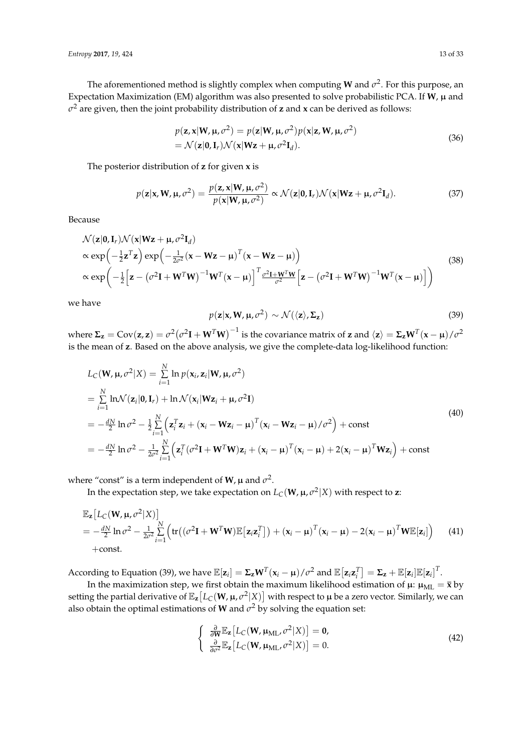The aforementioned method is slightly complex when computing $\mathbf{W}$ and $\sigma^2$. For this purpose, an Expectation Maximization (EM) algorithm was also presented to solve probabilistic PCA. If $\mathbf{W}$, $\boldsymbol{\mu}$ and $\sigma^2$ are given, then the joint probability distribution of $\mathbf{z}$ and $\mathbf{x}$ can be derived as follows:

$$
\begin{aligned}
p(\mathbf{z}, \mathbf{x}|\mathbf{W}, \boldsymbol{\mu}, \sigma^2) &= p(\mathbf{z}|\mathbf{W}, \boldsymbol{\mu}, \sigma^2) p(\mathbf{x}|\mathbf{z}, \mathbf{W}, \boldsymbol{\mu}, \sigma^2) \\
&= \mathcal{N}(\mathbf{z}|\mathbf{0}, \mathbf{I}_r) \mathcal{N}(\mathbf{x}|\mathbf{W}\mathbf{z} + \boldsymbol{\mu}, \sigma^2 \mathbf{I}_d).
\end{aligned} \tag{36}
$$

The posterior distribution of $\mathbf{z}$ for given $\mathbf{x}$ is

$$
p(\mathbf{z}|\mathbf{x}, \mathbf{W}, \boldsymbol{\mu}, \sigma^2) = \frac{p(\mathbf{z}, \mathbf{x}|\mathbf{W}, \boldsymbol{\mu}, \sigma^2)}{p(\mathbf{x}|\mathbf{W}, \boldsymbol{\mu}, \sigma^2)} \propto \mathcal{N}(\mathbf{z}|\mathbf{0}, \mathbf{I}_r) \mathcal{N}(\mathbf{x}|\mathbf{W}\mathbf{z} + \boldsymbol{\mu}, \sigma^2 \mathbf{I}_d). \tag{37}
$$

Because

$$
\begin{aligned}
&\mathcal{N}(\mathbf{z}|\mathbf{0}, \mathbf{I}_r) \mathcal{N}(\mathbf{x}|\mathbf{W}\mathbf{z} + \boldsymbol{\mu}, \sigma^2 \mathbf{I}_d) \\
&\propto \exp\left(-\tfrac{1}{2}\mathbf{z}^T \mathbf{z}\right) \exp\left(-\tfrac{1}{2\sigma^2}(\mathbf{x} - \mathbf{W}\mathbf{z} - \boldsymbol{\mu})^T (\mathbf{x} - \mathbf{W}\mathbf{z} - \boldsymbol{\mu})\right) \\
&\propto \exp\left(-\tfrac{1}{2}\left[\mathbf{z} - \left(\sigma^2 \mathbf{I} + \mathbf{W}^T \mathbf{W}\right)^{-1} \mathbf{W}^T (\mathbf{x} - \boldsymbol{\mu})\right]^T \tfrac{\sigma^2 \mathbf{I} + \mathbf{W}^T \mathbf{W}}{\sigma^2} \left[\mathbf{z} - \left(\sigma^2 \mathbf{I} + \mathbf{W}^T \mathbf{W}\right)^{-1} \mathbf{W}^T (\mathbf{x} - \boldsymbol{\mu})\right]\right)
\end{aligned} \tag{38}
$$

we have

$$
p(\mathbf{z}|\mathbf{x}, \mathbf{W}, \boldsymbol{\mu}, \sigma^2) \sim \mathcal{N}(\langle \mathbf{z} \rangle, \boldsymbol{\Sigma}_{\mathbf{z}}) \tag{39}
$$

where $\boldsymbol{\Sigma}_{\mathbf{z}} = \mathrm{Cov}(\mathbf{z}, \mathbf{z}) = \sigma^2 \left(\sigma^2 \mathbf{I} + \mathbf{W}^T \mathbf{W}\right)^{-1}$ is the covariance matrix of $\mathbf{z}$ and $\langle \mathbf{z} \rangle = \boldsymbol{\Sigma}_{\mathbf{z}} \mathbf{W}^T (\mathbf{x} - \boldsymbol{\mu}) / \sigma^2$ is the mean of $\mathbf{z}$. Based on the above analysis, we give the complete-data log-likelihood function:

$$
\begin{aligned}
&L_C(\mathbf{W}, \boldsymbol{\mu}, \sigma^2 | X) = \sum_{i=1}^{N} \ln p(\mathbf{x}_i, \mathbf{z}_i | \mathbf{W}, \boldsymbol{\mu}, \sigma^2) \\
&= \sum_{i=1}^{N} \ln \mathcal{N}(\mathbf{z}_i | \mathbf{0}, \mathbf{I}_r) + \ln \mathcal{N}(\mathbf{x}_i | \mathbf{W}\mathbf{z}_i + \boldsymbol{\mu}, \sigma^2 \mathbf{I}) \\
&= -\tfrac{dN}{2} \ln \sigma^2 - \tfrac{1}{2} \sum_{i=1}^{N} \left(\mathbf{z}_i^T \mathbf{z}_i + (\mathbf{x}_i - \mathbf{W}\mathbf{z}_i - \boldsymbol{\mu})^T (\mathbf{x}_i - \mathbf{W}\mathbf{z}_i - \boldsymbol{\mu}) / \sigma^2\right) + \text{const} \\
&= -\tfrac{dN}{2} \ln \sigma^2 - \tfrac{1}{2\sigma^2} \sum_{i=1}^{N} \left(\mathbf{z}_i^T (\sigma^2 \mathbf{I} + \mathbf{W}^T \mathbf{W}) \mathbf{z}_i + (\mathbf{x}_i - \boldsymbol{\mu})^T (\mathbf{x}_i - \boldsymbol{\mu}) + 2(\mathbf{x}_i - \boldsymbol{\mu})^T \mathbf{W} \mathbf{z}_i\right) + \text{const}
\end{aligned} \tag{40}
$$

where "const" is a term independent of $\mathbf{W}$, $\boldsymbol{\mu}$ and $\sigma^2$.

In the expectation step, we take expectation on $L_C(\mathbf{W}, \boldsymbol{\mu}, \sigma^2 | X)$ with respect to $\mathbf{z}$:

$$
\begin{aligned}
&\mathbb{E}_{\mathbf{z}}\left[L_C(\mathbf{W}, \boldsymbol{\mu}, \sigma^2 | X)\right] \\
&= -\tfrac{dN}{2} \ln \sigma^2 - \tfrac{1}{2\sigma^2} \sum_{i=1}^{N} \left(\mathrm{tr}\left((\sigma^2 \mathbf{I} + \mathbf{W}^T \mathbf{W}) \mathbb{E}\left[\mathbf{z}_i \mathbf{z}_i^T\right]\right) + (\mathbf{x}_i - \boldsymbol{\mu})^T (\mathbf{x}_i - \boldsymbol{\mu}) - 2(\mathbf{x}_i - \boldsymbol{\mu})^T \mathbf{W} \mathbb{E}[\mathbf{z}_i]\right) \\
&\quad + \text{const}.
\end{aligned} \tag{41}
$$

According to Equation (39), we have $\mathbb{E}[\mathbf{z}_i] = \boldsymbol{\Sigma}_{\mathbf{z}} \mathbf{W}^T (\mathbf{x}_i - \boldsymbol{\mu}) / \sigma^2$ and $\mathbb{E}\left[\mathbf{z}_i \mathbf{z}_i^T\right] = \boldsymbol{\Sigma}_{\mathbf{z}} + \mathbb{E}[\mathbf{z}_i] \mathbb{E}[\mathbf{z}_i]^T$.

In the maximization step, we first obtain the maximum likelihood estimation of $\boldsymbol{\mu}$: $\boldsymbol{\mu}_{\mathrm{ML}} = \bar{\mathbf{x}}$ by setting the partial derivative of $\mathbb{E}_{\mathbf{z}}\left[L_C(\mathbf{W}, \boldsymbol{\mu}, \sigma^2 | X)\right]$ with respect to $\boldsymbol{\mu}$ be a zero vector. Similarly, we can also obtain the optimal estimations of $\mathbf{W}$ and $\sigma^2$ by solving the equation set:

$$
\left\{
\begin{array}{l}
\frac{\partial}{\partial \mathbf{W}} \mathbb{E}_{\mathbf{z}}\left[L_C(\mathbf{W}, \boldsymbol{\mu}_{\mathrm{ML}}, \sigma^2 | X)\right] = \mathbf{0}, \\
\frac{\partial}{\partial \sigma^2} \mathbb{E}_{\mathbf{z}}\left[L_C(\mathbf{W}, \boldsymbol{\mu}_{\mathrm{ML}}, \sigma^2 | X)\right] = 0.
\end{array}
\right. \tag{42}
$$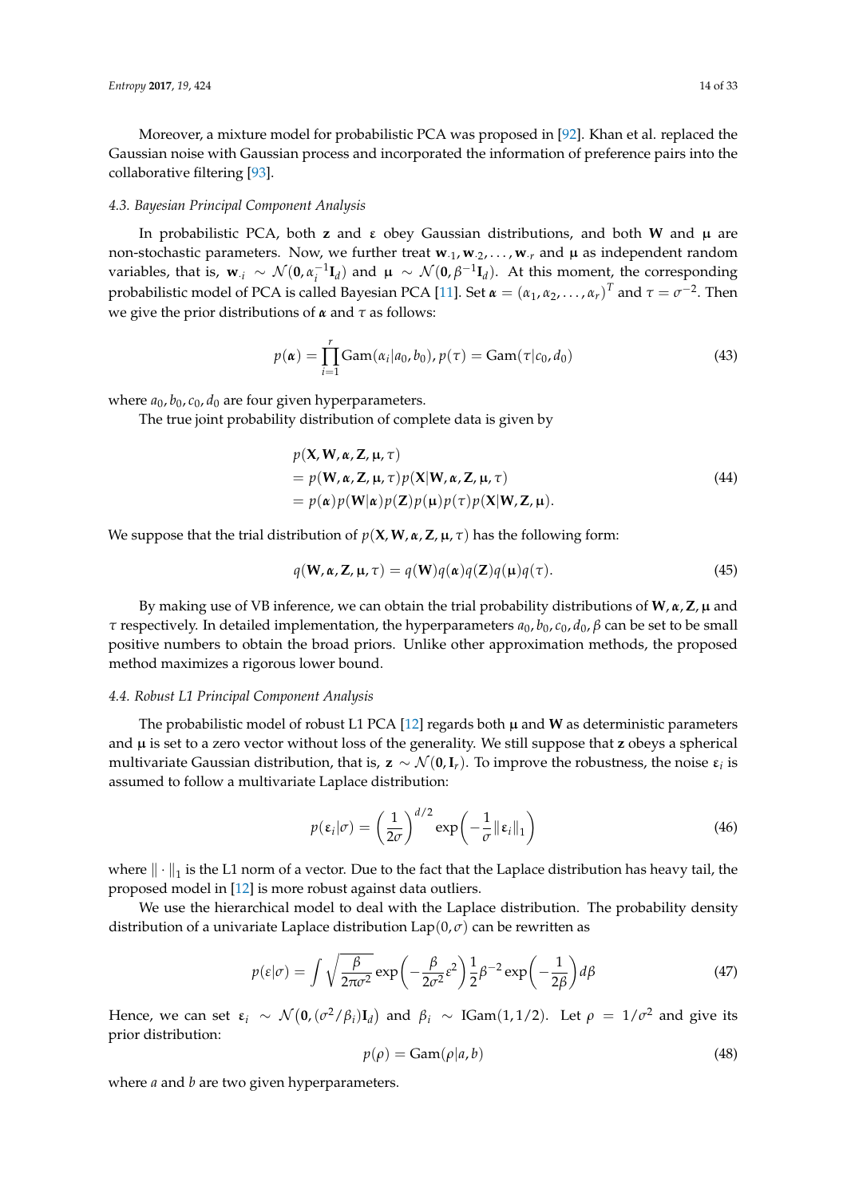Moreover, a mixture model for probabilistic PCA was proposed in [92]. Khan et al. replaced the Gaussian noise with Gaussian process and incorporated the information of preference pairs into the collaborative filtering [93].

### 4.3. Bayesian Principal Component Analysis

In probabilistic PCA, both $\mathbf{z}$ and $\boldsymbol{\varepsilon}$ obey Gaussian distributions, and both $\mathbf{W}$ and $\boldsymbol{\mu}$ are non-stochastic parameters. Now, we further treat $\mathbf{w}_{\cdot 1}, \mathbf{w}_{\cdot 2}, \ldots, \mathbf{w}_{\cdot r}$ and $\boldsymbol{\mu}$ as independent random variables, that is, $\mathbf{w}_{\cdot i} \sim \mathcal{N}(\mathbf{0}, \alpha_i^{-1}\mathbf{I}_d)$ and $\boldsymbol{\mu} \sim \mathcal{N}(\mathbf{0}, \beta^{-1}\mathbf{I}_d)$. At this moment, the corresponding probabilistic model of PCA is called Bayesian PCA [11]. Set $\boldsymbol{\alpha} = (\alpha_1, \alpha_2, \ldots, \alpha_r)^T$ and $\tau = \sigma^{-2}$. Then we give the prior distributions of $\boldsymbol{\alpha}$ and $\tau$ as follows:

$$p(\boldsymbol{\alpha}) = \prod_{i=1}^{r} \mathrm{Gam}(\alpha_i | a_0, b_0), p(\tau) = \mathrm{Gam}(\tau | c_0, d_0) \tag{43}$$

where $a_0, b_0, c_0, d_0$ are four given hyperparameters.

The true joint probability distribution of complete data is given by

$$\begin{aligned}
& p(\mathbf{X}, \mathbf{W}, \boldsymbol{\alpha}, \mathbf{Z}, \boldsymbol{\mu}, \tau) \\
&= p(\mathbf{W}, \boldsymbol{\alpha}, \mathbf{Z}, \boldsymbol{\mu}, \tau) p(\mathbf{X} | \mathbf{W}, \boldsymbol{\alpha}, \mathbf{Z}, \boldsymbol{\mu}, \tau) \\
&= p(\boldsymbol{\alpha}) p(\mathbf{W} | \boldsymbol{\alpha}) p(\mathbf{Z}) p(\boldsymbol{\mu}) p(\tau) p(\mathbf{X} | \mathbf{W}, \mathbf{Z}, \boldsymbol{\mu}).
\end{aligned} \tag{44}$$

We suppose that the trial distribution of $p(\mathbf{X}, \mathbf{W}, \boldsymbol{\alpha}, \mathbf{Z}, \boldsymbol{\mu}, \tau)$ has the following form:

$$q(\mathbf{W}, \boldsymbol{\alpha}, \mathbf{Z}, \boldsymbol{\mu}, \tau) = q(\mathbf{W}) q(\boldsymbol{\alpha}) q(\mathbf{Z}) q(\boldsymbol{\mu}) q(\tau). \tag{45}$$

By making use of VB inference, we can obtain the trial probability distributions of $\mathbf{W}, \boldsymbol{\alpha}, \mathbf{Z}, \boldsymbol{\mu}$ and $\tau$ respectively. In detailed implementation, the hyperparameters $a_0, b_0, c_0, d_0, \beta$ can be set to be small positive numbers to obtain the broad priors. Unlike other approximation methods, the proposed method maximizes a rigorous lower bound.

### 4.4. Robust L1 Principal Component Analysis

The probabilistic model of robust L1 PCA [12] regards both $\boldsymbol{\mu}$ and $\mathbf{W}$ as deterministic parameters and $\boldsymbol{\mu}$ is set to a zero vector without loss of the generality. We still suppose that $\mathbf{z}$ obeys a spherical multivariate Gaussian distribution, that is, $\mathbf{z} \sim \mathcal{N}(\mathbf{0}, \mathbf{I}_r)$. To improve the robustness, the noise $\boldsymbol{\varepsilon}_i$ is assumed to follow a multivariate Laplace distribution:

$$p(\boldsymbol{\varepsilon}_i | \sigma) = \left(\frac{1}{2\sigma}\right)^{d/2} \exp\left(-\frac{1}{\sigma} \|\boldsymbol{\varepsilon}_i\|_1\right) \tag{46}$$

where $\|\cdot\|_1$ is the L1 norm of a vector. Due to the fact that the Laplace distribution has heavy tail, the proposed model in [12] is more robust against data outliers.

We use the hierarchical model to deal with the Laplace distribution. The probability density distribution of a univariate Laplace distribution $\mathrm{Lap}(0, \sigma)$ can be rewritten as

$$p(\varepsilon | \sigma) = \int \sqrt{\frac{\beta}{2\pi\sigma^2}} \exp\left(-\frac{\beta}{2\sigma^2}\varepsilon^2\right) \frac{1}{2}\beta^{-2} \exp\left(-\frac{1}{2\beta}\right) d\beta \tag{47}$$

Hence, we can set $\boldsymbol{\varepsilon}_i \sim \mathcal{N}\left(\mathbf{0}, (\sigma^2/\beta_i)\mathbf{I}_d\right)$ and $\beta_i \sim \mathrm{IGam}(1, 1/2)$. Let $\rho = 1/\sigma^2$ and give its prior distribution:

$$p(\rho) = \mathrm{Gam}(\rho | a, b) \tag{48}$$

where $a$ and $b$ are two given hyperparameters.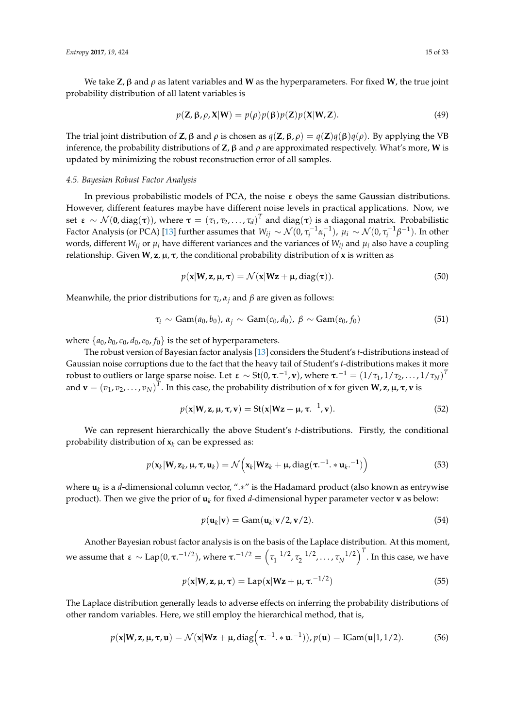We take $\mathbf{Z}$, $\boldsymbol{\beta}$ and $\rho$ as latent variables and $\mathbf{W}$ as the hyperparameters. For fixed $\mathbf{W}$, the true joint probability distribution of all latent variables is

$$p(\mathbf{Z}, \boldsymbol{\beta}, \rho, \mathbf{X}|\mathbf{W}) = p(\rho)p(\boldsymbol{\beta})p(\mathbf{Z})p(\mathbf{X}|\mathbf{W}, \mathbf{Z}). \tag{49}$$

The trial joint distribution of $\mathbf{Z}$, $\boldsymbol{\beta}$ and $\rho$ is chosen as $q(\mathbf{Z}, \boldsymbol{\beta}, \rho) = q(\mathbf{Z})q(\boldsymbol{\beta})q(\rho)$. By applying the VB inference, the probability distributions of $\mathbf{Z}$, $\boldsymbol{\beta}$ and $\rho$ are approximated respectively. What's more, $\mathbf{W}$ is updated by minimizing the robust reconstruction error of all samples.

### *4.5. Bayesian Robust Factor Analysis*

In previous probabilistic models of PCA, the noise $\boldsymbol{\varepsilon}$ obeys the same Gaussian distributions. However, different features maybe have different noise levels in practical applications. Now, we set $\boldsymbol{\varepsilon} \sim \mathcal{N}(\mathbf{0}, \text{diag}(\boldsymbol{\tau}))$, where $\boldsymbol{\tau} = (\tau_1, \tau_2, \ldots, \tau_d)^T$ and $\text{diag}(\boldsymbol{\tau})$ is a diagonal matrix. Probabilistic Factor Analysis (or PCA) [13] further assumes that $W_{ij} \sim \mathcal{N}(0, \tau_i^{-1}\alpha_j^{-1})$, $\mu_i \sim \mathcal{N}(0, \tau_i^{-1}\beta^{-1})$. In other words, different $W_{ij}$ or $\mu_i$ have different variances and the variances of $W_{ij}$ and $\mu_i$ also have a coupling relationship. Given $\mathbf{W}, \mathbf{z}, \boldsymbol{\mu}, \boldsymbol{\tau}$, the conditional probability distribution of $\mathbf{x}$ is written as

$$p(\mathbf{x}|\mathbf{W}, \mathbf{z}, \boldsymbol{\mu}, \boldsymbol{\tau}) = \mathcal{N}(\mathbf{x}|\mathbf{W}\mathbf{z} + \boldsymbol{\mu}, \text{diag}(\boldsymbol{\tau})). \tag{50}$$

Meanwhile, the prior distributions for $\tau_i$, $\alpha_j$ and $\beta$ are given as follows:

$$\tau_i \sim \text{Gam}(a_0, b_0),\ \alpha_j \sim \text{Gam}(c_0, d_0),\ \beta \sim \text{Gam}(e_0, f_0) \tag{51}$$

where $\{a_0, b_0, c_0, d_0, e_0, f_0\}$ is the set of hyperparameters.

The robust version of Bayesian factor analysis [13] considers the Student's *t*-distributions instead of Gaussian noise corruptions due to the fact that the heavy tail of Student's *t*-distributions makes it more robust to outliers or large sparse noise. Let $\boldsymbol{\varepsilon} \sim \text{St}(0, \boldsymbol{\tau}.^{-1}, \mathbf{v})$, where $\boldsymbol{\tau}.^{-1} = (1/\tau_1, 1/\tau_2, \ldots, 1/\tau_N)^T$ and $\mathbf{v} = (v_1, v_2, \ldots, v_N)^T$. In this case, the probability distribution of $\mathbf{x}$ for given $\mathbf{W}, \mathbf{z}, \boldsymbol{\mu}, \boldsymbol{\tau}, \mathbf{v}$ is

$$p(\mathbf{x}|\mathbf{W}, \mathbf{z}, \boldsymbol{\mu}, \boldsymbol{\tau}, \mathbf{v}) = \text{St}(\mathbf{x}|\mathbf{W}\mathbf{z} + \boldsymbol{\mu}, \boldsymbol{\tau}.^{-1}, \mathbf{v}). \tag{52}$$

We can represent hierarchically the above Student's *t*-distributions. Firstly, the conditional probability distribution of $\mathbf{x}_k$ can be expressed as:

$$p(\mathbf{x}_k|\mathbf{W}, \mathbf{z}_k, \boldsymbol{\mu}, \boldsymbol{\tau}, \mathbf{u}_k) = \mathcal{N}\left(\mathbf{x}_k|\mathbf{W}\mathbf{z}_k + \boldsymbol{\mu}, \text{diag}(\boldsymbol{\tau}.^{-1}.*\mathbf{u}_k.^{-1})\right) \tag{53}$$

where $\mathbf{u}_k$ is a $d$-dimensional column vector, ".*" is the Hadamard product (also known as entrywise product). Then we give the prior of $\mathbf{u}_k$ for fixed $d$-dimensional hyper parameter vector $\mathbf{v}$ as below:

$$p(\mathbf{u}_k|\mathbf{v}) = \text{Gam}(\mathbf{u}_k|\mathbf{v}/2, \mathbf{v}/2). \tag{54}$$

Another Bayesian robust factor analysis is on the basis of the Laplace distribution. At this moment, we assume that $\boldsymbol{\varepsilon} \sim \text{Lap}(0, \boldsymbol{\tau}.^{-1/2})$, where $\boldsymbol{\tau}.^{-1/2} = \left(\tau_1^{-1/2}, \tau_2^{-1/2}, \ldots, \tau_N^{-1/2}\right)^T$. In this case, we have

$$p(\mathbf{x}|\mathbf{W}, \mathbf{z}, \boldsymbol{\mu}, \boldsymbol{\tau}) = \text{Lap}(\mathbf{x}|\mathbf{W}\mathbf{z} + \boldsymbol{\mu}, \boldsymbol{\tau}.^{-1/2}) \tag{55}$$

The Laplace distribution generally leads to adverse effects on inferring the probability distributions of other random variables. Here, we still employ the hierarchical method, that is,

$$p(\mathbf{x}|\mathbf{W}, \mathbf{z}, \boldsymbol{\mu}, \boldsymbol{\tau}, \mathbf{u}) = \mathcal{N}(\mathbf{x}|\mathbf{W}\mathbf{z} + \boldsymbol{\mu}, \text{diag}\left(\boldsymbol{\tau}.^{-1}.*\mathbf{u}.^{-1})\right), p(\mathbf{u}) = \text{IGam}(\mathbf{u}|1, 1/2). \tag{56}$$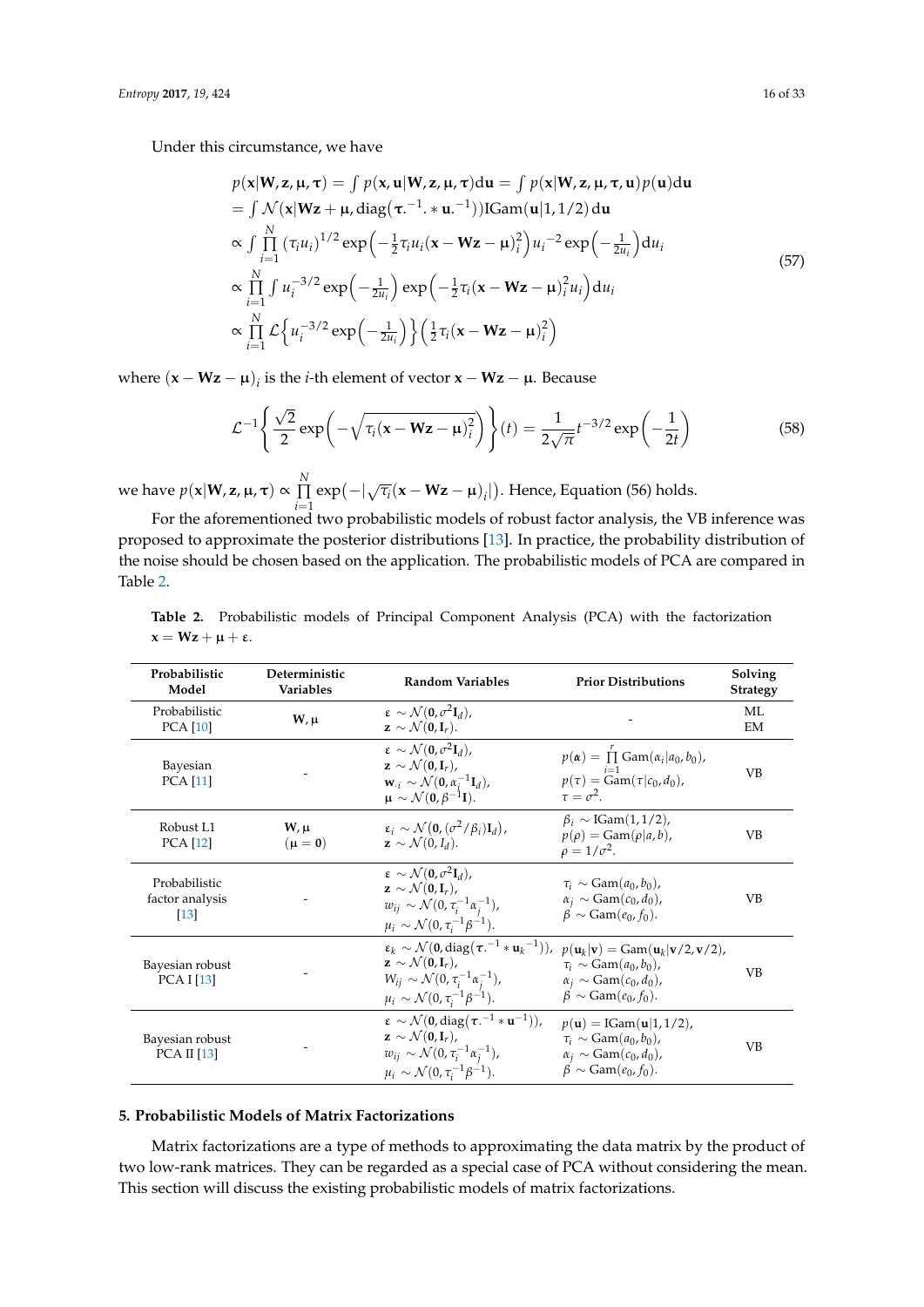Under this circumstance, we have

$$
\begin{aligned}
&p(\mathbf{x}|\mathbf{W},\mathbf{z},\boldsymbol{\mu},\boldsymbol{\tau}) = \int p(\mathbf{x},\mathbf{u}|\mathbf{W},\mathbf{z},\boldsymbol{\mu},\boldsymbol{\tau})\mathrm{d}\mathbf{u} = \int p(\mathbf{x}|\mathbf{W},\mathbf{z},\boldsymbol{\mu},\boldsymbol{\tau},\mathbf{u})p(\mathbf{u})\mathrm{d}\mathbf{u} \\
&= \int \mathcal{N}(\mathbf{x}|\mathbf{W}\mathbf{z}+\boldsymbol{\mu}, \mathrm{diag}(\boldsymbol{\tau}.^{-1}.*\mathbf{u}.^{-1}))\mathrm{IGam}(\mathbf{u}|1,1/2)\,\mathrm{d}\mathbf{u} \\
&\propto \int \prod_{i=1}^{N} (\tau_i u_i)^{1/2} \exp\left(-\tfrac{1}{2}\tau_i u_i(\mathbf{x}-\mathbf{W}\mathbf{z}-\boldsymbol{\mu})_i^2\right) u_i^{-2} \exp\left(-\tfrac{1}{2u_i}\right)\mathrm{d}u_i \\
&\propto \prod_{i=1}^{N} \int u_i^{-3/2} \exp\left(-\tfrac{1}{2u_i}\right) \exp\left(-\tfrac{1}{2}\tau_i(\mathbf{x}-\mathbf{W}\mathbf{z}-\boldsymbol{\mu})_i^2 u_i\right)\mathrm{d}u_i \\
&\propto \prod_{i=1}^{N} \mathcal{L}\left\{u_i^{-3/2}\exp\left(-\tfrac{1}{2u_i}\right)\right\}\left(\tfrac{1}{2}\tau_i(\mathbf{x}-\mathbf{W}\mathbf{z}-\boldsymbol{\mu})_i^2\right)
\end{aligned}
\tag{57}
$$

where $(\mathbf{x}-\mathbf{W}\mathbf{z}-\boldsymbol{\mu})_i$ is the $i$-th element of vector $\mathbf{x}-\mathbf{W}\mathbf{z}-\boldsymbol{\mu}$. Because

$$
\mathcal{L}^{-1}\left\{\frac{\sqrt{2}}{2}\exp\left(-\sqrt{\tau_i(\mathbf{x}-\mathbf{W}\mathbf{z}-\boldsymbol{\mu})_i^2}\right)\right\}(t) = \frac{1}{2\sqrt{\pi}}t^{-3/2}\exp\left(-\frac{1}{2t}\right) \tag{58}
$$

we have $p(\mathbf{x}|\mathbf{W},\mathbf{z},\boldsymbol{\mu},\boldsymbol{\tau}) \propto \prod_{i=1}^{N}\exp\left(-|\sqrt{\tau_i}(\mathbf{x}-\mathbf{W}\mathbf{z}-\boldsymbol{\mu})_i|\right)$. Hence, Equation (56) holds.

For the aforementioned two probabilistic models of robust factor analysis, the VB inference was proposed to approximate the posterior distributions [13]. In practice, the probability distribution of the noise should be chosen based on the application. The probabilistic models of PCA are compared in Table 2.

**Table 2.** Probabilistic models of Principal Component Analysis (PCA) with the factorization $\mathbf{x} = \mathbf{W}\mathbf{z} + \boldsymbol{\mu} + \boldsymbol{\varepsilon}$.

| Probabilistic Model | Deterministic Variables | Random Variables | Prior Distributions | Solving Strategy |
|---|---|---|---|---|
| Probabilistic PCA [10] | $\mathbf{W}, \boldsymbol{\mu}$ | $\boldsymbol{\varepsilon} \sim \mathcal{N}(\mathbf{0}, \sigma^2\mathbf{I}_d)$, $\mathbf{z} \sim \mathcal{N}(\mathbf{0}, \mathbf{I}_r)$. | - | ML EM |
| Bayesian PCA [11] | - | $\boldsymbol{\varepsilon} \sim \mathcal{N}(\mathbf{0}, \sigma^2\mathbf{I}_d)$, $\mathbf{z} \sim \mathcal{N}(\mathbf{0}, \mathbf{I}_r)$, $\mathbf{w}_{\cdot i} \sim \mathcal{N}(\mathbf{0}, \alpha_i^{-1}\mathbf{I}_d)$, $\boldsymbol{\mu} \sim \mathcal{N}(\mathbf{0}, \beta^{-1}\mathbf{I})$. | $p(\boldsymbol{\alpha}) = \prod_{i=1}^{r}\mathrm{Gam}(\alpha_i\|a_0, b_0)$, $p(\tau) = \mathrm{Gam}(\tau\|c_0, d_0)$, $\tau = \sigma^2$. | VB |
| Robust L1 PCA [12] | $\mathbf{W}, \boldsymbol{\mu}$ $(\boldsymbol{\mu} = \mathbf{0})$ | $\boldsymbol{\varepsilon}_i \sim \mathcal{N}(\mathbf{0}, (\sigma^2/\beta_i)\mathbf{I}_d)$, $\mathbf{z} \sim \mathcal{N}(0, I_d)$. | $\beta_i \sim \mathrm{IGam}(1, 1/2)$, $p(\rho) = \mathrm{Gam}(\rho\|a, b)$, $\rho = 1/\sigma^2$. | VB |
| Probabilistic factor analysis [13] | - | $\boldsymbol{\varepsilon} \sim \mathcal{N}(\mathbf{0}, \sigma^2\mathbf{I}_d)$, $\mathbf{z} \sim \mathcal{N}(\mathbf{0}, \mathbf{I}_r)$, $w_{ij} \sim \mathcal{N}(0, \tau_i^{-1}\alpha_j^{-1})$, $\mu_i \sim \mathcal{N}(0, \tau_i^{-1}\beta^{-1})$. | $\tau_i \sim \mathrm{Gam}(a_0, b_0)$, $\alpha_j \sim \mathrm{Gam}(c_0, d_0)$, $\beta \sim \mathrm{Gam}(e_0, f_0)$. | VB |
| Bayesian robust PCA I [13] | - | $\boldsymbol{\varepsilon}_k \sim \mathcal{N}(\mathbf{0}, \mathrm{diag}(\boldsymbol{\tau}.^{-1}*\mathbf{u}_k^{-1}))$, $\mathbf{z} \sim \mathcal{N}(\mathbf{0}, \mathbf{I}_r)$, $W_{ij} \sim \mathcal{N}(0, \tau_i^{-1}\alpha_j^{-1})$, $\mu_i \sim \mathcal{N}(0, \tau_i^{-1}\beta^{-1})$. | $p(\mathbf{u}_k\|\mathbf{v}) = \mathrm{Gam}(\mathbf{u}_k\|\mathbf{v}/2, \mathbf{v}/2)$, $\tau_i \sim \mathrm{Gam}(a_0, b_0)$, $\alpha_j \sim \mathrm{Gam}(c_0, d_0)$, $\beta \sim \mathrm{Gam}(e_0, f_0)$. | VB |
| Bayesian robust PCA II [13] | - | $\boldsymbol{\varepsilon} \sim \mathcal{N}(\mathbf{0}, \mathrm{diag}(\boldsymbol{\tau}.^{-1}*\mathbf{u}^{-1}))$, $\mathbf{z} \sim \mathcal{N}(\mathbf{0}, \mathbf{I}_r)$, $w_{ij} \sim \mathcal{N}(0, \tau_i^{-1}\alpha_j^{-1})$, $\mu_i \sim \mathcal{N}(0, \tau_i^{-1}\beta^{-1})$. | $p(\mathbf{u}) = \mathrm{IGam}(\mathbf{u}\|1, 1/2)$, $\tau_i \sim \mathrm{Gam}(a_0, b_0)$, $\alpha_j \sim \mathrm{Gam}(c_0, d_0)$, $\beta \sim \mathrm{Gam}(e_0, f_0)$. | VB |

## 5. Probabilistic Models of Matrix Factorizations

Matrix factorizations are a type of methods to approximating the data matrix by the product of two low-rank matrices. They can be regarded as a special case of PCA without considering the mean. This section will discuss the existing probabilistic models of matrix factorizations.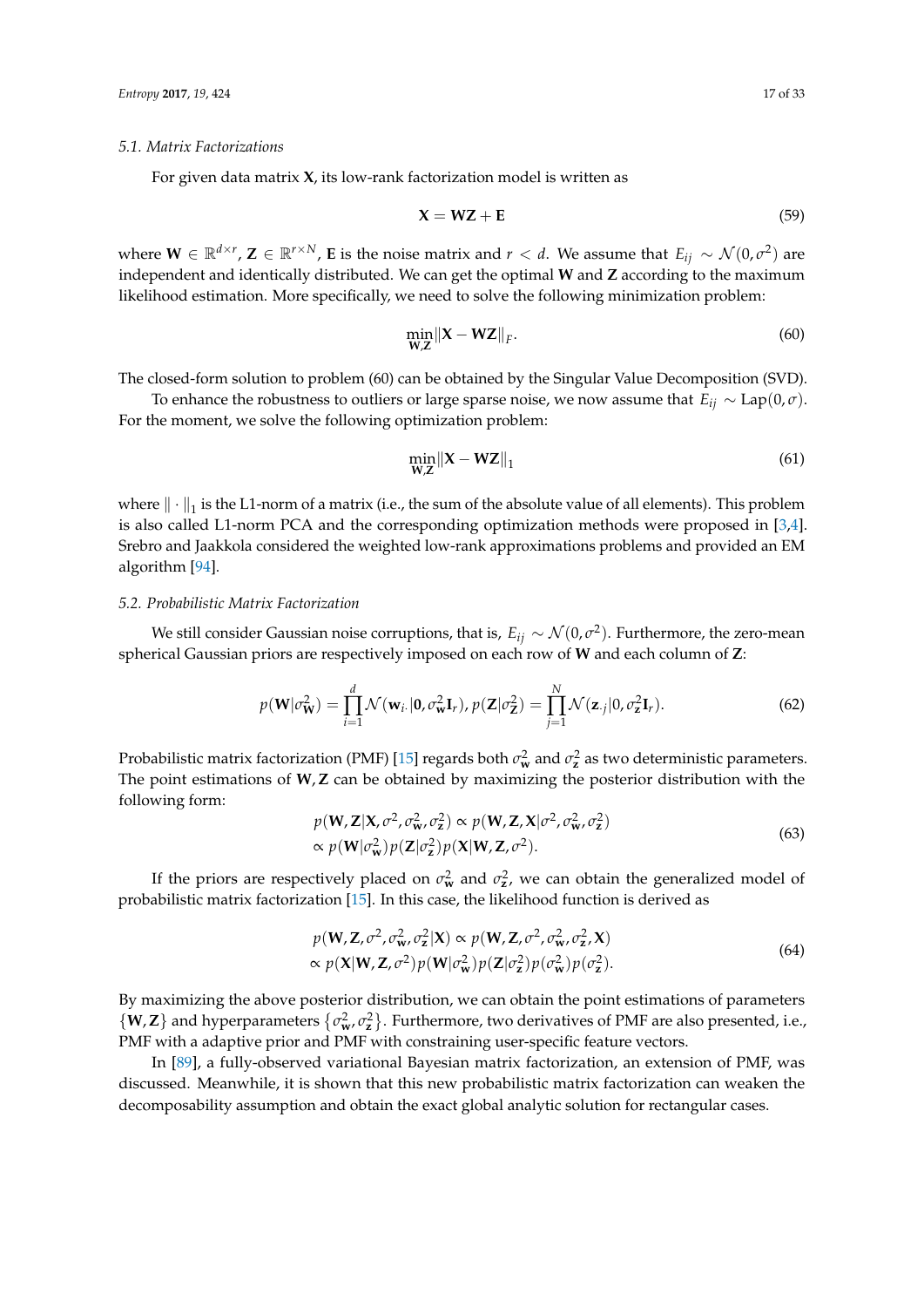### 5.1. Matrix Factorizations

For given data matrix $\mathbf{X}$, its low-rank factorization model is written as

$$\mathbf{X} = \mathbf{W}\mathbf{Z} + \mathbf{E} \tag{59}$$

where $\mathbf{W} \in \mathbb{R}^{d \times r}$, $\mathbf{Z} \in \mathbb{R}^{r \times N}$, $\mathbf{E}$ is the noise matrix and $r < d$. We assume that $E_{ij} \sim \mathcal{N}(0, \sigma^2)$ are independent and identically distributed. We can get the optimal $\mathbf{W}$ and $\mathbf{Z}$ according to the maximum likelihood estimation. More specifically, we need to solve the following minimization problem:

$$\min_{\mathbf{W},\mathbf{Z}} \|\mathbf{X} - \mathbf{W}\mathbf{Z}\|_F. \tag{60}$$

The closed-form solution to problem (60) can be obtained by the Singular Value Decomposition (SVD).

To enhance the robustness to outliers or large sparse noise, we now assume that $E_{ij} \sim \text{Lap}(0, \sigma)$. For the moment, we solve the following optimization problem:

$$\min_{\mathbf{W},\mathbf{Z}} \|\mathbf{X} - \mathbf{W}\mathbf{Z}\|_1 \tag{61}$$

where $\|\cdot\|_1$ is the L1-norm of a matrix (i.e., the sum of the absolute value of all elements). This problem is also called L1-norm PCA and the corresponding optimization methods were proposed in [3,4]. Srebro and Jaakkola considered the weighted low-rank approximations problems and provided an EM algorithm [94].

### 5.2. Probabilistic Matrix Factorization

We still consider Gaussian noise corruptions, that is, $E_{ij} \sim \mathcal{N}(0, \sigma^2)$. Furthermore, the zero-mean spherical Gaussian priors are respectively imposed on each row of $\mathbf{W}$ and each column of $\mathbf{Z}$:

$$p(\mathbf{W}|\sigma^2_{\mathbf{W}}) = \prod_{i=1}^{d} \mathcal{N}(\mathbf{w}_{i\cdot}|\mathbf{0}, \sigma^2_{\mathbf{w}}\mathbf{I}_r), \, p(\mathbf{Z}|\sigma^2_{\mathbf{Z}}) = \prod_{j=1}^{N} \mathcal{N}(\mathbf{z}_{\cdot j}|0, \sigma^2_{\mathbf{z}}\mathbf{I}_r). \tag{62}$$

Probabilistic matrix factorization (PMF) [15] regards both $\sigma^2_{\mathbf{w}}$ and $\sigma^2_{\mathbf{z}}$ as two deterministic parameters. The point estimations of $\mathbf{W}, \mathbf{Z}$ can be obtained by maximizing the posterior distribution with the following form:

$$\begin{aligned} &p(\mathbf{W}, \mathbf{Z}|\mathbf{X}, \sigma^2, \sigma^2_{\mathbf{w}}, \sigma^2_{\mathbf{z}}) \propto p(\mathbf{W}, \mathbf{Z}, \mathbf{X}|\sigma^2, \sigma^2_{\mathbf{w}}, \sigma^2_{\mathbf{z}}) \\ &\propto p(\mathbf{W}|\sigma^2_{\mathbf{w}})p(\mathbf{Z}|\sigma^2_{\mathbf{z}})p(\mathbf{X}|\mathbf{W}, \mathbf{Z}, \sigma^2). \end{aligned} \tag{63}$$

If the priors are respectively placed on $\sigma^2_{\mathbf{w}}$ and $\sigma^2_{\mathbf{z}}$, we can obtain the generalized model of probabilistic matrix factorization [15]. In this case, the likelihood function is derived as

$$\begin{aligned} &p(\mathbf{W}, \mathbf{Z}, \sigma^2, \sigma^2_{\mathbf{w}}, \sigma^2_{\mathbf{z}}|\mathbf{X}) \propto p(\mathbf{W}, \mathbf{Z}, \sigma^2, \sigma^2_{\mathbf{w}}, \sigma^2_{\mathbf{z}}, \mathbf{X}) \\ &\propto p(\mathbf{X}|\mathbf{W}, \mathbf{Z}, \sigma^2)p(\mathbf{W}|\sigma^2_{\mathbf{w}})p(\mathbf{Z}|\sigma^2_{\mathbf{z}})p(\sigma^2_{\mathbf{w}})p(\sigma^2_{\mathbf{z}}). \end{aligned} \tag{64}$$

By maximizing the above posterior distribution, we can obtain the point estimations of parameters $\{\mathbf{W}, \mathbf{Z}\}$ and hyperparameters $\{\sigma^2_{\mathbf{w}}, \sigma^2_{\mathbf{z}}\}$. Furthermore, two derivatives of PMF are also presented, i.e., PMF with a adaptive prior and PMF with constraining user-specific feature vectors.

In [89], a fully-observed variational Bayesian matrix factorization, an extension of PMF, was discussed. Meanwhile, it is shown that this new probabilistic matrix factorization can weaken the decomposability assumption and obtain the exact global analytic solution for rectangular cases.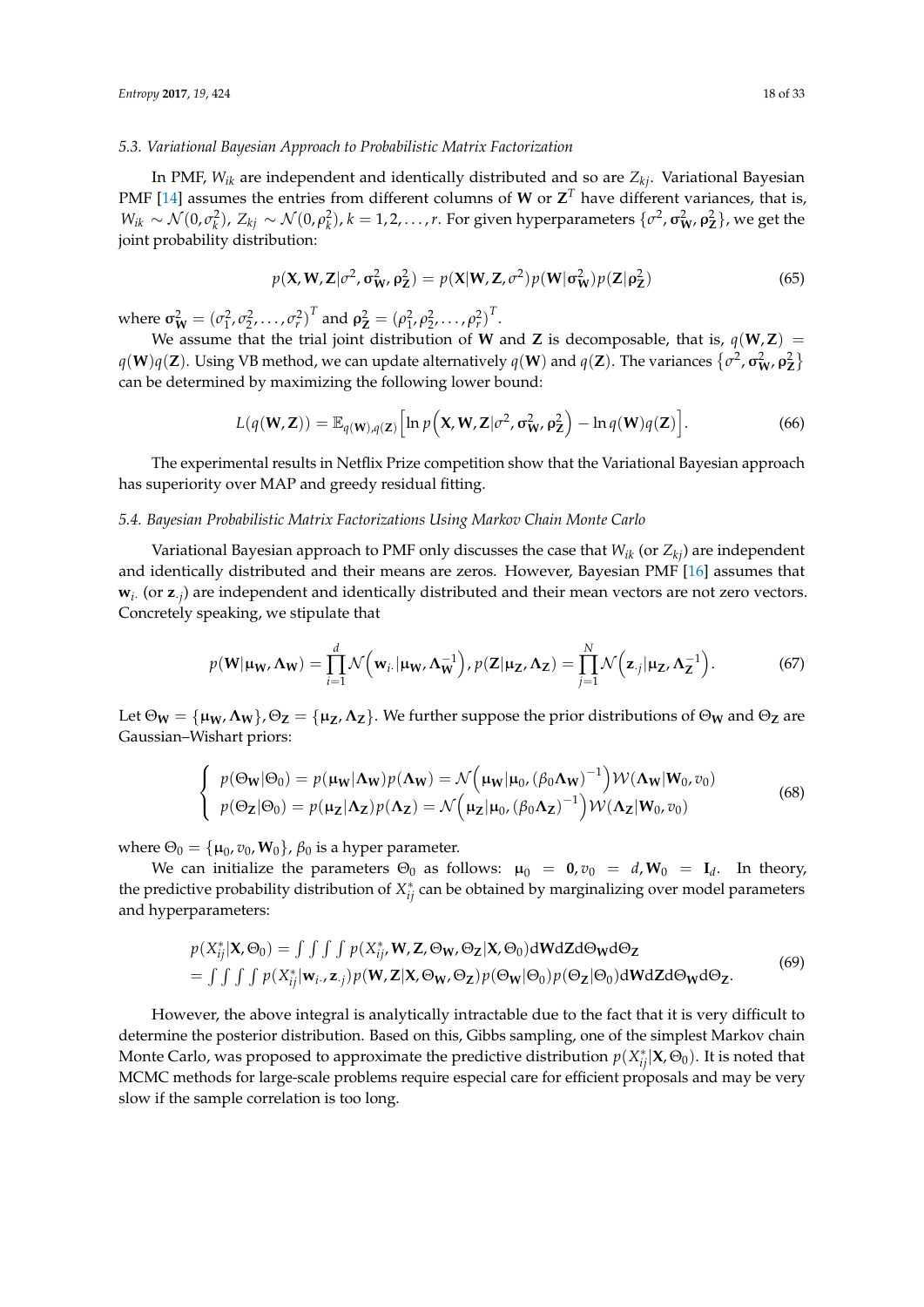### 5.3. Variational Bayesian Approach to Probabilistic Matrix Factorization

In PMF, $W_{ik}$ are independent and identically distributed and so are $Z_{kj}$. Variational Bayesian PMF [14] assumes the entries from different columns of $\mathbf{W}$ or $\mathbf{Z}^T$ have different variances, that is, $W_{ik} \sim \mathcal{N}(0, \sigma_k^2)$, $Z_{kj} \sim \mathcal{N}(0, \rho_k^2)$, $k = 1, 2, \ldots, r$. For given hyperparameters $\{\sigma^2, \boldsymbol{\sigma}_{\mathbf{W}}^2, \boldsymbol{\rho}_{\mathbf{Z}}^2\}$, we get the joint probability distribution:

$$p(\mathbf{X}, \mathbf{W}, \mathbf{Z}|\sigma^2, \boldsymbol{\sigma}_{\mathbf{W}}^2, \boldsymbol{\rho}_{\mathbf{Z}}^2) = p(\mathbf{X}|\mathbf{W}, \mathbf{Z}, \sigma^2) p(\mathbf{W}|\boldsymbol{\sigma}_{\mathbf{W}}^2) p(\mathbf{Z}|\boldsymbol{\rho}_{\mathbf{Z}}^2) \tag{65}$$

where $\boldsymbol{\sigma}_{\mathbf{W}}^2 = (\sigma_1^2, \sigma_2^2, \ldots, \sigma_r^2)^T$ and $\boldsymbol{\rho}_{\mathbf{Z}}^2 = (\rho_1^2, \rho_2^2, \ldots, \rho_r^2)^T$.

We assume that the trial joint distribution of $\mathbf{W}$ and $\mathbf{Z}$ is decomposable, that is, $q(\mathbf{W}, \mathbf{Z}) = q(\mathbf{W})q(\mathbf{Z})$. Using VB method, we can update alternatively $q(\mathbf{W})$ and $q(\mathbf{Z})$. The variances $\{\sigma^2, \boldsymbol{\sigma}_{\mathbf{W}}^2, \boldsymbol{\rho}_{\mathbf{Z}}^2\}$ can be determined by maximizing the following lower bound:

$$L(q(\mathbf{W}, \mathbf{Z})) = \mathbb{E}_{q(\mathbf{W}), q(\mathbf{Z})} \Big[ \ln p\Big(\mathbf{X}, \mathbf{W}, \mathbf{Z}|\sigma^2, \boldsymbol{\sigma}_{\mathbf{W}}^2, \boldsymbol{\rho}_{\mathbf{Z}}^2\Big) - \ln q(\mathbf{W})q(\mathbf{Z}) \Big]. \tag{66}$$

The experimental results in Netflix Prize competition show that the Variational Bayesian approach has superiority over MAP and greedy residual fitting.

### 5.4. Bayesian Probabilistic Matrix Factorizations Using Markov Chain Monte Carlo

Variational Bayesian approach to PMF only discusses the case that $W_{ik}$ (or $Z_{kj}$) are independent and identically distributed and their means are zeros. However, Bayesian PMF [16] assumes that $\mathbf{w}_{i\cdot}$ (or $\mathbf{z}_{\cdot j}$) are independent and identically distributed and their mean vectors are not zero vectors. Concretely speaking, we stipulate that

$$p(\mathbf{W}|\boldsymbol{\mu}_{\mathbf{W}}, \boldsymbol{\Lambda}_{\mathbf{W}}) = \prod_{i=1}^{d} \mathcal{N}\Big(\mathbf{w}_{i\cdot}|\boldsymbol{\mu}_{\mathbf{W}}, \boldsymbol{\Lambda}_{\mathbf{W}}^{-1}\Big), p(\mathbf{Z}|\boldsymbol{\mu}_{\mathbf{Z}}, \boldsymbol{\Lambda}_{\mathbf{Z}}) = \prod_{j=1}^{N} \mathcal{N}\Big(\mathbf{z}_{\cdot j}|\boldsymbol{\mu}_{\mathbf{Z}}, \boldsymbol{\Lambda}_{\mathbf{Z}}^{-1}\Big). \tag{67}$$

Let $\Theta_{\mathbf{W}} = \{\boldsymbol{\mu}_{\mathbf{W}}, \boldsymbol{\Lambda}_{\mathbf{W}}\}, \Theta_{\mathbf{Z}} = \{\boldsymbol{\mu}_{\mathbf{Z}}, \boldsymbol{\Lambda}_{\mathbf{Z}}\}$. We further suppose the prior distributions of $\Theta_{\mathbf{W}}$ and $\Theta_{\mathbf{Z}}$ are Gaussian–Wishart priors:

$$\begin{cases} p(\Theta_{\mathbf{W}}|\Theta_0) = p(\boldsymbol{\mu}_{\mathbf{W}}|\boldsymbol{\Lambda}_{\mathbf{W}}) p(\boldsymbol{\Lambda}_{\mathbf{W}}) = \mathcal{N}\Big(\boldsymbol{\mu}_{\mathbf{W}}|\boldsymbol{\mu}_0, (\beta_0 \boldsymbol{\Lambda}_{\mathbf{W}})^{-1}\Big) \mathcal{W}(\boldsymbol{\Lambda}_{\mathbf{W}}|\mathbf{W}_0, v_0) \\ p(\Theta_{\mathbf{Z}}|\Theta_0) = p(\boldsymbol{\mu}_{\mathbf{Z}}|\boldsymbol{\Lambda}_{\mathbf{Z}}) p(\boldsymbol{\Lambda}_{\mathbf{Z}}) = \mathcal{N}\Big(\boldsymbol{\mu}_{\mathbf{Z}}|\boldsymbol{\mu}_0, (\beta_0 \boldsymbol{\Lambda}_{\mathbf{Z}})^{-1}\Big) \mathcal{W}(\boldsymbol{\Lambda}_{\mathbf{Z}}|\mathbf{W}_0, v_0) \end{cases} \tag{68}$$

where $\Theta_0 = \{\boldsymbol{\mu}_0, v_0, \mathbf{W}_0\}$, $\beta_0$ is a hyper parameter.

We can initialize the parameters $\Theta_0$ as follows: $\boldsymbol{\mu}_0 = \mathbf{0}, v_0 = d, \mathbf{W}_0 = \mathbf{I}_d$. In theory, the predictive probability distribution of $X_{ij}^*$ can be obtained by marginalizing over model parameters and hyperparameters:

$$\begin{aligned} p(X_{ij}^*|\mathbf{X}, \Theta_0) &= \int\int\int\int p(X_{ij}^*, \mathbf{W}, \mathbf{Z}, \Theta_{\mathbf{W}}, \Theta_{\mathbf{Z}}|\mathbf{X}, \Theta_0) \mathrm{d}\mathbf{W}\mathrm{d}\mathbf{Z}\mathrm{d}\Theta_{\mathbf{W}}\mathrm{d}\Theta_{\mathbf{Z}} \\ &= \int\int\int\int p(X_{ij}^*|\mathbf{w}_{i\cdot}, \mathbf{z}_{\cdot j}) p(\mathbf{W}, \mathbf{Z}|\mathbf{X}, \Theta_{\mathbf{W}}, \Theta_{\mathbf{Z}}) p(\Theta_{\mathbf{W}}|\Theta_0) p(\Theta_{\mathbf{Z}}|\Theta_0) \mathrm{d}\mathbf{W}\mathrm{d}\mathbf{Z}\mathrm{d}\Theta_{\mathbf{W}}\mathrm{d}\Theta_{\mathbf{Z}}. \end{aligned} \tag{69}$$

However, the above integral is analytically intractable due to the fact that it is very difficult to determine the posterior distribution. Based on this, Gibbs sampling, one of the simplest Markov chain Monte Carlo, was proposed to approximate the predictive distribution $p(X_{ij}^*|\mathbf{X}, \Theta_0)$. It is noted that MCMC methods for large-scale problems require especial care for efficient proposals and may be very slow if the sample correlation is too long.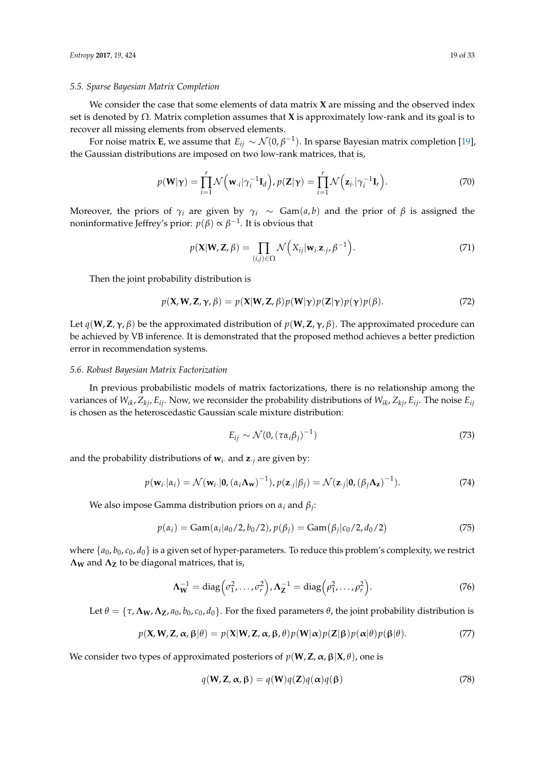### 5.5. Sparse Bayesian Matrix Completion

We consider the case that some elements of data matrix $\mathbf{X}$ are missing and the observed index set is denoted by $\Omega$. Matrix completion assumes that $\mathbf{X}$ is approximately low-rank and its goal is to recover all missing elements from observed elements.

For noise matrix $\mathbf{E}$, we assume that $E_{ij} \sim \mathcal{N}(0, \beta^{-1})$. In sparse Bayesian matrix completion [19], the Gaussian distributions are imposed on two low-rank matrices, that is,

$$p(\mathbf{W}|\boldsymbol{\gamma}) = \prod_{i=1}^{r} \mathcal{N}\left(\mathbf{w}_{\cdot i}|\gamma_i^{-1}\mathbf{I}_d\right), p(\mathbf{Z}|\boldsymbol{\gamma}) = \prod_{i=1}^{r} \mathcal{N}\left(\mathbf{z}_{i\cdot}|\gamma_i^{-1}\mathbf{I}_r\right). \tag{70}$$

Moreover, the priors of $\gamma_i$ are given by $\gamma_i \sim \text{Gam}(a, b)$ and the prior of $\beta$ is assigned the noninformative Jeffrey's prior: $p(\beta) \propto \beta^{-1}$. It is obvious that

$$p(\mathbf{X}|\mathbf{W}, \mathbf{Z}, \beta) = \prod_{(i,j)\in\Omega} \mathcal{N}\left(X_{ij}|\mathbf{w}_{i\cdot}\mathbf{z}_{\cdot j}, \beta^{-1}\right). \tag{71}$$

Then the joint probability distribution is

$$p(\mathbf{X}, \mathbf{W}, \mathbf{Z}, \boldsymbol{\gamma}, \beta) = p(\mathbf{X}|\mathbf{W}, \mathbf{Z}, \beta)p(\mathbf{W}|\boldsymbol{\gamma})p(\mathbf{Z}|\boldsymbol{\gamma})p(\boldsymbol{\gamma})p(\beta). \tag{72}$$

Let $q(\mathbf{W}, \mathbf{Z}, \boldsymbol{\gamma}, \beta)$ be the approximated distribution of $p(\mathbf{W}, \mathbf{Z}, \boldsymbol{\gamma}, \beta)$. The approximated procedure can be achieved by VB inference. It is demonstrated that the proposed method achieves a better prediction error in recommendation systems.

### 5.6. Robust Bayesian Matrix Factorization

In previous probabilistic models of matrix factorizations, there is no relationship among the variances of $W_{ik}, Z_{kj}, E_{ij}$. Now, we reconsider the probability distributions of $W_{ik}, Z_{kj}, E_{ij}$. The noise $E_{ij}$ is chosen as the heteroscedastic Gaussian scale mixture distribution:

$$E_{ij} \sim \mathcal{N}(0, (\tau\alpha_i\beta_j)^{-1}) \tag{73}$$

and the probability distributions of $\mathbf{w}_{i\cdot}$ and $\mathbf{z}_{\cdot j}$ are given by:

$$p(\mathbf{w}_{i\cdot}|\alpha_i) = \mathcal{N}(\mathbf{w}_{i\cdot}|\mathbf{0}, (\alpha_i\mathbf{\Lambda_w})^{-1}), p(\mathbf{z}_{\cdot j}|\beta_j) = \mathcal{N}(\mathbf{z}_{\cdot j}|\mathbf{0}, (\beta_j\mathbf{\Lambda_z})^{-1}). \tag{74}$$

We also impose Gamma distribution priors on $\alpha_i$ and $\beta_j$:

$$p(\alpha_i) = \text{Gam}(\alpha_i|a_0/2, b_0/2), p(\beta_j) = \text{Gam}(\beta_j|c_0/2, d_0/2) \tag{75}$$

where $\{a_0, b_0, c_0, d_0\}$ is a given set of hyper-parameters. To reduce this problem's complexity, we restrict $\mathbf{\Lambda_W}$ and $\mathbf{\Lambda_Z}$ to be diagonal matrices, that is,

$$\mathbf{\Lambda_W}^{-1} = \text{diag}\left(\sigma_1^2, \ldots, \sigma_r^2\right), \mathbf{\Lambda_Z}^{-1} = \text{diag}\left(\rho_1^2, \ldots, \rho_r^2\right). \tag{76}$$

Let $\theta = \{\tau, \mathbf{\Lambda_W}, \mathbf{\Lambda_Z}, a_0, b_0, c_0, d_0\}$. For the fixed parameters $\theta$, the joint probability distribution is

$$p(\mathbf{X}, \mathbf{W}, \mathbf{Z}, \boldsymbol{\alpha}, \boldsymbol{\beta}|\theta) = p(\mathbf{X}|\mathbf{W}, \mathbf{Z}, \boldsymbol{\alpha}, \boldsymbol{\beta}, \theta)p(\mathbf{W}|\boldsymbol{\alpha})p(\mathbf{Z}|\boldsymbol{\beta})p(\boldsymbol{\alpha}|\theta)p(\boldsymbol{\beta}|\theta). \tag{77}$$

We consider two types of approximated posteriors of $p(\mathbf{W}, \mathbf{Z}, \boldsymbol{\alpha}, \boldsymbol{\beta}|\mathbf{X}, \theta)$, one is

$$q(\mathbf{W}, \mathbf{Z}, \boldsymbol{\alpha}, \boldsymbol{\beta}) = q(\mathbf{W})q(\mathbf{Z})q(\boldsymbol{\alpha})q(\boldsymbol{\beta}) \tag{78}$$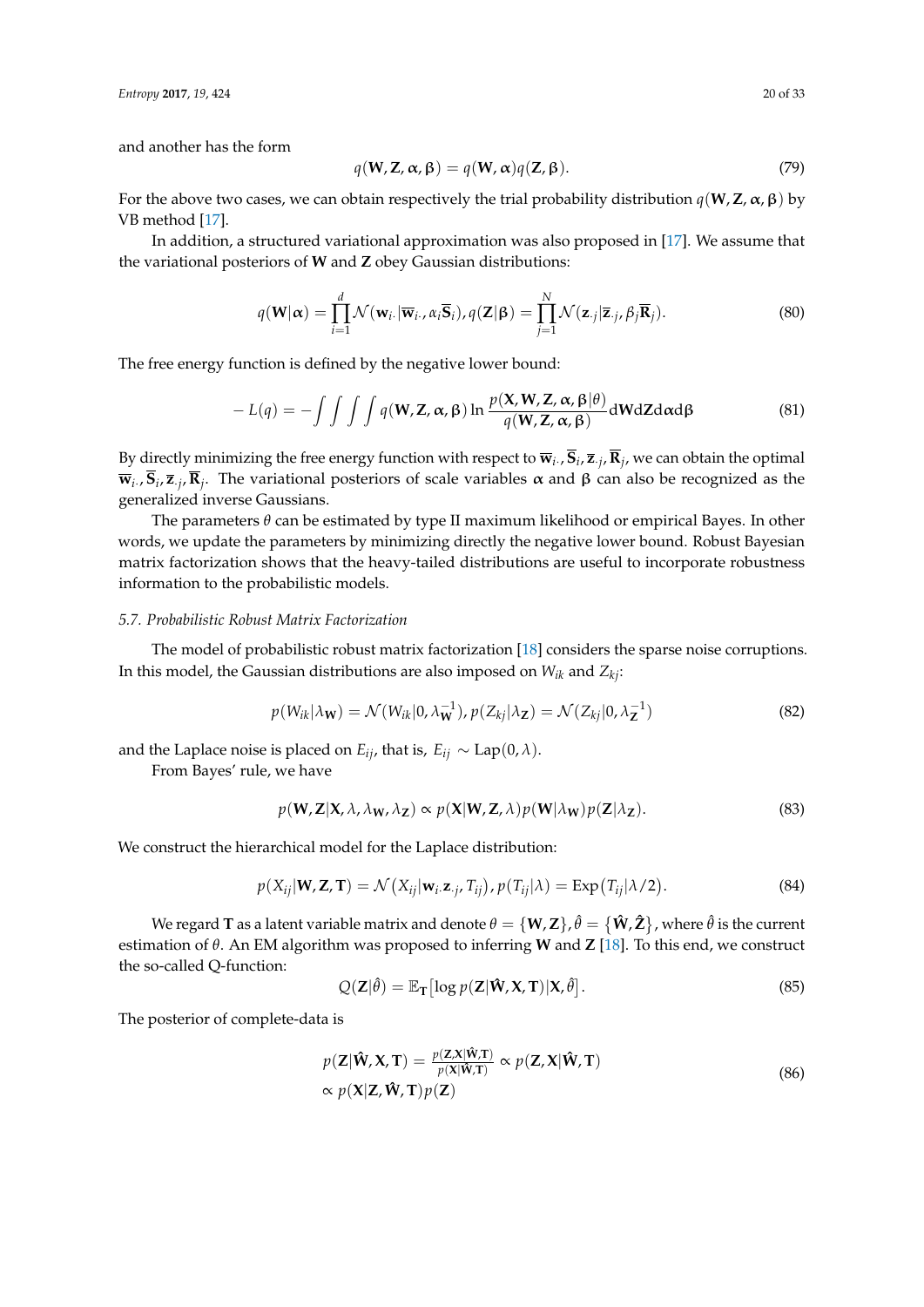and another has the form

$$q(\mathbf{W}, \mathbf{Z}, \boldsymbol{\alpha}, \boldsymbol{\beta}) = q(\mathbf{W}, \boldsymbol{\alpha}) q(\mathbf{Z}, \boldsymbol{\beta}). \tag{79}$$

For the above two cases, we can obtain respectively the trial probability distribution $q(\mathbf{W}, \mathbf{Z}, \boldsymbol{\alpha}, \boldsymbol{\beta})$ by VB method [17].

In addition, a structured variational approximation was also proposed in [17]. We assume that the variational posteriors of $\mathbf{W}$ and $\mathbf{Z}$ obey Gaussian distributions:

$$q(\mathbf{W}|\boldsymbol{\alpha}) = \prod_{i=1}^{d} \mathcal{N}(\mathbf{w}_{i\cdot}|\overline{\mathbf{w}}_{i\cdot}, \alpha_i \overline{\mathbf{S}}_i), q(\mathbf{Z}|\boldsymbol{\beta}) = \prod_{j=1}^{N} \mathcal{N}(\mathbf{z}_{\cdot j}|\overline{\mathbf{z}}_{\cdot j}, \beta_j \overline{\mathbf{R}}_j). \tag{80}$$

The free energy function is defined by the negative lower bound:

$$-L(q) = -\int\int\int\int q(\mathbf{W}, \mathbf{Z}, \boldsymbol{\alpha}, \boldsymbol{\beta}) \ln \frac{p(\mathbf{X}, \mathbf{W}, \mathbf{Z}, \boldsymbol{\alpha}, \boldsymbol{\beta}|\theta)}{q(\mathbf{W}, \mathbf{Z}, \boldsymbol{\alpha}, \boldsymbol{\beta})} \mathrm{d}\mathbf{W}\mathrm{d}\mathbf{Z}\mathrm{d}\boldsymbol{\alpha}\mathrm{d}\boldsymbol{\beta} \tag{81}$$

By directly minimizing the free energy function with respect to $\overline{\mathbf{w}}_{i\cdot}, \overline{\mathbf{S}}_i, \overline{\mathbf{z}}_{\cdot j}, \overline{\mathbf{R}}_j$, we can obtain the optimal $\overline{\mathbf{w}}_{i\cdot}, \overline{\mathbf{S}}_i, \overline{\mathbf{z}}_{\cdot j}, \overline{\mathbf{R}}_j$. The variational posteriors of scale variables $\boldsymbol{\alpha}$ and $\boldsymbol{\beta}$ can also be recognized as the generalized inverse Gaussians.

The parameters $\theta$ can be estimated by type II maximum likelihood or empirical Bayes. In other words, we update the parameters by minimizing directly the negative lower bound. Robust Bayesian matrix factorization shows that the heavy-tailed distributions are useful to incorporate robustness information to the probabilistic models.

### 5.7. Probabilistic Robust Matrix Factorization

The model of probabilistic robust matrix factorization [18] considers the sparse noise corruptions. In this model, the Gaussian distributions are also imposed on $W_{ik}$ and $Z_{kj}$:

$$p(W_{ik}|\lambda_{\mathbf{W}}) = \mathcal{N}(W_{ik}|0, \lambda_{\mathbf{W}}^{-1}), p(Z_{kj}|\lambda_{\mathbf{Z}}) = \mathcal{N}(Z_{kj}|0, \lambda_{\mathbf{Z}}^{-1}) \tag{82}$$

and the Laplace noise is placed on $E_{ij}$, that is, $E_{ij} \sim \mathrm{Lap}(0, \lambda)$.

From Bayes' rule, we have

$$p(\mathbf{W}, \mathbf{Z}|\mathbf{X}, \lambda, \lambda_{\mathbf{W}}, \lambda_{\mathbf{Z}}) \propto p(\mathbf{X}|\mathbf{W}, \mathbf{Z}, \lambda) p(\mathbf{W}|\lambda_{\mathbf{W}}) p(\mathbf{Z}|\lambda_{\mathbf{Z}}). \tag{83}$$

We construct the hierarchical model for the Laplace distribution:

$$p(X_{ij}|\mathbf{W}, \mathbf{Z}, \mathbf{T}) = \mathcal{N}\left(X_{ij}|\mathbf{w}_{i\cdot}\mathbf{z}_{\cdot j}, T_{ij}\right), p(T_{ij}|\lambda) = \mathrm{Exp}\left(T_{ij}|\lambda/2\right). \tag{84}$$

We regard $\mathbf{T}$ as a latent variable matrix and denote $\theta = \{\mathbf{W}, \mathbf{Z}\}, \hat{\theta} = \{\hat{\mathbf{W}}, \hat{\mathbf{Z}}\}$, where $\hat{\theta}$ is the current estimation of $\theta$. An EM algorithm was proposed to inferring $\mathbf{W}$ and $\mathbf{Z}$ [18]. To this end, we construct the so-called Q-function:

$$Q(\mathbf{Z}|\hat{\theta}) = \mathbb{E}_{\mathbf{T}}\left[\log p(\mathbf{Z}|\hat{\mathbf{W}}, \mathbf{X}, \mathbf{T})|\mathbf{X}, \hat{\theta}\right]. \tag{85}$$

The posterior of complete-data is

$$\begin{aligned} &p(\mathbf{Z}|\hat{\mathbf{W}}, \mathbf{X}, \mathbf{T}) = \tfrac{p(\mathbf{Z}, \mathbf{X}|\hat{\mathbf{W}}, \mathbf{T})}{p(\mathbf{X}|\hat{\mathbf{W}}, \mathbf{T})} \propto p(\mathbf{Z}, \mathbf{X}|\hat{\mathbf{W}}, \mathbf{T}) \\ &\propto p(\mathbf{X}|\mathbf{Z}, \hat{\mathbf{W}}, \mathbf{T}) p(\mathbf{Z}) \end{aligned} \tag{86}$$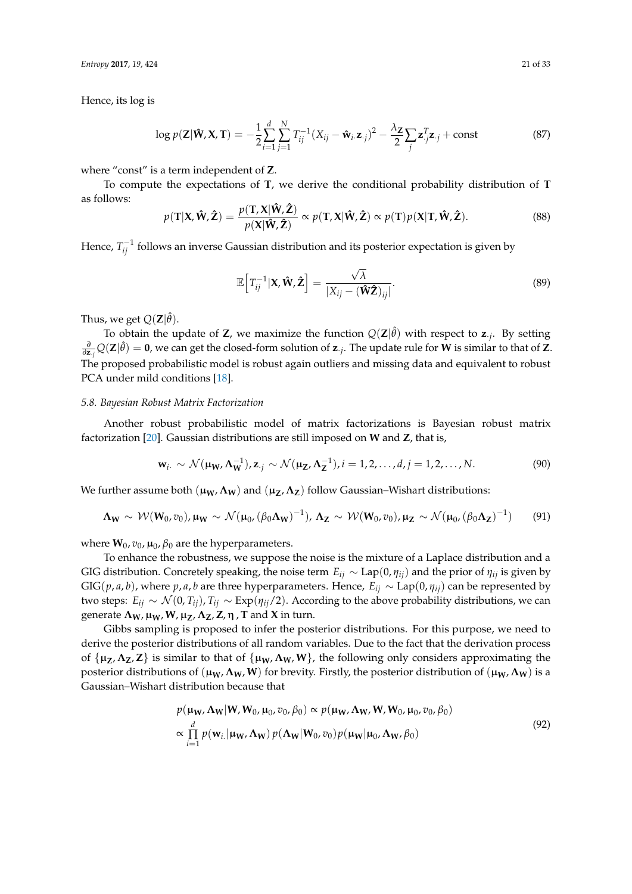Hence, its log is

$$\log p(\mathbf{Z}|\hat{\mathbf{W}}, \mathbf{X}, \mathbf{T}) = -\frac{1}{2}\sum_{i=1}^{d}\sum_{j=1}^{N} T_{ij}^{-1}(X_{ij} - \hat{\mathbf{w}}_{i\cdot}\mathbf{z}_{\cdot j})^2 - \frac{\lambda_{\mathbf{Z}}}{2}\sum_{j}\mathbf{z}_{\cdot j}^T\mathbf{z}_{\cdot j} + \text{const} \tag{87}$$

where "const" is a term independent of $\mathbf{Z}$.

To compute the expectations of $\mathbf{T}$, we derive the conditional probability distribution of $\mathbf{T}$ as follows:

$$p(\mathbf{T}|\mathbf{X}, \hat{\mathbf{W}}, \hat{\mathbf{Z}}) = \frac{p(\mathbf{T}, \mathbf{X}|\hat{\mathbf{W}}, \hat{\mathbf{Z}})}{p(\mathbf{X}|\hat{\mathbf{W}}, \hat{\mathbf{Z}})} \propto p(\mathbf{T}, \mathbf{X}|\hat{\mathbf{W}}, \hat{\mathbf{Z}}) \propto p(\mathbf{T})p(\mathbf{X}|\mathbf{T}, \hat{\mathbf{W}}, \hat{\mathbf{Z}}). \tag{88}$$

Hence, $T_{ij}^{-1}$ follows an inverse Gaussian distribution and its posterior expectation is given by

$$\mathbb{E}\left[T_{ij}^{-1}|\mathbf{X}, \hat{\mathbf{W}}, \hat{\mathbf{Z}}\right] = \frac{\sqrt{\lambda}}{|X_{ij} - (\hat{\mathbf{W}}\hat{\mathbf{Z}})_{ij}|}. \tag{89}$$

Thus, we get $Q(\mathbf{Z}|\hat{\theta})$.

To obtain the update of $\mathbf{Z}$, we maximize the function $Q(\mathbf{Z}|\hat{\theta})$ with respect to $\mathbf{z}_{\cdot j}$. By setting $\frac{\partial}{\partial \mathbf{z}_{\cdot j}}Q(\mathbf{Z}|\hat{\theta}) = \mathbf{0}$, we can get the closed-form solution of $\mathbf{z}_{\cdot j}$. The update rule for $\mathbf{W}$ is similar to that of $\mathbf{Z}$. The proposed probabilistic model is robust again outliers and missing data and equivalent to robust PCA under mild conditions [18].

### 5.8. Bayesian Robust Matrix Factorization

Another robust probabilistic model of matrix factorizations is Bayesian robust matrix factorization [20]. Gaussian distributions are still imposed on $\mathbf{W}$ and $\mathbf{Z}$, that is,

$$\mathbf{w}_{i\cdot} \sim \mathcal{N}(\boldsymbol{\mu}_{\mathbf{W}}, \boldsymbol{\Lambda}_{\mathbf{W}}^{-1}), \mathbf{z}_{\cdot j} \sim \mathcal{N}(\boldsymbol{\mu}_{\mathbf{Z}}, \boldsymbol{\Lambda}_{\mathbf{Z}}^{-1}), i = 1, 2, \ldots, d, j = 1, 2, \ldots, N. \tag{90}$$

We further assume both $(\boldsymbol{\mu}_{\mathbf{W}}, \boldsymbol{\Lambda}_{\mathbf{W}})$ and $(\boldsymbol{\mu}_{\mathbf{Z}}, \boldsymbol{\Lambda}_{\mathbf{Z}})$ follow Gaussian–Wishart distributions:

$$\boldsymbol{\Lambda}_{\mathbf{W}} \sim \mathcal{W}(\mathbf{W}_0, v_0), \boldsymbol{\mu}_{\mathbf{W}} \sim \mathcal{N}(\boldsymbol{\mu}_0, (\beta_0\boldsymbol{\Lambda}_{\mathbf{W}})^{-1}),\ \boldsymbol{\Lambda}_{\mathbf{Z}} \sim \mathcal{W}(\mathbf{W}_0, v_0), \boldsymbol{\mu}_{\mathbf{Z}} \sim \mathcal{N}(\boldsymbol{\mu}_0, (\beta_0\boldsymbol{\Lambda}_{\mathbf{Z}})^{-1}) \tag{91}$$

where $\mathbf{W}_0, v_0, \boldsymbol{\mu}_0, \beta_0$ are the hyperparameters.

To enhance the robustness, we suppose the noise is the mixture of a Laplace distribution and a GIG distribution. Concretely speaking, the noise term $E_{ij} \sim \text{Lap}(0, \eta_{ij})$ and the prior of $\eta_{ij}$ is given by $\text{GIG}(p, a, b)$, where $p, a, b$ are three hyperparameters. Hence, $E_{ij} \sim \text{Lap}(0, \eta_{ij})$ can be represented by two steps: $E_{ij} \sim \mathcal{N}(0, T_{ij})$, $T_{ij} \sim \text{Exp}(\eta_{ij}/2)$. According to the above probability distributions, we can generate $\boldsymbol{\Lambda}_{\mathbf{W}}, \boldsymbol{\mu}_{\mathbf{W}}, \mathbf{W}, \boldsymbol{\mu}_{\mathbf{Z}}, \boldsymbol{\Lambda}_{\mathbf{Z}}, \mathbf{Z}, \boldsymbol{\eta}$ , $\mathbf{T}$ and $\mathbf{X}$ in turn.

Gibbs sampling is proposed to infer the posterior distributions. For this purpose, we need to derive the posterior distributions of all random variables. Due to the fact that the derivation process of $\{\boldsymbol{\mu}_{\mathbf{Z}}, \boldsymbol{\Lambda}_{\mathbf{Z}}, \mathbf{Z}\}$ is similar to that of $\{\boldsymbol{\mu}_{\mathbf{W}}, \boldsymbol{\Lambda}_{\mathbf{W}}, \mathbf{W}\}$, the following only considers approximating the posterior distributions of $(\boldsymbol{\mu}_{\mathbf{W}}, \boldsymbol{\Lambda}_{\mathbf{W}}, \mathbf{W})$ for brevity. Firstly, the posterior distribution of $(\boldsymbol{\mu}_{\mathbf{W}}, \boldsymbol{\Lambda}_{\mathbf{W}})$ is a Gaussian–Wishart distribution because that

$$\begin{aligned} &p(\boldsymbol{\mu}_{\mathbf{W}}, \boldsymbol{\Lambda}_{\mathbf{W}}|\mathbf{W}, \mathbf{W}_0, \boldsymbol{\mu}_0, v_0, \beta_0) \propto p(\boldsymbol{\mu}_{\mathbf{W}}, \boldsymbol{\Lambda}_{\mathbf{W}}, \mathbf{W}, \mathbf{W}_0, \boldsymbol{\mu}_0, v_0, \beta_0) \\ &\propto \prod_{i=1}^{d} p(\mathbf{w}_{i\cdot}|\boldsymbol{\mu}_{\mathbf{W}}, \boldsymbol{\Lambda}_{\mathbf{W}})\, p(\boldsymbol{\Lambda}_{\mathbf{W}}|\mathbf{W}_0, v_0) p(\boldsymbol{\mu}_{\mathbf{W}}|\boldsymbol{\mu}_0, \boldsymbol{\Lambda}_{\mathbf{W}}, \beta_0) \end{aligned} \tag{92}$$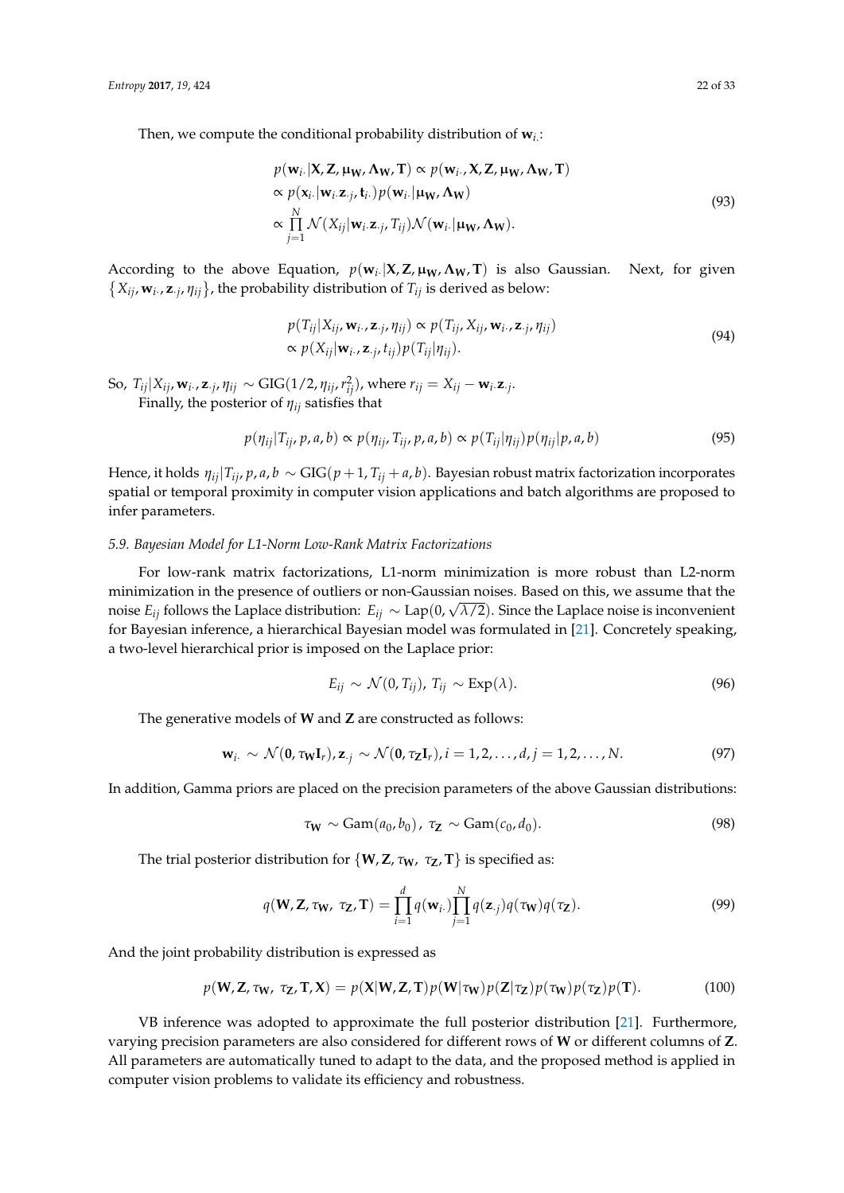Then, we compute the conditional probability distribution of $\mathbf{w}_{i\cdot}$:

$$
\begin{aligned}
& p(\mathbf{w}_{i\cdot}|\mathbf{X}, \mathbf{Z}, \boldsymbol{\mu}_{\mathbf{W}}, \boldsymbol{\Lambda}_{\mathbf{W}}, \mathbf{T}) \propto p(\mathbf{w}_{i\cdot}, \mathbf{X}, \mathbf{Z}, \boldsymbol{\mu}_{\mathbf{W}}, \boldsymbol{\Lambda}_{\mathbf{W}}, \mathbf{T}) \\
& \propto p(\mathbf{x}_{i\cdot}|\mathbf{w}_{i\cdot}\mathbf{z}_{\cdot j}, \mathbf{t}_{i\cdot}) p(\mathbf{w}_{i\cdot}|\boldsymbol{\mu}_{\mathbf{W}}, \boldsymbol{\Lambda}_{\mathbf{W}}) \\
& \propto \prod_{j=1}^{N} \mathcal{N}(X_{ij}|\mathbf{w}_{i\cdot}\mathbf{z}_{\cdot j}, T_{ij}) \mathcal{N}(\mathbf{w}_{i\cdot}|\boldsymbol{\mu}_{\mathbf{W}}, \boldsymbol{\Lambda}_{\mathbf{W}}).
\end{aligned}
\tag{93}
$$

According to the above Equation, $p(\mathbf{w}_{i\cdot}|\mathbf{X}, \mathbf{Z}, \boldsymbol{\mu}_{\mathbf{W}}, \boldsymbol{\Lambda}_{\mathbf{W}}, \mathbf{T})$ is also Gaussian. Next, for given $\{X_{ij}, \mathbf{w}_{i\cdot}, \mathbf{z}_{\cdot j}, \eta_{ij}\}$, the probability distribution of $T_{ij}$ is derived as below:

$$
\begin{aligned}
& p(T_{ij}|X_{ij}, \mathbf{w}_{i\cdot}, \mathbf{z}_{\cdot j}, \eta_{ij}) \propto p(T_{ij}, X_{ij}, \mathbf{w}_{i\cdot}, \mathbf{z}_{\cdot j}, \eta_{ij}) \\
& \propto p(X_{ij}|\mathbf{w}_{i\cdot}, \mathbf{z}_{\cdot j}, t_{ij}) p(T_{ij}|\eta_{ij}).
\end{aligned}
\tag{94}
$$

So, $T_{ij}|X_{ij}, \mathbf{w}_{i\cdot}, \mathbf{z}_{\cdot j}, \eta_{ij} \sim \mathrm{GIG}(1/2, \eta_{ij}, r_{ij}^2)$, where $r_{ij} = X_{ij} - \mathbf{w}_{i\cdot}\mathbf{z}_{\cdot j}$.

Finally, the posterior of $\eta_{ij}$ satisfies that

$$
p(\eta_{ij}|T_{ij}, p, a, b) \propto p(\eta_{ij}, T_{ij}, p, a, b) \propto p(T_{ij}|\eta_{ij}) p(\eta_{ij}|p, a, b)
\tag{95}
$$

Hence, it holds $\eta_{ij}|T_{ij}, p, a, b \sim \mathrm{GIG}(p+1, T_{ij}+a, b)$. Bayesian robust matrix factorization incorporates spatial or temporal proximity in computer vision applications and batch algorithms are proposed to infer parameters.

### *5.9. Bayesian Model for L1-Norm Low-Rank Matrix Factorizations*

For low-rank matrix factorizations, L1-norm minimization is more robust than L2-norm minimization in the presence of outliers or non-Gaussian noises. Based on this, we assume that the noise $E_{ij}$ follows the Laplace distribution: $E_{ij} \sim \mathrm{Lap}(0, \sqrt{\lambda/2})$. Since the Laplace noise is inconvenient for Bayesian inference, a hierarchical Bayesian model was formulated in [21]. Concretely speaking, a two-level hierarchical prior is imposed on the Laplace prior:

$$
E_{ij} \sim \mathcal{N}(0, T_{ij}),\ T_{ij} \sim \mathrm{Exp}(\lambda).
\tag{96}
$$

The generative models of $\mathbf{W}$ and $\mathbf{Z}$ are constructed as follows:

$$
\mathbf{w}_{i\cdot} \sim \mathcal{N}(\mathbf{0}, \tau_{\mathbf{W}}\mathbf{I}_r), \mathbf{z}_{\cdot j} \sim \mathcal{N}(\mathbf{0}, \tau_{\mathbf{Z}}\mathbf{I}_r), i = 1, 2, \ldots, d, j = 1, 2, \ldots, N.
\tag{97}
$$

In addition, Gamma priors are placed on the precision parameters of the above Gaussian distributions:

$$
\tau_{\mathbf{W}} \sim \mathrm{Gam}(a_0, b_0),\ \tau_{\mathbf{Z}} \sim \mathrm{Gam}(c_0, d_0).
\tag{98}
$$

The trial posterior distribution for $\{\mathbf{W}, \mathbf{Z}, \tau_{\mathbf{W}}, \tau_{\mathbf{Z}}, \mathbf{T}\}$ is specified as:

$$
q(\mathbf{W}, \mathbf{Z}, \tau_{\mathbf{W}}, \tau_{\mathbf{Z}}, \mathbf{T}) = \prod_{i=1}^{d} q(\mathbf{w}_{i\cdot}) \prod_{j=1}^{N} q(\mathbf{z}_{\cdot j}) q(\tau_{\mathbf{W}}) q(\tau_{\mathbf{Z}}).
\tag{99}
$$

And the joint probability distribution is expressed as

$$
p(\mathbf{W}, \mathbf{Z}, \tau_{\mathbf{W}}, \tau_{\mathbf{Z}}, \mathbf{T}, \mathbf{X}) = p(\mathbf{X}|\mathbf{W}, \mathbf{Z}, \mathbf{T}) p(\mathbf{W}|\tau_{\mathbf{W}}) p(\mathbf{Z}|\tau_{\mathbf{Z}}) p(\tau_{\mathbf{W}}) p(\tau_{\mathbf{Z}}) p(\mathbf{T}).
\tag{100}
$$

VB inference was adopted to approximate the full posterior distribution [21]. Furthermore, varying precision parameters are also considered for different rows of $\mathbf{W}$ or different columns of $\mathbf{Z}$. All parameters are automatically tuned to adapt to the data, and the proposed method is applied in computer vision problems to validate its efficiency and robustness.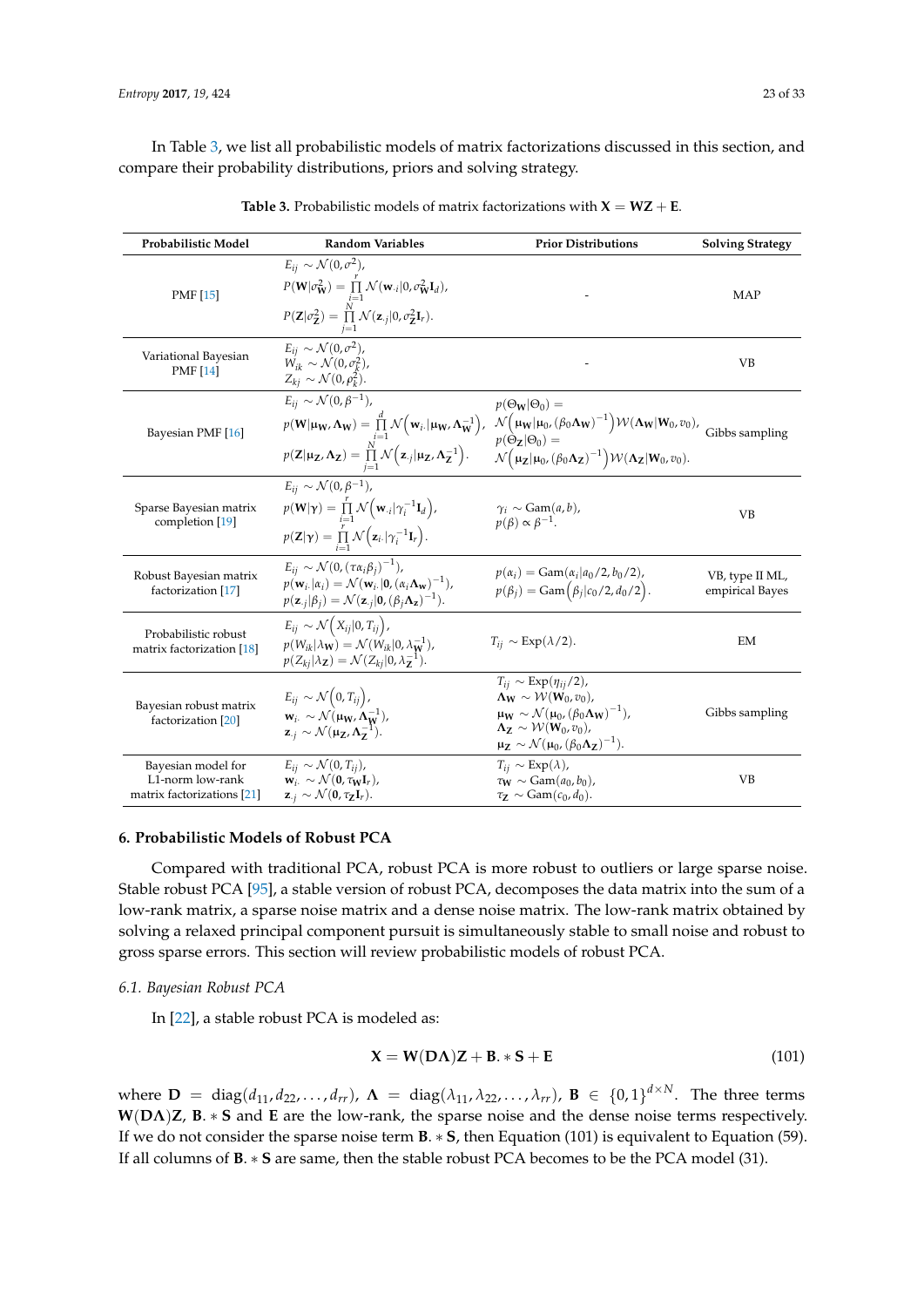In Table 3, we list all probabilistic models of matrix factorizations discussed in this section, and compare their probability distributions, priors and solving strategy.

**Table 3.** Probabilistic models of matrix factorizations with $\mathbf{X} = \mathbf{WZ} + \mathbf{E}$.

| Probabilistic Model | Random Variables | Prior Distributions | Solving Strategy |
|---|---|---|---|
| PMF [15] | $E_{ij} \sim \mathcal{N}(0, \sigma^2)$, $P(\mathbf{W}\vert\sigma_{\mathbf{W}}^2) = \prod_{i=1}^{r} \mathcal{N}(\mathbf{w}_{\cdot i}\vert 0, \sigma_{\mathbf{W}}^2 \mathbf{I}_d)$, $P(\mathbf{Z}\vert\sigma_{\mathbf{Z}}^2) = \prod_{j=1}^{N} \mathcal{N}(\mathbf{z}_{\cdot j}\vert 0, \sigma_{\mathbf{Z}}^2 \mathbf{I}_r)$. | - | MAP |
| Variational Bayesian PMF [14] | $E_{ij} \sim \mathcal{N}(0, \sigma^2)$, $W_{ik} \sim \mathcal{N}(0, \sigma_k^2)$, $Z_{kj} \sim \mathcal{N}(0, \rho_k^2)$. | - | VB |
| Bayesian PMF [16] | $E_{ij} \sim \mathcal{N}(0, \beta^{-1})$, $p(\mathbf{W}\vert\boldsymbol{\mu}_{\mathbf{W}}, \boldsymbol{\Lambda}_{\mathbf{W}}) = \prod_{i=1}^{d} \mathcal{N}\left(\mathbf{w}_{i\cdot}\vert\boldsymbol{\mu}_{\mathbf{W}}, \boldsymbol{\Lambda}_{\mathbf{W}}^{-1}\right)$, $p(\mathbf{Z}\vert\boldsymbol{\mu}_{\mathbf{Z}}, \boldsymbol{\Lambda}_{\mathbf{Z}}) = \prod_{j=1}^{N} \mathcal{N}\left(\mathbf{z}_{\cdot j}\vert\boldsymbol{\mu}_{\mathbf{Z}}, \boldsymbol{\Lambda}_{\mathbf{Z}}^{-1}\right)$. | $p(\Theta_{\mathbf{W}}\vert\Theta_0) = \mathcal{N}\left(\boldsymbol{\mu}_{\mathbf{W}}\vert\boldsymbol{\mu}_0, (\beta_0 \boldsymbol{\Lambda}_{\mathbf{W}})^{-1}\right)\mathcal{W}(\boldsymbol{\Lambda}_{\mathbf{W}}\vert\mathbf{W}_0, v_0)$, $p(\Theta_{\mathbf{Z}}\vert\Theta_0) = \mathcal{N}\left(\boldsymbol{\mu}_{\mathbf{Z}}\vert\boldsymbol{\mu}_0, (\beta_0 \boldsymbol{\Lambda}_{\mathbf{Z}})^{-1}\right)\mathcal{W}(\boldsymbol{\Lambda}_{\mathbf{Z}}\vert\mathbf{W}_0, v_0)$. | Gibbs sampling |
| Sparse Bayesian matrix completion [19] | $E_{ij} \sim \mathcal{N}(0, \beta^{-1})$, $p(\mathbf{W}\vert\boldsymbol{\gamma}) = \prod_{i=1}^{r} \mathcal{N}\left(\mathbf{w}_{\cdot i}\vert\gamma_i^{-1}\mathbf{I}_d\right)$, $p(\mathbf{Z}\vert\boldsymbol{\gamma}) = \prod_{i=1}^{r} \mathcal{N}\left(\mathbf{z}_{i\cdot}\vert\gamma_i^{-1}\mathbf{I}_r\right)$. | $\gamma_i \sim \text{Gam}(a, b)$, $p(\beta) \propto \beta^{-1}$. | VB |
| Robust Bayesian matrix factorization [17] | $E_{ij} \sim \mathcal{N}(0, (\tau\alpha_i\beta_j)^{-1})$, $p(\mathbf{w}_{i\cdot}\vert\alpha_i) = \mathcal{N}(\mathbf{w}_{i\cdot}\vert\mathbf{0}, (\alpha_i \boldsymbol{\Lambda}_{\mathbf{w}})^{-1})$, $p(\mathbf{z}_{\cdot j}\vert\beta_j) = \mathcal{N}(\mathbf{z}_{\cdot j}\vert\mathbf{0}, (\beta_j \boldsymbol{\Lambda}_{\mathbf{z}})^{-1})$. | $p(\alpha_i) = \text{Gam}(\alpha_i\vert a_0/2, b_0/2)$, $p(\beta_j) = \text{Gam}\left(\beta_j\vert c_0/2, d_0/2\right)$. | VB, type II ML, empirical Bayes |
| Probabilistic robust matrix factorization [18] | $E_{ij} \sim \mathcal{N}\left(X_{ij}\vert 0, T_{ij}\right)$, $p(W_{ik}\vert\lambda_{\mathbf{W}}) = \mathcal{N}(W_{ik}\vert 0, \lambda_{\mathbf{W}}^{-1})$, $p(Z_{kj}\vert\lambda_{\mathbf{Z}}) = \mathcal{N}(Z_{kj}\vert 0, \lambda_{\mathbf{Z}}^{-1})$. | $T_{ij} \sim \text{Exp}(\lambda/2)$. | EM |
| Bayesian robust matrix factorization [20] | $E_{ij} \sim \mathcal{N}\left(0, T_{ij}\right)$, $\mathbf{w}_{i\cdot} \sim \mathcal{N}(\boldsymbol{\mu}_{\mathbf{W}}, \boldsymbol{\Lambda}_{\mathbf{W}}^{-1})$, $\mathbf{z}_{\cdot j} \sim \mathcal{N}(\boldsymbol{\mu}_{\mathbf{Z}}, \boldsymbol{\Lambda}_{\mathbf{Z}}^{-1})$. | $T_{ij} \sim \text{Exp}(\eta_{ij}/2)$, $\boldsymbol{\Lambda}_{\mathbf{W}} \sim \mathcal{W}(\mathbf{W}_0, v_0)$, $\boldsymbol{\mu}_{\mathbf{W}} \sim \mathcal{N}(\boldsymbol{\mu}_0, (\beta_0 \boldsymbol{\Lambda}_{\mathbf{W}})^{-1})$, $\boldsymbol{\Lambda}_{\mathbf{Z}} \sim \mathcal{W}(\mathbf{W}_0, v_0)$, $\boldsymbol{\mu}_{\mathbf{Z}} \sim \mathcal{N}(\boldsymbol{\mu}_0, (\beta_0 \boldsymbol{\Lambda}_{\mathbf{Z}})^{-1})$. | Gibbs sampling |
| Bayesian model for L1-norm low-rank matrix factorizations [21] | $E_{ij} \sim \mathcal{N}(0, T_{ij})$, $\mathbf{w}_{i\cdot} \sim \mathcal{N}(\mathbf{0}, \tau_{\mathbf{W}} \mathbf{I}_r)$, $\mathbf{z}_{\cdot j} \sim \mathcal{N}(\mathbf{0}, \tau_{\mathbf{Z}} \mathbf{I}_r)$. | $T_{ij} \sim \text{Exp}(\lambda)$, $\tau_{\mathbf{W}} \sim \text{Gam}(a_0, b_0)$, $\tau_{\mathbf{Z}} \sim \text{Gam}(c_0, d_0)$. | VB |

## 6. Probabilistic Models of Robust PCA

Compared with traditional PCA, robust PCA is more robust to outliers or large sparse noise. Stable robust PCA [95], a stable version of robust PCA, decomposes the data matrix into the sum of a low-rank matrix, a sparse noise matrix and a dense noise matrix. The low-rank matrix obtained by solving a relaxed principal component pursuit is simultaneously stable to small noise and robust to gross sparse errors. This section will review probabilistic models of robust PCA.

### 6.1. Bayesian Robust PCA

In [22], a stable robust PCA is modeled as:

$$\mathbf{X} = \mathbf{W}(\mathbf{D}\boldsymbol{\Lambda})\mathbf{Z} + \mathbf{B}.*\mathbf{S} + \mathbf{E} \tag{101}$$

where $\mathbf{D} = \text{diag}(d_{11}, d_{22}, \ldots, d_{rr})$, $\boldsymbol{\Lambda} = \text{diag}(\lambda_{11}, \lambda_{22}, \ldots, \lambda_{rr})$, $\mathbf{B} \in \{0,1\}^{d \times N}$. The three terms $\mathbf{W}(\mathbf{D}\boldsymbol{\Lambda})\mathbf{Z}$, $\mathbf{B}.*\mathbf{S}$ and $\mathbf{E}$ are the low-rank, the sparse noise and the dense noise terms respectively. If we do not consider the sparse noise term $\mathbf{B}.*\mathbf{S}$, then Equation (101) is equivalent to Equation (59). If all columns of $\mathbf{B}.*\mathbf{S}$ are same, then the stable robust PCA becomes to be the PCA model (31).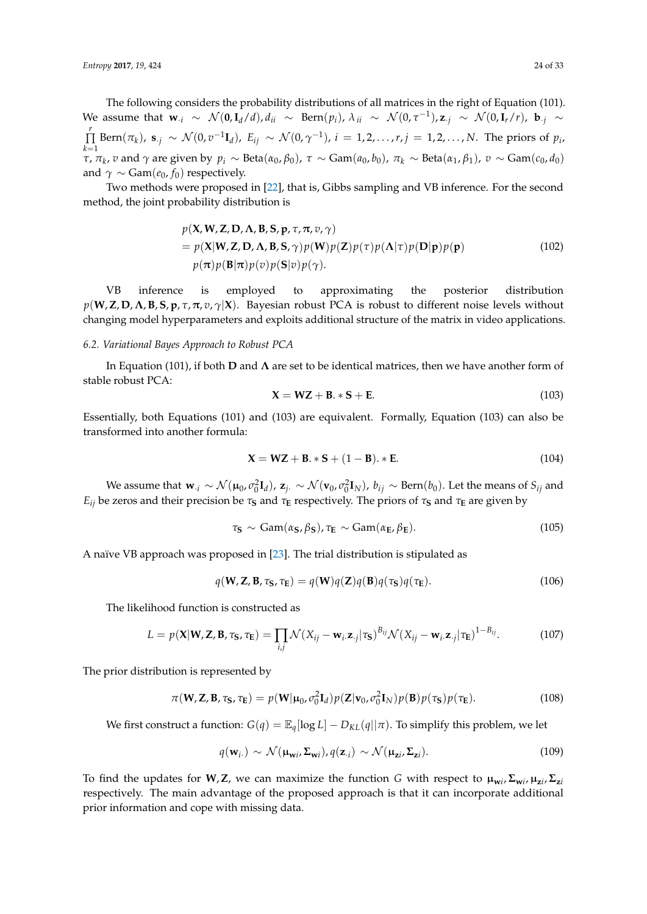The following considers the probability distributions of all matrices in the right of Equation (101). We assume that $\mathbf{w}_{\cdot i} \sim \mathcal{N}(\mathbf{0}, \mathbf{I}_d/d), d_{ii} \sim \text{Bern}(p_i), \lambda_{ii} \sim \mathcal{N}(0, \tau^{-1}), \mathbf{z}_{\cdot j} \sim \mathcal{N}(0, \mathbf{I}_r/r), \mathbf{b}_{\cdot j} \sim \prod_{k=1}^{r} \text{Bern}(\pi_k), \mathbf{s}_{\cdot j} \sim \mathcal{N}(0, v^{-1}\mathbf{I}_d), E_{ij} \sim \mathcal{N}(0, \gamma^{-1}), i = 1, 2, \ldots, r, j = 1, 2, \ldots, N$. The priors of $p_i$, $\tau$, $\pi_k$, $v$ and $\gamma$ are given by $p_i \sim \text{Beta}(\alpha_0, \beta_0)$, $\tau \sim \text{Gam}(a_0, b_0)$, $\pi_k \sim \text{Beta}(\alpha_1, \beta_1)$, $v \sim \text{Gam}(c_0, d_0)$ and $\gamma \sim \text{Gam}(e_0, f_0)$ respectively.

Two methods were proposed in [22], that is, Gibbs sampling and VB inference. For the second method, the joint probability distribution is

$$
\begin{aligned}
& p(\mathbf{X}, \mathbf{W}, \mathbf{Z}, \mathbf{D}, \boldsymbol{\Lambda}, \mathbf{B}, \mathbf{S}, \mathbf{p}, \tau, \boldsymbol{\pi}, v, \gamma) \\
&= p(\mathbf{X}|\mathbf{W}, \mathbf{Z}, \mathbf{D}, \boldsymbol{\Lambda}, \mathbf{B}, \mathbf{S}, \gamma) p(\mathbf{W}) p(\mathbf{Z}) p(\tau) p(\boldsymbol{\Lambda}|\tau) p(\mathbf{D}|\mathbf{p}) p(\mathbf{p}) \\
&\quad p(\boldsymbol{\pi}) p(\mathbf{B}|\boldsymbol{\pi}) p(v) p(\mathbf{S}|v) p(\gamma).
\end{aligned}
\tag{102}
$$

VB inference is employed to approximating the posterior distribution $p(\mathbf{W}, \mathbf{Z}, \mathbf{D}, \boldsymbol{\Lambda}, \mathbf{B}, \mathbf{S}, \mathbf{p}, \tau, \boldsymbol{\pi}, v, \gamma|\mathbf{X})$. Bayesian robust PCA is robust to different noise levels without changing model hyperparameters and exploits additional structure of the matrix in video applications.

### 6.2. Variational Bayes Approach to Robust PCA

In Equation (101), if both $\mathbf{D}$ and $\boldsymbol{\Lambda}$ are set to be identical matrices, then we have another form of stable robust PCA:

$$
\mathbf{X} = \mathbf{W}\mathbf{Z} + \mathbf{B}. * \mathbf{S} + \mathbf{E}. \tag{103}
$$

Essentially, both Equations (101) and (103) are equivalent. Formally, Equation (103) can also be transformed into another formula:

$$
\mathbf{X} = \mathbf{W}\mathbf{Z} + \mathbf{B}. * \mathbf{S} + (1 - \mathbf{B}). * \mathbf{E}. \tag{104}
$$

We assume that $\mathbf{w}_{\cdot i} \sim \mathcal{N}(\boldsymbol{\mu}_0, \sigma_0^2 \mathbf{I}_d)$, $\mathbf{z}_{j\cdot} \sim \mathcal{N}(\mathbf{v}_0, \sigma_0^2 \mathbf{I}_N)$, $b_{ij} \sim \text{Bern}(b_0)$. Let the means of $S_{ij}$ and $E_{ij}$ be zeros and their precision be $\tau_{\mathbf{S}}$ and $\tau_{\mathbf{E}}$ respectively. The priors of $\tau_{\mathbf{S}}$ and $\tau_{\mathbf{E}}$ are given by

$$
\tau_{\mathbf{S}} \sim \text{Gam}(\alpha_{\mathbf{S}}, \beta_{\mathbf{S}}), \tau_{\mathbf{E}} \sim \text{Gam}(\alpha_{\mathbf{E}}, \beta_{\mathbf{E}}). \tag{105}
$$

A naïve VB approach was proposed in [23]. The trial distribution is stipulated as

$$
q(\mathbf{W}, \mathbf{Z}, \mathbf{B}, \tau_{\mathbf{S}}, \tau_{\mathbf{E}}) = q(\mathbf{W}) q(\mathbf{Z}) q(\mathbf{B}) q(\tau_{\mathbf{S}}) q(\tau_{\mathbf{E}}). \tag{106}
$$

The likelihood function is constructed as

$$
L = p(\mathbf{X}|\mathbf{W}, \mathbf{Z}, \mathbf{B}, \tau_{\mathbf{S}}, \tau_{\mathbf{E}}) = \prod_{i,j} \mathcal{N}(X_{ij} - \mathbf{w}_{i\cdot}\mathbf{z}_{\cdot j}|\tau_{\mathbf{S}})^{B_{ij}} \mathcal{N}(X_{ij} - \mathbf{w}_{i\cdot}\mathbf{z}_{\cdot j}|\tau_{\mathbf{E}})^{1-B_{ij}}. \tag{107}
$$

The prior distribution is represented by

$$
\pi(\mathbf{W}, \mathbf{Z}, \mathbf{B}, \tau_{\mathbf{S}}, \tau_{\mathbf{E}}) = p(\mathbf{W}|\boldsymbol{\mu}_0, \sigma_0^2 \mathbf{I}_d) p(\mathbf{Z}|\mathbf{v}_0, \sigma_0^2 \mathbf{I}_N) p(\mathbf{B}) p(\tau_{\mathbf{S}}) p(\tau_{\mathbf{E}}). \tag{108}
$$

We first construct a function: $G(q) = \mathbb{E}_q[\log L] - D_{KL}(q||\pi)$. To simplify this problem, we let

$$
q(\mathbf{w}_{i\cdot}) \sim \mathcal{N}(\boldsymbol{\mu}_{\mathbf{w}i}, \boldsymbol{\Sigma}_{\mathbf{w}i}), q(\mathbf{z}_{\cdot i}) \sim \mathcal{N}(\boldsymbol{\mu}_{\mathbf{z}i}, \boldsymbol{\Sigma}_{\mathbf{z}i}). \tag{109}
$$

To find the updates for $\mathbf{W}, \mathbf{Z}$, we can maximize the function $G$ with respect to $\boldsymbol{\mu}_{\mathbf{w}i}, \boldsymbol{\Sigma}_{\mathbf{w}i}, \boldsymbol{\mu}_{\mathbf{z}i}, \boldsymbol{\Sigma}_{\mathbf{z}i}$ respectively. The main advantage of the proposed approach is that it can incorporate additional prior information and cope with missing data.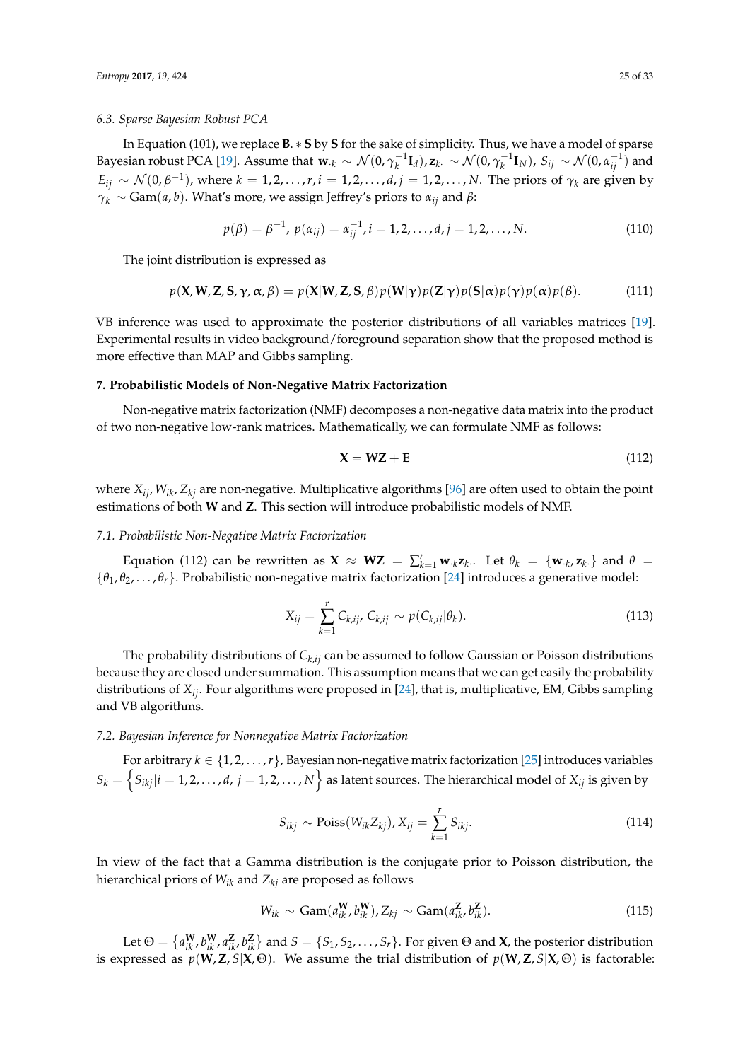### 6.3. Sparse Bayesian Robust PCA

In Equation (101), we replace $\mathbf{B}.*\mathbf{S}$ by $\mathbf{S}$ for the sake of simplicity. Thus, we have a model of sparse Bayesian robust PCA [19]. Assume that $\mathbf{w}_{\cdot k} \sim \mathcal{N}(\mathbf{0}, \gamma_k^{-1}\mathbf{I}_d), \mathbf{z}_{k\cdot} \sim \mathcal{N}(0, \gamma_k^{-1}\mathbf{I}_N)$, $S_{ij} \sim \mathcal{N}(0, \alpha_{ij}^{-1})$ and $E_{ij} \sim \mathcal{N}(0, \beta^{-1})$, where $k = 1, 2, \ldots, r, i = 1, 2, \ldots, d, j = 1, 2, \ldots, N$. The priors of $\gamma_k$ are given by $\gamma_k \sim \text{Gam}(a, b)$. What's more, we assign Jeffrey's priors to $\alpha_{ij}$ and $\beta$:

$$p(\beta) = \beta^{-1},\ p(\alpha_{ij}) = \alpha_{ij}^{-1}, i = 1, 2, \ldots, d, j = 1, 2, \ldots, N. \tag{110}$$

The joint distribution is expressed as

$$p(\mathbf{X}, \mathbf{W}, \mathbf{Z}, \mathbf{S}, \boldsymbol{\gamma}, \boldsymbol{\alpha}, \beta) = p(\mathbf{X}|\mathbf{W}, \mathbf{Z}, \mathbf{S}, \beta)p(\mathbf{W}|\boldsymbol{\gamma})p(\mathbf{Z}|\boldsymbol{\gamma})p(\mathbf{S}|\boldsymbol{\alpha})p(\boldsymbol{\gamma})p(\boldsymbol{\alpha})p(\beta). \tag{111}$$

VB inference was used to approximate the posterior distributions of all variables matrices [19]. Experimental results in video background/foreground separation show that the proposed method is more effective than MAP and Gibbs sampling.

## 7. Probabilistic Models of Non-Negative Matrix Factorization

Non-negative matrix factorization (NMF) decomposes a non-negative data matrix into the product of two non-negative low-rank matrices. Mathematically, we can formulate NMF as follows:

$$\mathbf{X} = \mathbf{W}\mathbf{Z} + \mathbf{E} \tag{112}$$

where $X_{ij}, W_{ik}, Z_{kj}$ are non-negative. Multiplicative algorithms [96] are often used to obtain the point estimations of both $\mathbf{W}$ and $\mathbf{Z}$. This section will introduce probabilistic models of NMF.

### 7.1. Probabilistic Non-Negative Matrix Factorization

Equation (112) can be rewritten as $\mathbf{X} \approx \mathbf{W}\mathbf{Z} = \sum_{k=1}^{r} \mathbf{w}_{\cdot k}\mathbf{z}_{k\cdot}$. Let $\theta_k = \{\mathbf{w}_{\cdot k}, \mathbf{z}_{k\cdot}\}$ and $\theta = \{\theta_1, \theta_2, \ldots, \theta_r\}$. Probabilistic non-negative matrix factorization [24] introduces a generative model:

$$X_{ij} = \sum_{k=1}^{r} C_{k,ij},\ C_{k,ij} \sim p(C_{k,ij}|\theta_k). \tag{113}$$

The probability distributions of $C_{k,ij}$ can be assumed to follow Gaussian or Poisson distributions because they are closed under summation. This assumption means that we can get easily the probability distributions of $X_{ij}$. Four algorithms were proposed in [24], that is, multiplicative, EM, Gibbs sampling and VB algorithms.

### 7.2. Bayesian Inference for Nonnegative Matrix Factorization

For arbitrary $k \in \{1, 2, \ldots, r\}$, Bayesian non-negative matrix factorization [25] introduces variables $S_k = \left\{S_{ikj} | i = 1, 2, \ldots, d,\ j = 1, 2, \ldots, N\right\}$ as latent sources. The hierarchical model of $X_{ij}$ is given by

$$S_{ikj} \sim \text{Poiss}(W_{ik}Z_{kj}), X_{ij} = \sum_{k=1}^{r} S_{ikj}. \tag{114}$$

In view of the fact that a Gamma distribution is the conjugate prior to Poisson distribution, the hierarchical priors of $W_{ik}$ and $Z_{kj}$ are proposed as follows

$$W_{ik} \sim \text{Gam}(a_{ik}^{\mathbf{W}}, b_{ik}^{\mathbf{W}}), Z_{kj} \sim \text{Gam}(a_{ik}^{\mathbf{Z}}, b_{ik}^{\mathbf{Z}}). \tag{115}$$

Let $\Theta = \left\{a_{ik}^{\mathbf{W}}, b_{ik}^{\mathbf{W}}, a_{ik}^{\mathbf{Z}}, b_{ik}^{\mathbf{Z}}\right\}$ and $S = \{S_1, S_2, \ldots, S_r\}$. For given $\Theta$ and $\mathbf{X}$, the posterior distribution is expressed as $p(\mathbf{W}, \mathbf{Z}, S|\mathbf{X}, \Theta)$. We assume the trial distribution of $p(\mathbf{W}, \mathbf{Z}, S|\mathbf{X}, \Theta)$ is factorable: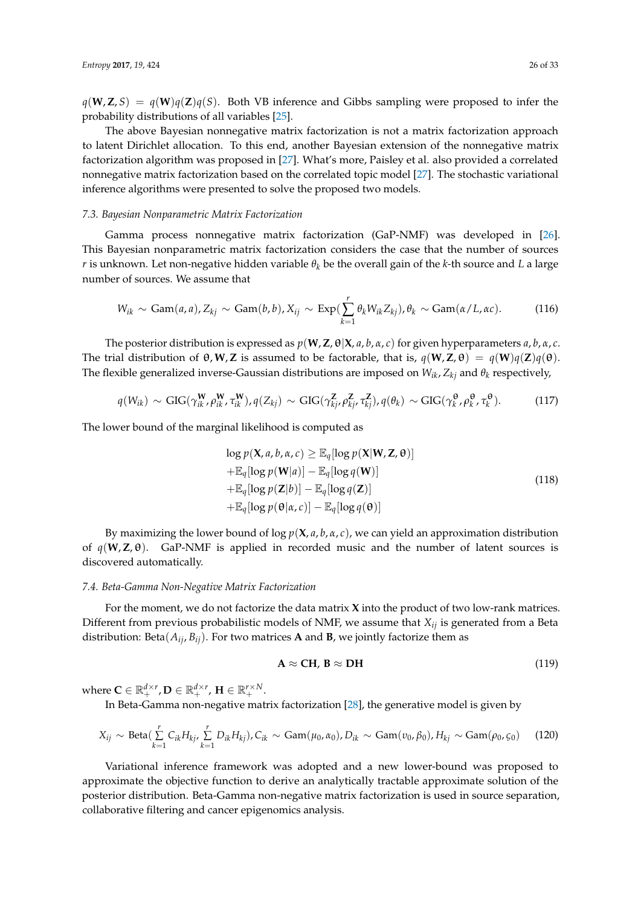$q(\mathbf{W}, \mathbf{Z}, S) = q(\mathbf{W})q(\mathbf{Z})q(S)$. Both VB inference and Gibbs sampling were proposed to infer the probability distributions of all variables [25].

The above Bayesian nonnegative matrix factorization is not a matrix factorization approach to latent Dirichlet allocation. To this end, another Bayesian extension of the nonnegative matrix factorization algorithm was proposed in [27]. What's more, Paisley et al. also provided a correlated nonnegative matrix factorization based on the correlated topic model [27]. The stochastic variational inference algorithms were presented to solve the proposed two models.

### 7.3. Bayesian Nonparametric Matrix Factorization

Gamma process nonnegative matrix factorization (GaP-NMF) was developed in [26]. This Bayesian nonparametric matrix factorization considers the case that the number of sources $r$ is unknown. Let non-negative hidden variable $\theta_k$ be the overall gain of the $k$-th source and $L$ a large number of sources. We assume that

$$W_{ik} \sim \text{Gam}(a, a), Z_{kj} \sim \text{Gam}(b, b), X_{ij} \sim \text{Exp}(\sum_{k=1}^{r} \theta_k W_{ik} Z_{kj}), \theta_k \sim \text{Gam}(\alpha/L, \alpha c). \tag{116}$$

The posterior distribution is expressed as $p(\mathbf{W}, \mathbf{Z}, \boldsymbol{\theta}|\mathbf{X}, a, b, \alpha, c)$ for given hyperparameters $a, b, \alpha, c$. The trial distribution of $\boldsymbol{\theta}, \mathbf{W}, \mathbf{Z}$ is assumed to be factorable, that is, $q(\mathbf{W}, \mathbf{Z}, \boldsymbol{\theta}) = q(\mathbf{W})q(\mathbf{Z})q(\boldsymbol{\theta})$. The flexible generalized inverse-Gaussian distributions are imposed on $W_{ik}$, $Z_{kj}$ and $\theta_k$ respectively,

$$q(W_{ik}) \sim \text{GIG}(\gamma_{ik}^{\mathbf{W}}, \rho_{ik}^{\mathbf{W}}, \tau_{ik}^{\mathbf{W}}), q(Z_{kj}) \sim \text{GIG}(\gamma_{kj}^{\mathbf{Z}}, \rho_{kj}^{\mathbf{Z}}, \tau_{kj}^{\mathbf{Z}}), q(\theta_k) \sim \text{GIG}(\gamma_k^{\boldsymbol{\theta}}, \rho_k^{\boldsymbol{\theta}}, \tau_k^{\boldsymbol{\theta}}). \tag{117}$$

The lower bound of the marginal likelihood is computed as

$$\begin{aligned}
&\log p(\mathbf{X}, a, b, \alpha, c) \geq \mathbb{E}_q[\log p(\mathbf{X}|\mathbf{W}, \mathbf{Z}, \boldsymbol{\theta})] \\
&+\mathbb{E}_q[\log p(\mathbf{W}|a)] - \mathbb{E}_q[\log q(\mathbf{W})] \\
&+\mathbb{E}_q[\log p(\mathbf{Z}|b)] - \mathbb{E}_q[\log q(\mathbf{Z})] \\
&+\mathbb{E}_q[\log p(\boldsymbol{\theta}|\alpha, c)] - \mathbb{E}_q[\log q(\boldsymbol{\theta})]
\end{aligned} \tag{118}$$

By maximizing the lower bound of $\log p(\mathbf{X}, a, b, \alpha, c)$, we can yield an approximation distribution of $q(\mathbf{W}, \mathbf{Z}, \boldsymbol{\theta})$. GaP-NMF is applied in recorded music and the number of latent sources is discovered automatically.

### 7.4. Beta-Gamma Non-Negative Matrix Factorization

For the moment, we do not factorize the data matrix $\mathbf{X}$ into the product of two low-rank matrices. Different from previous probabilistic models of NMF, we assume that $X_{ij}$ is generated from a Beta distribution: $\text{Beta}(A_{ij}, B_{ij})$. For two matrices $\mathbf{A}$ and $\mathbf{B}$, we jointly factorize them as

$$\mathbf{A} \approx \mathbf{CH}, \mathbf{B} \approx \mathbf{DH} \tag{119}$$

where $\mathbf{C} \in \mathbb{R}_+^{d \times r}, \mathbf{D} \in \mathbb{R}_+^{d \times r}, \mathbf{H} \in \mathbb{R}_+^{r \times N}$.

In Beta-Gamma non-negative matrix factorization [28], the generative model is given by

$$X_{ij} \sim \text{Beta}(\sum_{k=1}^{r} C_{ik} H_{kj}, \sum_{k=1}^{r} D_{ik} H_{kj}), C_{ik} \sim \text{Gam}(\mu_0, \alpha_0), D_{ik} \sim \text{Gam}(v_0, \beta_0), H_{kj} \sim \text{Gam}(\rho_0, \varsigma_0) \tag{120}$$

Variational inference framework was adopted and a new lower-bound was proposed to approximate the objective function to derive an analytically tractable approximate solution of the posterior distribution. Beta-Gamma non-negative matrix factorization is used in source separation, collaborative filtering and cancer epigenomics analysis.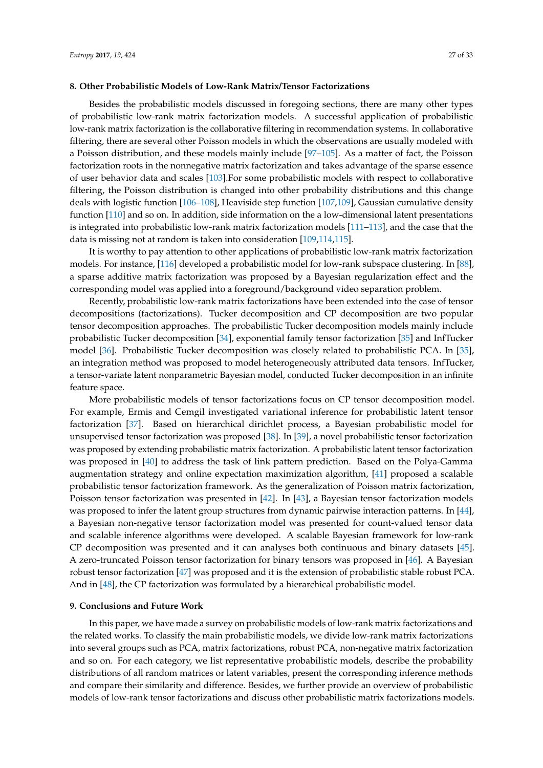## 8. Other Probabilistic Models of Low-Rank Matrix/Tensor Factorizations

Besides the probabilistic models discussed in foregoing sections, there are many other types of probabilistic low-rank matrix factorization models. A successful application of probabilistic low-rank matrix factorization is the collaborative filtering in recommendation systems. In collaborative filtering, there are several other Poisson models in which the observations are usually modeled with a Poisson distribution, and these models mainly include [97–105]. As a matter of fact, the Poisson factorization roots in the nonnegative matrix factorization and takes advantage of the sparse essence of user behavior data and scales [103].For some probabilistic models with respect to collaborative filtering, the Poisson distribution is changed into other probability distributions and this change deals with logistic function [106–108], Heaviside step function [107,109], Gaussian cumulative density function [110] and so on. In addition, side information on the a low-dimensional latent presentations is integrated into probabilistic low-rank matrix factorization models [111–113], and the case that the data is missing not at random is taken into consideration [109,114,115].

It is worthy to pay attention to other applications of probabilistic low-rank matrix factorization models. For instance, [116] developed a probabilistic model for low-rank subspace clustering. In [88], a sparse additive matrix factorization was proposed by a Bayesian regularization effect and the corresponding model was applied into a foreground/background video separation problem.

Recently, probabilistic low-rank matrix factorizations have been extended into the case of tensor decompositions (factorizations). Tucker decomposition and CP decomposition are two popular tensor decomposition approaches. The probabilistic Tucker decomposition models mainly include probabilistic Tucker decomposition [34], exponential family tensor factorization [35] and InfTucker model [36]. Probabilistic Tucker decomposition was closely related to probabilistic PCA. In [35], an integration method was proposed to model heterogeneously attributed data tensors. InfTucker, a tensor-variate latent nonparametric Bayesian model, conducted Tucker decomposition in an infinite feature space.

More probabilistic models of tensor factorizations focus on CP tensor decomposition model. For example, Ermis and Cemgil investigated variational inference for probabilistic latent tensor factorization [37]. Based on hierarchical dirichlet process, a Bayesian probabilistic model for unsupervised tensor factorization was proposed [38]. In [39], a novel probabilistic tensor factorization was proposed by extending probabilistic matrix factorization. A probabilistic latent tensor factorization was proposed in [40] to address the task of link pattern prediction. Based on the Polya-Gamma augmentation strategy and online expectation maximization algorithm, [41] proposed a scalable probabilistic tensor factorization framework. As the generalization of Poisson matrix factorization, Poisson tensor factorization was presented in [42]. In [43], a Bayesian tensor factorization models was proposed to infer the latent group structures from dynamic pairwise interaction patterns. In [44], a Bayesian non-negative tensor factorization model was presented for count-valued tensor data and scalable inference algorithms were developed. A scalable Bayesian framework for low-rank CP decomposition was presented and it can analyses both continuous and binary datasets [45]. A zero-truncated Poisson tensor factorization for binary tensors was proposed in [46]. A Bayesian robust tensor factorization [47] was proposed and it is the extension of probabilistic stable robust PCA. And in [48], the CP factorization was formulated by a hierarchical probabilistic model.

## 9. Conclusions and Future Work

In this paper, we have made a survey on probabilistic models of low-rank matrix factorizations and the related works. To classify the main probabilistic models, we divide low-rank matrix factorizations into several groups such as PCA, matrix factorizations, robust PCA, non-negative matrix factorization and so on. For each category, we list representative probabilistic models, describe the probability distributions of all random matrices or latent variables, present the corresponding inference methods and compare their similarity and difference. Besides, we further provide an overview of probabilistic models of low-rank tensor factorizations and discuss other probabilistic matrix factorizations models.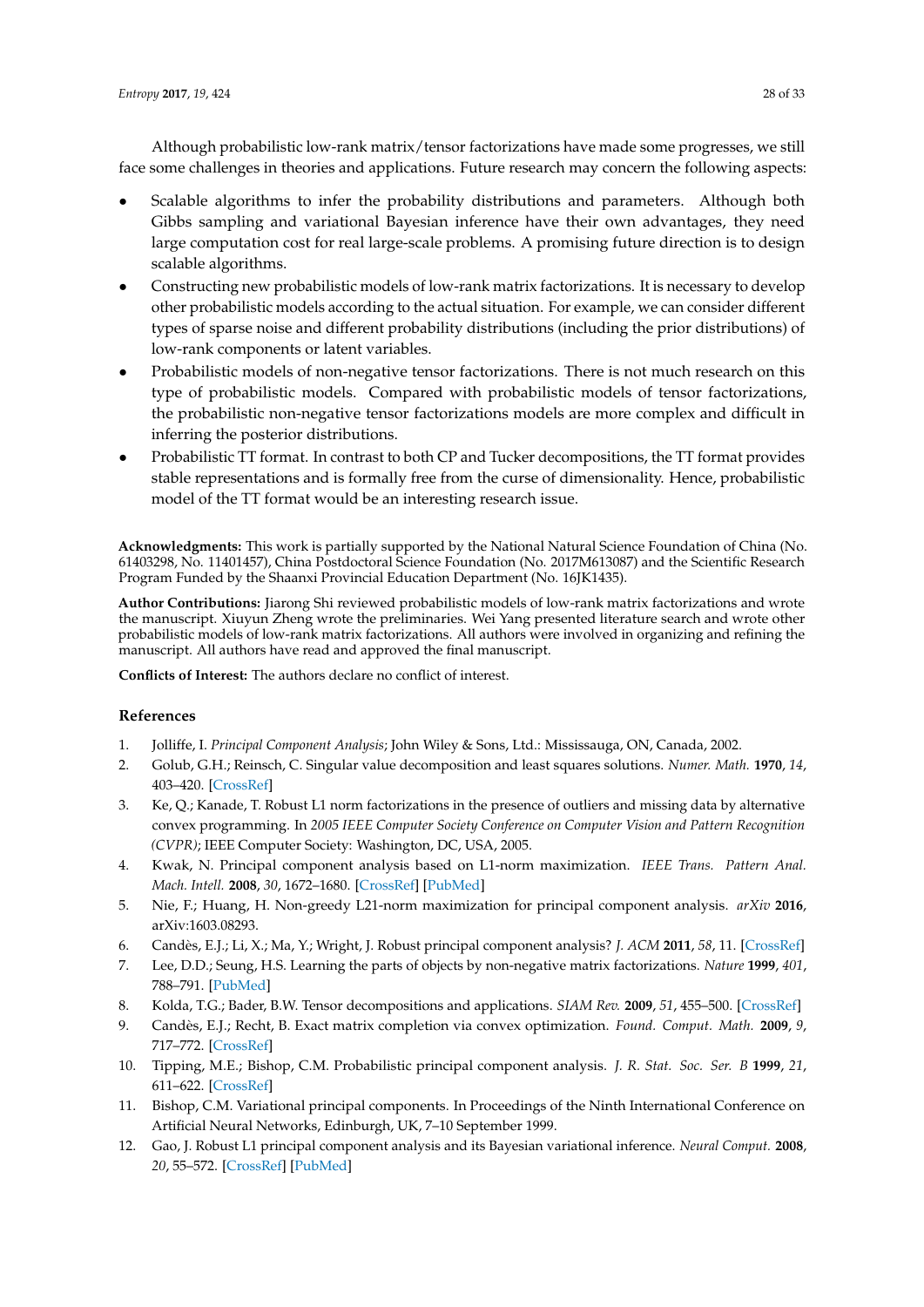Although probabilistic low-rank matrix/tensor factorizations have made some progresses, we still face some challenges in theories and applications. Future research may concern the following aspects:

- Scalable algorithms to infer the probability distributions and parameters. Although both Gibbs sampling and variational Bayesian inference have their own advantages, they need large computation cost for real large-scale problems. A promising future direction is to design scalable algorithms.
- Constructing new probabilistic models of low-rank matrix factorizations. It is necessary to develop other probabilistic models according to the actual situation. For example, we can consider different types of sparse noise and different probability distributions (including the prior distributions) of low-rank components or latent variables.
- Probabilistic models of non-negative tensor factorizations. There is not much research on this type of probabilistic models. Compared with probabilistic models of tensor factorizations, the probabilistic non-negative tensor factorizations models are more complex and difficult in inferring the posterior distributions.
- Probabilistic TT format. In contrast to both CP and Tucker decompositions, the TT format provides stable representations and is formally free from the curse of dimensionality. Hence, probabilistic model of the TT format would be an interesting research issue.

**Acknowledgments:** This work is partially supported by the National Natural Science Foundation of China (No. 61403298, No. 11401457), China Postdoctoral Science Foundation (No. 2017M613087) and the Scientific Research Program Funded by the Shaanxi Provincial Education Department (No. 16JK1435).

**Author Contributions:** Jiarong Shi reviewed probabilistic models of low-rank matrix factorizations and wrote the manuscript. Xiuyun Zheng wrote the preliminaries. Wei Yang presented literature search and wrote other probabilistic models of low-rank matrix factorizations. All authors were involved in organizing and refining the manuscript. All authors have read and approved the final manuscript.

**Conflicts of Interest:** The authors declare no conflict of interest.

## References

1. Jolliffe, I. *Principal Component Analysis*; John Wiley & Sons, Ltd.: Mississauga, ON, Canada, 2002.
2. Golub, G.H.; Reinsch, C. Singular value decomposition and least squares solutions. *Numer. Math.* **1970**, *14*, 403–420. [CrossRef]
3. Ke, Q.; Kanade, T. Robust L1 norm factorizations in the presence of outliers and missing data by alternative convex programming. In *2005 IEEE Computer Society Conference on Computer Vision and Pattern Recognition (CVPR)*; IEEE Computer Society: Washington, DC, USA, 2005.
4. Kwak, N. Principal component analysis based on L1-norm maximization. *IEEE Trans. Pattern Anal. Mach. Intell.* **2008**, *30*, 1672–1680. [CrossRef] [PubMed]
5. Nie, F.; Huang, H. Non-greedy L21-norm maximization for principal component analysis. *arXiv* **2016**, arXiv:1603.08293.
6. Candès, E.J.; Li, X.; Ma, Y.; Wright, J. Robust principal component analysis? *J. ACM* **2011**, *58*, 11. [CrossRef]
7. Lee, D.D.; Seung, H.S. Learning the parts of objects by non-negative matrix factorizations. *Nature* **1999**, *401*, 788–791. [PubMed]
8. Kolda, T.G.; Bader, B.W. Tensor decompositions and applications. *SIAM Rev.* **2009**, *51*, 455–500. [CrossRef]
9. Candès, E.J.; Recht, B. Exact matrix completion via convex optimization. *Found. Comput. Math.* **2009**, *9*, 717–772. [CrossRef]
10. Tipping, M.E.; Bishop, C.M. Probabilistic principal component analysis. *J. R. Stat. Soc. Ser. B* **1999**, *21*, 611–622. [CrossRef]
11. Bishop, C.M. Variational principal components. In Proceedings of the Ninth International Conference on Artificial Neural Networks, Edinburgh, UK, 7–10 September 1999.
12. Gao, J. Robust L1 principal component analysis and its Bayesian variational inference. *Neural Comput.* **2008**, *20*, 55–572. [CrossRef] [PubMed]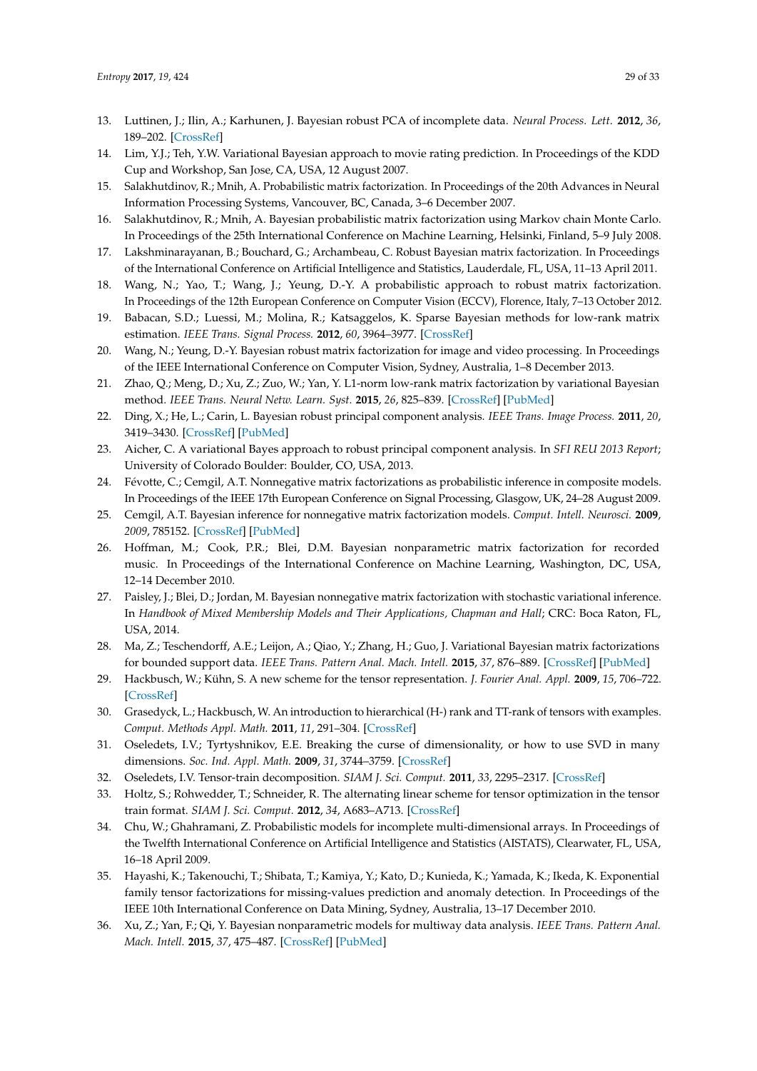13. Luttinen, J.; Ilin, A.; Karhunen, J. Bayesian robust PCA of incomplete data. *Neural Process. Lett.* **2012**, *36*, 189–202. [CrossRef]
14. Lim, Y.J.; Teh, Y.W. Variational Bayesian approach to movie rating prediction. In Proceedings of the KDD Cup and Workshop, San Jose, CA, USA, 12 August 2007.
15. Salakhutdinov, R.; Mnih, A. Probabilistic matrix factorization. In Proceedings of the 20th Advances in Neural Information Processing Systems, Vancouver, BC, Canada, 3–6 December 2007.
16. Salakhutdinov, R.; Mnih, A. Bayesian probabilistic matrix factorization using Markov chain Monte Carlo. In Proceedings of the 25th International Conference on Machine Learning, Helsinki, Finland, 5–9 July 2008.
17. Lakshminarayanan, B.; Bouchard, G.; Archambeau, C. Robust Bayesian matrix factorization. In Proceedings of the International Conference on Artificial Intelligence and Statistics, Lauderdale, FL, USA, 11–13 April 2011.
18. Wang, N.; Yao, T.; Wang, J.; Yeung, D.-Y. A probabilistic approach to robust matrix factorization. In Proceedings of the 12th European Conference on Computer Vision (ECCV), Florence, Italy, 7–13 October 2012.
19. Babacan, S.D.; Luessi, M.; Molina, R.; Katsaggelos, K. Sparse Bayesian methods for low-rank matrix estimation. *IEEE Trans. Signal Process.* **2012**, *60*, 3964–3977. [CrossRef]
20. Wang, N.; Yeung, D.-Y. Bayesian robust matrix factorization for image and video processing. In Proceedings of the IEEE International Conference on Computer Vision, Sydney, Australia, 1–8 December 2013.
21. Zhao, Q.; Meng, D.; Xu, Z.; Zuo, W.; Yan, Y. L1-norm low-rank matrix factorization by variational Bayesian method. *IEEE Trans. Neural Netw. Learn. Syst.* **2015**, *26*, 825–839. [CrossRef] [PubMed]
22. Ding, X.; He, L.; Carin, L. Bayesian robust principal component analysis. *IEEE Trans. Image Process.* **2011**, *20*, 3419–3430. [CrossRef] [PubMed]
23. Aicher, C. A variational Bayes approach to robust principal component analysis. In *SFI REU 2013 Report*; University of Colorado Boulder: Boulder, CO, USA, 2013.
24. Févotte, C.; Cemgil, A.T. Nonnegative matrix factorizations as probabilistic inference in composite models. In Proceedings of the IEEE 17th European Conference on Signal Processing, Glasgow, UK, 24–28 August 2009.
25. Cemgil, A.T. Bayesian inference for nonnegative matrix factorization models. *Comput. Intell. Neurosci.* **2009**, *2009*, 785152. [CrossRef] [PubMed]
26. Hoffman, M.; Cook, P.R.; Blei, D.M. Bayesian nonparametric matrix factorization for recorded music. In Proceedings of the International Conference on Machine Learning, Washington, DC, USA, 12–14 December 2010.
27. Paisley, J.; Blei, D.; Jordan, M. Bayesian nonnegative matrix factorization with stochastic variational inference. In *Handbook of Mixed Membership Models and Their Applications, Chapman and Hall*; CRC: Boca Raton, FL, USA, 2014.
28. Ma, Z.; Teschendorff, A.E.; Leijon, A.; Qiao, Y.; Zhang, H.; Guo, J. Variational Bayesian matrix factorizations for bounded support data. *IEEE Trans. Pattern Anal. Mach. Intell.* **2015**, *37*, 876–889. [CrossRef] [PubMed]
29. Hackbusch, W.; Kühn, S. A new scheme for the tensor representation. *J. Fourier Anal. Appl.* **2009**, *15*, 706–722. [CrossRef]
30. Grasedyck, L.; Hackbusch, W. An introduction to hierarchical (H-) rank and TT-rank of tensors with examples. *Comput. Methods Appl. Math.* **2011**, *11*, 291–304. [CrossRef]
31. Oseledets, I.V.; Tyrtyshnikov, E.E. Breaking the curse of dimensionality, or how to use SVD in many dimensions. *Soc. Ind. Appl. Math.* **2009**, *31*, 3744–3759. [CrossRef]
32. Oseledets, I.V. Tensor-train decomposition. *SIAM J. Sci. Comput.* **2011**, *33*, 2295–2317. [CrossRef]
33. Holtz, S.; Rohwedder, T.; Schneider, R. The alternating linear scheme for tensor optimization in the tensor train format. *SIAM J. Sci. Comput.* **2012**, *34*, A683–A713. [CrossRef]
34. Chu, W.; Ghahramani, Z. Probabilistic models for incomplete multi-dimensional arrays. In Proceedings of the Twelfth International Conference on Artificial Intelligence and Statistics (AISTATS), Clearwater, FL, USA, 16–18 April 2009.
35. Hayashi, K.; Takenouchi, T.; Shibata, T.; Kamiya, Y.; Kato, D.; Kunieda, K.; Yamada, K.; Ikeda, K. Exponential family tensor factorizations for missing-values prediction and anomaly detection. In Proceedings of the IEEE 10th International Conference on Data Mining, Sydney, Australia, 13–17 December 2010.
36. Xu, Z.; Yan, F.; Qi, Y. Bayesian nonparametric models for multiway data analysis. *IEEE Trans. Pattern Anal. Mach. Intell.* **2015**, *37*, 475–487. [CrossRef] [PubMed]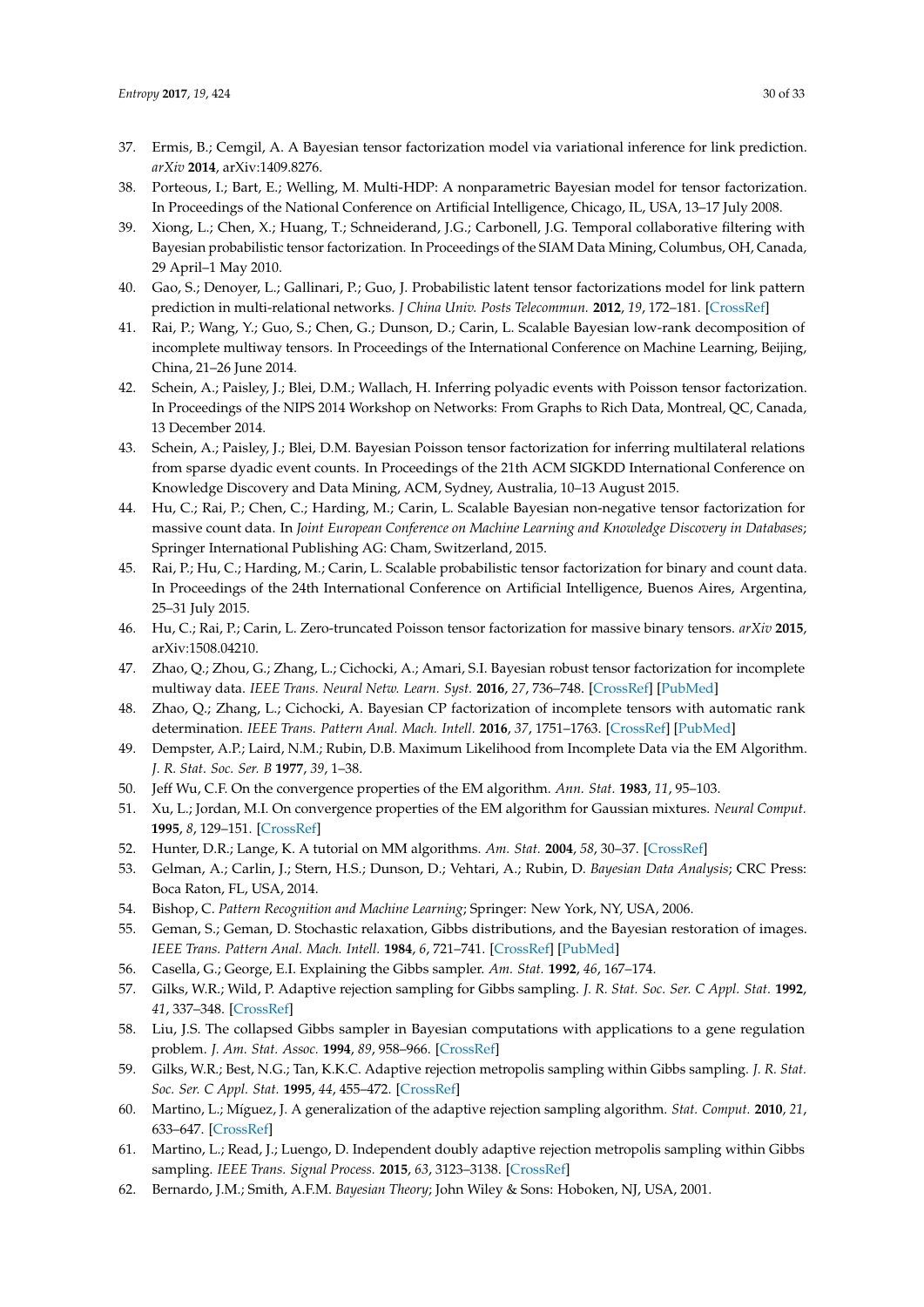37. Ermis, B.; Cemgil, A. A Bayesian tensor factorization model via variational inference for link prediction. *arXiv* **2014**, arXiv:1409.8276.
38. Porteous, I.; Bart, E.; Welling, M. Multi-HDP: A nonparametric Bayesian model for tensor factorization. In Proceedings of the National Conference on Artificial Intelligence, Chicago, IL, USA, 13–17 July 2008.
39. Xiong, L.; Chen, X.; Huang, T.; Schneiderand, J.G.; Carbonell, J.G. Temporal collaborative filtering with Bayesian probabilistic tensor factorization. In Proceedings of the SIAM Data Mining, Columbus, OH, Canada, 29 April–1 May 2010.
40. Gao, S.; Denoyer, L.; Gallinari, P.; Guo, J. Probabilistic latent tensor factorizations model for link pattern prediction in multi-relational networks. *J China Univ. Posts Telecommun.* **2012**, *19*, 172–181. [CrossRef]
41. Rai, P.; Wang, Y.; Guo, S.; Chen, G.; Dunson, D.; Carin, L. Scalable Bayesian low-rank decomposition of incomplete multiway tensors. In Proceedings of the International Conference on Machine Learning, Beijing, China, 21–26 June 2014.
42. Schein, A.; Paisley, J.; Blei, D.M.; Wallach, H. Inferring polyadic events with Poisson tensor factorization. In Proceedings of the NIPS 2014 Workshop on Networks: From Graphs to Rich Data, Montreal, QC, Canada, 13 December 2014.
43. Schein, A.; Paisley, J.; Blei, D.M. Bayesian Poisson tensor factorization for inferring multilateral relations from sparse dyadic event counts. In Proceedings of the 21th ACM SIGKDD International Conference on Knowledge Discovery and Data Mining, ACM, Sydney, Australia, 10–13 August 2015.
44. Hu, C.; Rai, P.; Chen, C.; Harding, M.; Carin, L. Scalable Bayesian non-negative tensor factorization for massive count data. In *Joint European Conference on Machine Learning and Knowledge Discovery in Databases*; Springer International Publishing AG: Cham, Switzerland, 2015.
45. Rai, P.; Hu, C.; Harding, M.; Carin, L. Scalable probabilistic tensor factorization for binary and count data. In Proceedings of the 24th International Conference on Artificial Intelligence, Buenos Aires, Argentina, 25–31 July 2015.
46. Hu, C.; Rai, P.; Carin, L. Zero-truncated Poisson tensor factorization for massive binary tensors. *arXiv* **2015**, arXiv:1508.04210.
47. Zhao, Q.; Zhou, G.; Zhang, L.; Cichocki, A.; Amari, S.I. Bayesian robust tensor factorization for incomplete multiway data. *IEEE Trans. Neural Netw. Learn. Syst.* **2016**, *27*, 736–748. [CrossRef] [PubMed]
48. Zhao, Q.; Zhang, L.; Cichocki, A. Bayesian CP factorization of incomplete tensors with automatic rank determination. *IEEE Trans. Pattern Anal. Mach. Intell.* **2016**, *37*, 1751–1763. [CrossRef] [PubMed]
49. Dempster, A.P.; Laird, N.M.; Rubin, D.B. Maximum Likelihood from Incomplete Data via the EM Algorithm. *J. R. Stat. Soc. Ser. B* **1977**, *39*, 1–38.
50. Jeff Wu, C.F. On the convergence properties of the EM algorithm. *Ann. Stat.* **1983**, *11*, 95–103.
51. Xu, L.; Jordan, M.I. On convergence properties of the EM algorithm for Gaussian mixtures. *Neural Comput.* **1995**, *8*, 129–151. [CrossRef]
52. Hunter, D.R.; Lange, K. A tutorial on MM algorithms. *Am. Stat.* **2004**, *58*, 30–37. [CrossRef]
53. Gelman, A.; Carlin, J.; Stern, H.S.; Dunson, D.; Vehtari, A.; Rubin, D. *Bayesian Data Analysis*; CRC Press: Boca Raton, FL, USA, 2014.
54. Bishop, C. *Pattern Recognition and Machine Learning*; Springer: New York, NY, USA, 2006.
55. Geman, S.; Geman, D. Stochastic relaxation, Gibbs distributions, and the Bayesian restoration of images. *IEEE Trans. Pattern Anal. Mach. Intell.* **1984**, *6*, 721–741. [CrossRef] [PubMed]
56. Casella, G.; George, E.I. Explaining the Gibbs sampler. *Am. Stat.* **1992**, *46*, 167–174.
57. Gilks, W.R.; Wild, P. Adaptive rejection sampling for Gibbs sampling. *J. R. Stat. Soc. Ser. C Appl. Stat.* **1992**, *41*, 337–348. [CrossRef]
58. Liu, J.S. The collapsed Gibbs sampler in Bayesian computations with applications to a gene regulation problem. *J. Am. Stat. Assoc.* **1994**, *89*, 958–966. [CrossRef]
59. Gilks, W.R.; Best, N.G.; Tan, K.K.C. Adaptive rejection metropolis sampling within Gibbs sampling. *J. R. Stat. Soc. Ser. C Appl. Stat.* **1995**, *44*, 455–472. [CrossRef]
60. Martino, L.; Míguez, J. A generalization of the adaptive rejection sampling algorithm. *Stat. Comput.* **2010**, *21*, 633–647. [CrossRef]
61. Martino, L.; Read, J.; Luengo, D. Independent doubly adaptive rejection metropolis sampling within Gibbs sampling. *IEEE Trans. Signal Process.* **2015**, *63*, 3123–3138. [CrossRef]
62. Bernardo, J.M.; Smith, A.F.M. *Bayesian Theory*; John Wiley & Sons: Hoboken, NJ, USA, 2001.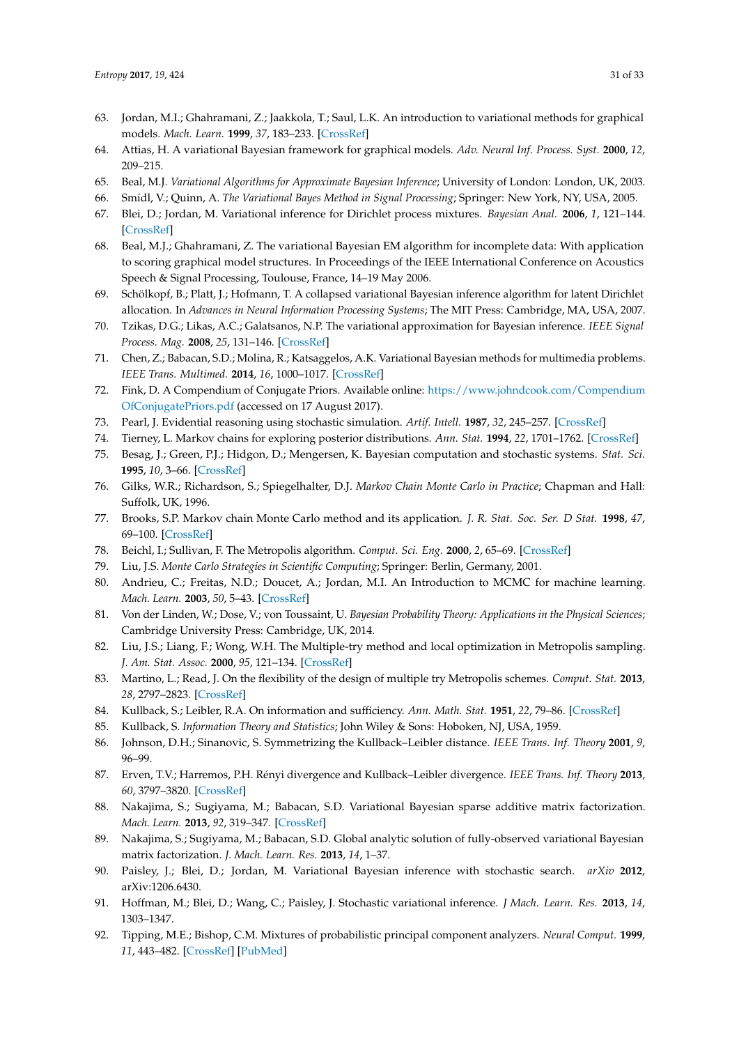63. Jordan, M.I.; Ghahramani, Z.; Jaakkola, T.; Saul, L.K. An introduction to variational methods for graphical models. *Mach. Learn.* **1999**, *37*, 183–233. [CrossRef]
64. Attias, H. A variational Bayesian framework for graphical models. *Adv. Neural Inf. Process. Syst.* **2000**, *12*, 209–215.
65. Beal, M.J. *Variational Algorithms for Approximate Bayesian Inference*; University of London: London, UK, 2003.
66. Smídl, V.; Quinn, A. *The Variational Bayes Method in Signal Processing*; Springer: New York, NY, USA, 2005.
67. Blei, D.; Jordan, M. Variational inference for Dirichlet process mixtures. *Bayesian Anal.* **2006**, *1*, 121–144. [CrossRef]
68. Beal, M.J.; Ghahramani, Z. The variational Bayesian EM algorithm for incomplete data: With application to scoring graphical model structures. In Proceedings of the IEEE International Conference on Acoustics Speech & Signal Processing, Toulouse, France, 14–19 May 2006.
69. Schölkopf, B.; Platt, J.; Hofmann, T. A collapsed variational Bayesian inference algorithm for latent Dirichlet allocation. In *Advances in Neural Information Processing Systems*; The MIT Press: Cambridge, MA, USA, 2007.
70. Tzikas, D.G.; Likas, A.C.; Galatsanos, N.P. The variational approximation for Bayesian inference. *IEEE Signal Process. Mag.* **2008**, *25*, 131–146. [CrossRef]
71. Chen, Z.; Babacan, S.D.; Molina, R.; Katsaggelos, A.K. Variational Bayesian methods for multimedia problems. *IEEE Trans. Multimed.* **2014**, *16*, 1000–1017. [CrossRef]
72. Fink, D. A Compendium of Conjugate Priors. Available online: https://www.johndcook.com/CompendiumOfConjugatePriors.pdf (accessed on 17 August 2017).
73. Pearl, J. Evidential reasoning using stochastic simulation. *Artif. Intell.* **1987**, *32*, 245–257. [CrossRef]
74. Tierney, L. Markov chains for exploring posterior distributions. *Ann. Stat.* **1994**, *22*, 1701–1762. [CrossRef]
75. Besag, J.; Green, P.J.; Hidgon, D.; Mengersen, K. Bayesian computation and stochastic systems. *Stat. Sci.* **1995**, *10*, 3–66. [CrossRef]
76. Gilks, W.R.; Richardson, S.; Spiegelhalter, D.J. *Markov Chain Monte Carlo in Practice*; Chapman and Hall: Suffolk, UK, 1996.
77. Brooks, S.P. Markov chain Monte Carlo method and its application. *J. R. Stat. Soc. Ser. D Stat.* **1998**, *47*, 69–100. [CrossRef]
78. Beichl, I.; Sullivan, F. The Metropolis algorithm. *Comput. Sci. Eng.* **2000**, *2*, 65–69. [CrossRef]
79. Liu, J.S. *Monte Carlo Strategies in Scientific Computing*; Springer: Berlin, Germany, 2001.
80. Andrieu, C.; Freitas, N.D.; Doucet, A.; Jordan, M.I. An Introduction to MCMC for machine learning. *Mach. Learn.* **2003**, *50*, 5–43. [CrossRef]
81. Von der Linden, W.; Dose, V.; von Toussaint, U. *Bayesian Probability Theory: Applications in the Physical Sciences*; Cambridge University Press: Cambridge, UK, 2014.
82. Liu, J.S.; Liang, F.; Wong, W.H. The Multiple-try method and local optimization in Metropolis sampling. *J. Am. Stat. Assoc.* **2000**, *95*, 121–134. [CrossRef]
83. Martino, L.; Read, J. On the flexibility of the design of multiple try Metropolis schemes. *Comput. Stat.* **2013**, *28*, 2797–2823. [CrossRef]
84. Kullback, S.; Leibler, R.A. On information and sufficiency. *Ann. Math. Stat.* **1951**, *22*, 79–86. [CrossRef]
85. Kullback, S. *Information Theory and Statistics*; John Wiley & Sons: Hoboken, NJ, USA, 1959.
86. Johnson, D.H.; Sinanovic, S. Symmetrizing the Kullback–Leibler distance. *IEEE Trans. Inf. Theory* **2001**, *9*, 96–99.
87. Erven, T.V.; Harremos, P.H. Rényi divergence and Kullback–Leibler divergence. *IEEE Trans. Inf. Theory* **2013**, *60*, 3797–3820. [CrossRef]
88. Nakajima, S.; Sugiyama, M.; Babacan, S.D. Variational Bayesian sparse additive matrix factorization. *Mach. Learn.* **2013**, *92*, 319–347. [CrossRef]
89. Nakajima, S.; Sugiyama, M.; Babacan, S.D. Global analytic solution of fully-observed variational Bayesian matrix factorization. *J. Mach. Learn. Res.* **2013**, *14*, 1–37.
90. Paisley, J.; Blei, D.; Jordan, M. Variational Bayesian inference with stochastic search. *arXiv* **2012**, arXiv:1206.6430.
91. Hoffman, M.; Blei, D.; Wang, C.; Paisley, J. Stochastic variational inference. *J Mach. Learn. Res.* **2013**, *14*, 1303–1347.
92. Tipping, M.E.; Bishop, C.M. Mixtures of probabilistic principal component analyzers. *Neural Comput.* **1999**, *11*, 443–482. [CrossRef] [PubMed]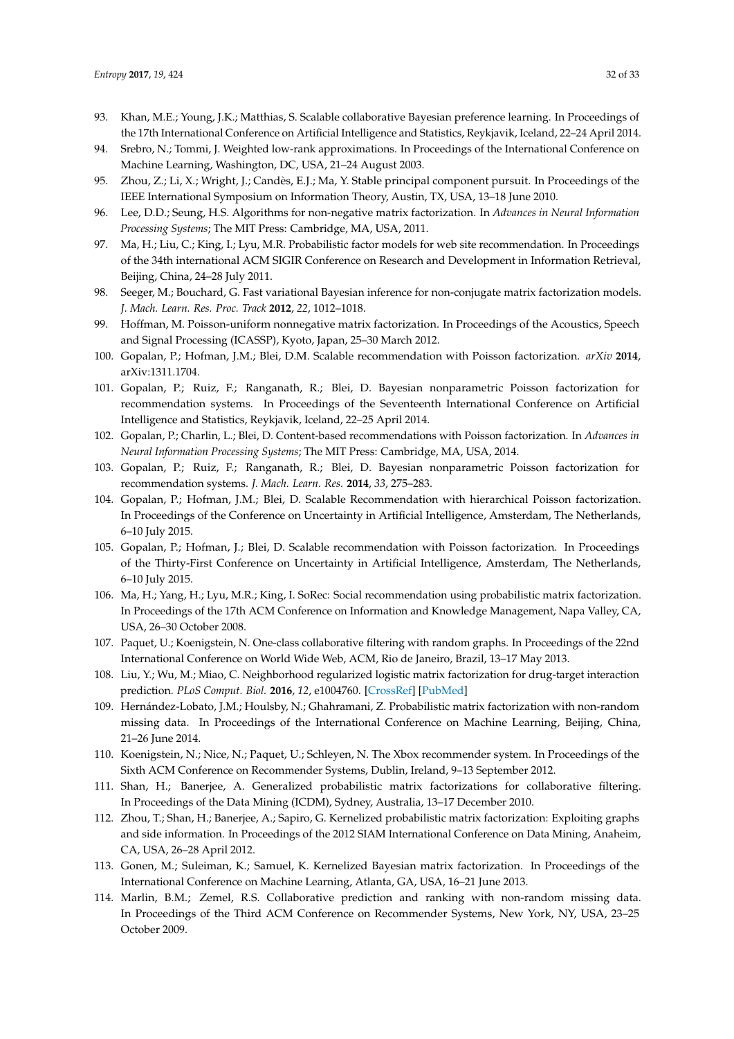93. Khan, M.E.; Young, J.K.; Matthias, S. Scalable collaborative Bayesian preference learning. In Proceedings of the 17th International Conference on Artificial Intelligence and Statistics, Reykjavik, Iceland, 22–24 April 2014.
94. Srebro, N.; Tommi, J. Weighted low-rank approximations. In Proceedings of the International Conference on Machine Learning, Washington, DC, USA, 21–24 August 2003.
95. Zhou, Z.; Li, X.; Wright, J.; Candès, E.J.; Ma, Y. Stable principal component pursuit. In Proceedings of the IEEE International Symposium on Information Theory, Austin, TX, USA, 13–18 June 2010.
96. Lee, D.D.; Seung, H.S. Algorithms for non-negative matrix factorization. In *Advances in Neural Information Processing Systems*; The MIT Press: Cambridge, MA, USA, 2011.
97. Ma, H.; Liu, C.; King, I.; Lyu, M.R. Probabilistic factor models for web site recommendation. In Proceedings of the 34th international ACM SIGIR Conference on Research and Development in Information Retrieval, Beijing, China, 24–28 July 2011.
98. Seeger, M.; Bouchard, G. Fast variational Bayesian inference for non-conjugate matrix factorization models. *J. Mach. Learn. Res. Proc. Track* **2012**, *22*, 1012–1018.
99. Hoffman, M. Poisson-uniform nonnegative matrix factorization. In Proceedings of the Acoustics, Speech and Signal Processing (ICASSP), Kyoto, Japan, 25–30 March 2012.
100. Gopalan, P.; Hofman, J.M.; Blei, D.M. Scalable recommendation with Poisson factorization. *arXiv* **2014**, arXiv:1311.1704.
101. Gopalan, P.; Ruiz, F.; Ranganath, R.; Blei, D. Bayesian nonparametric Poisson factorization for recommendation systems. In Proceedings of the Seventeenth International Conference on Artificial Intelligence and Statistics, Reykjavik, Iceland, 22–25 April 2014.
102. Gopalan, P.; Charlin, L.; Blei, D. Content-based recommendations with Poisson factorization. In *Advances in Neural Information Processing Systems*; The MIT Press: Cambridge, MA, USA, 2014.
103. Gopalan, P.; Ruiz, F.; Ranganath, R.; Blei, D. Bayesian nonparametric Poisson factorization for recommendation systems. *J. Mach. Learn. Res.* **2014**, *33*, 275–283.
104. Gopalan, P.; Hofman, J.M.; Blei, D. Scalable Recommendation with hierarchical Poisson factorization. In Proceedings of the Conference on Uncertainty in Artificial Intelligence, Amsterdam, The Netherlands, 6–10 July 2015.
105. Gopalan, P.; Hofman, J.; Blei, D. Scalable recommendation with Poisson factorization. In Proceedings of the Thirty-First Conference on Uncertainty in Artificial Intelligence, Amsterdam, The Netherlands, 6–10 July 2015.
106. Ma, H.; Yang, H.; Lyu, M.R.; King, I. SoRec: Social recommendation using probabilistic matrix factorization. In Proceedings of the 17th ACM Conference on Information and Knowledge Management, Napa Valley, CA, USA, 26–30 October 2008.
107. Paquet, U.; Koenigstein, N. One-class collaborative filtering with random graphs. In Proceedings of the 22nd International Conference on World Wide Web, ACM, Rio de Janeiro, Brazil, 13–17 May 2013.
108. Liu, Y.; Wu, M.; Miao, C. Neighborhood regularized logistic matrix factorization for drug-target interaction prediction. *PLoS Comput. Biol.* **2016**, *12*, e1004760. [CrossRef] [PubMed]
109. Hernández-Lobato, J.M.; Houlsby, N.; Ghahramani, Z. Probabilistic matrix factorization with non-random missing data. In Proceedings of the International Conference on Machine Learning, Beijing, China, 21–26 June 2014.
110. Koenigstein, N.; Nice, N.; Paquet, U.; Schleyen, N. The Xbox recommender system. In Proceedings of the Sixth ACM Conference on Recommender Systems, Dublin, Ireland, 9–13 September 2012.
111. Shan, H.; Banerjee, A. Generalized probabilistic matrix factorizations for collaborative filtering. In Proceedings of the Data Mining (ICDM), Sydney, Australia, 13–17 December 2010.
112. Zhou, T.; Shan, H.; Banerjee, A.; Sapiro, G. Kernelized probabilistic matrix factorization: Exploiting graphs and side information. In Proceedings of the 2012 SIAM International Conference on Data Mining, Anaheim, CA, USA, 26–28 April 2012.
113. Gonen, M.; Suleiman, K.; Samuel, K. Kernelized Bayesian matrix factorization. In Proceedings of the International Conference on Machine Learning, Atlanta, GA, USA, 16–21 June 2013.
114. Marlin, B.M.; Zemel, R.S. Collaborative prediction and ranking with non-random missing data. In Proceedings of the Third ACM Conference on Recommender Systems, New York, NY, USA, 23–25 October 2009.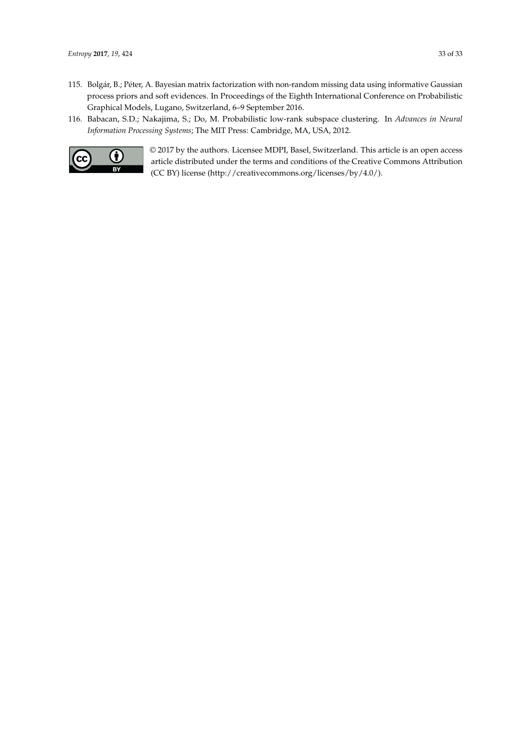115. Bolgár, B.; Péter, A. Bayesian matrix factorization with non-random missing data using informative Gaussian process priors and soft evidences. In Proceedings of the Eighth International Conference on Probabilistic Graphical Models, Lugano, Switzerland, 6–9 September 2016.
116. Babacan, S.D.; Nakajima, S.; Do, M. Probabilistic low-rank subspace clustering. In *Advances in Neural Information Processing Systems*; The MIT Press: Cambridge, MA, USA, 2012.

© 2017 by the authors. Licensee MDPI, Basel, Switzerland. This article is an open access article distributed under the terms and conditions of the Creative Commons Attribution (CC BY) license (http://creativecommons.org/licenses/by/4.0/).